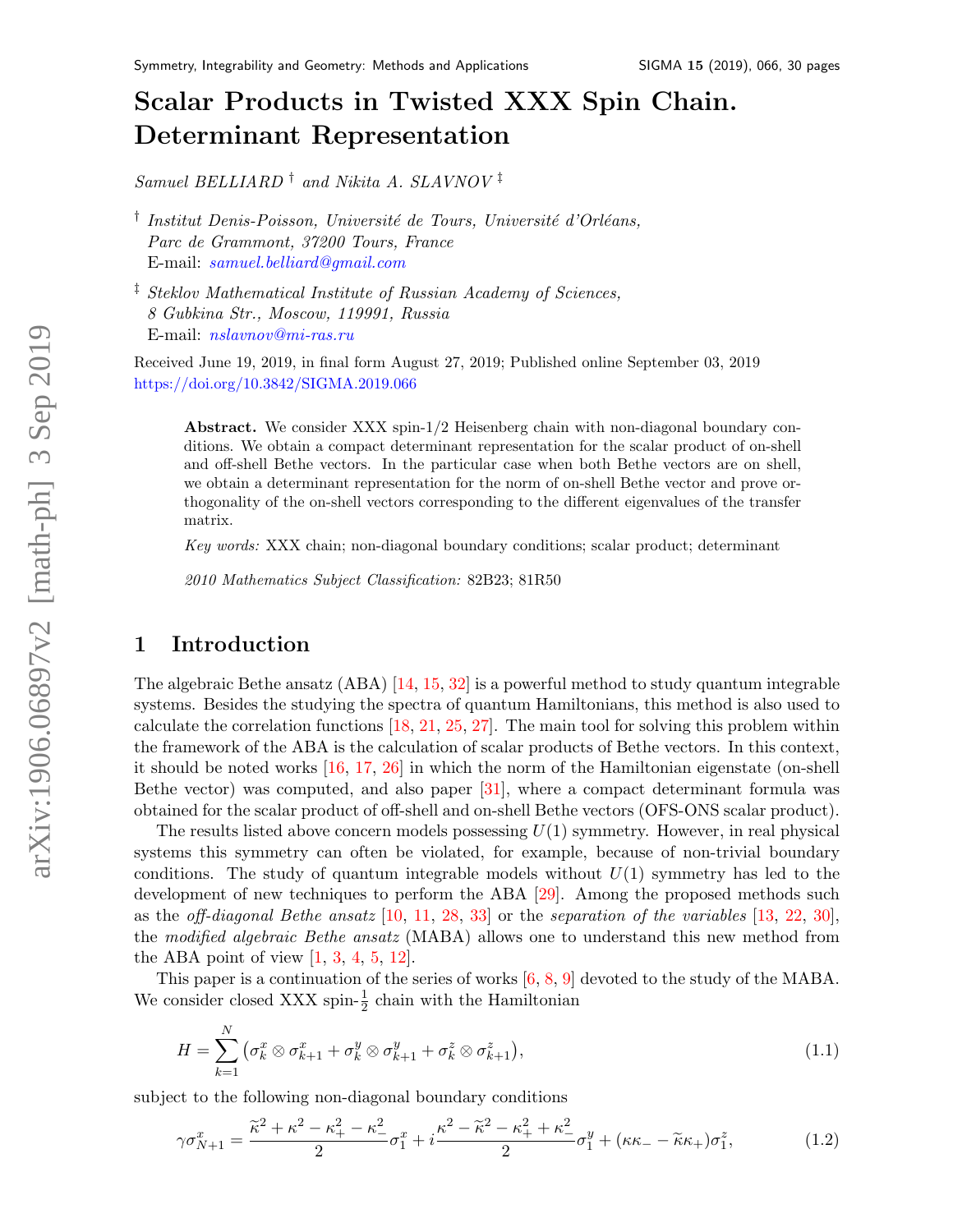# Scalar Products in Twisted XXX Spin Chain. Determinant Representation

*Samuel BELLIARD* [†] *and Nikita A. SLAVNOV* [‡]

[†] *Institut Denis-Poisson, Université de Tours, Université d'Orléans, Parc de Grammont, 37200 Tours, France*
E-mail: samuel.belliard@gmail.com

[‡] *Steklov Mathematical Institute of Russian Academy of Sciences, 8 Gubkina Str., Moscow, 119991, Russia*
E-mail: nslavnov@mi-ras.ru

Received June 19, 2019, in final form August 27, 2019; Published online September 03, 2019
https://doi.org/10.3842/SIGMA.2019.066

**Abstract.** We consider XXX spin-1/2 Heisenberg chain with non-diagonal boundary conditions. We obtain a compact determinant representation for the scalar product of on-shell and off-shell Bethe vectors. In the particular case when both Bethe vectors are on shell, we obtain a determinant representation for the norm of on-shell Bethe vector and prove orthogonality of the on-shell vectors corresponding to the different eigenvalues of the transfer matrix.

*Key words:* XXX chain; non-diagonal boundary conditions; scalar product; determinant

*2010 Mathematics Subject Classification:* 82B23; 81R50

## 1 Introduction

The algebraic Bethe ansatz (ABA) [14, 15, 32] is a powerful method to study quantum integrable systems. Besides the studying the spectra of quantum Hamiltonians, this method is also used to calculate the correlation functions [18, 21, 25, 27]. The main tool for solving this problem within the framework of the ABA is the calculation of scalar products of Bethe vectors. In this context, it should be noted works [16, 17, 26] in which the norm of the Hamiltonian eigenstate (on-shell Bethe vector) was computed, and also paper [31], where a compact determinant formula was obtained for the scalar product of off-shell and on-shell Bethe vectors (OFS-ONS scalar product).

The results listed above concern models possessing $U(1)$ symmetry. However, in real physical systems this symmetry can often be violated, for example, because of non-trivial boundary conditions. The study of quantum integrable models without $U(1)$ symmetry has led to the development of new techniques to perform the ABA [29]. Among the proposed methods such as the *off-diagonal Bethe ansatz* [10, 11, 28, 33] or the *separation of the variables* [13, 22, 30], the *modified algebraic Bethe ansatz* (MABA) allows one to understand this new method from the ABA point of view [1, 3, 4, 5, 12].

This paper is a continuation of the series of works [6, 8, 9] devoted to the study of the MABA. We consider closed XXX spin-$\frac{1}{2}$ chain with the Hamiltonian

$$H = \sum_{k=1}^{N} \left( \sigma_k^x \otimes \sigma_{k+1}^x + \sigma_k^y \otimes \sigma_{k+1}^y + \sigma_k^z \otimes \sigma_{k+1}^z \right), \tag{1.1}$$

subject to the following non-diagonal boundary conditions

$$\gamma \sigma_{N+1}^x = \frac{\widetilde{\kappa}^2 + \kappa^2 - \kappa_+^2 - \kappa_-^2}{2} \sigma_1^x + i \frac{\kappa^2 - \widetilde{\kappa}^2 - \kappa_+^2 + \kappa_-^2}{2} \sigma_1^y + (\kappa \kappa_- - \widetilde{\kappa} \kappa_+) \sigma_1^z, \tag{1.2}$$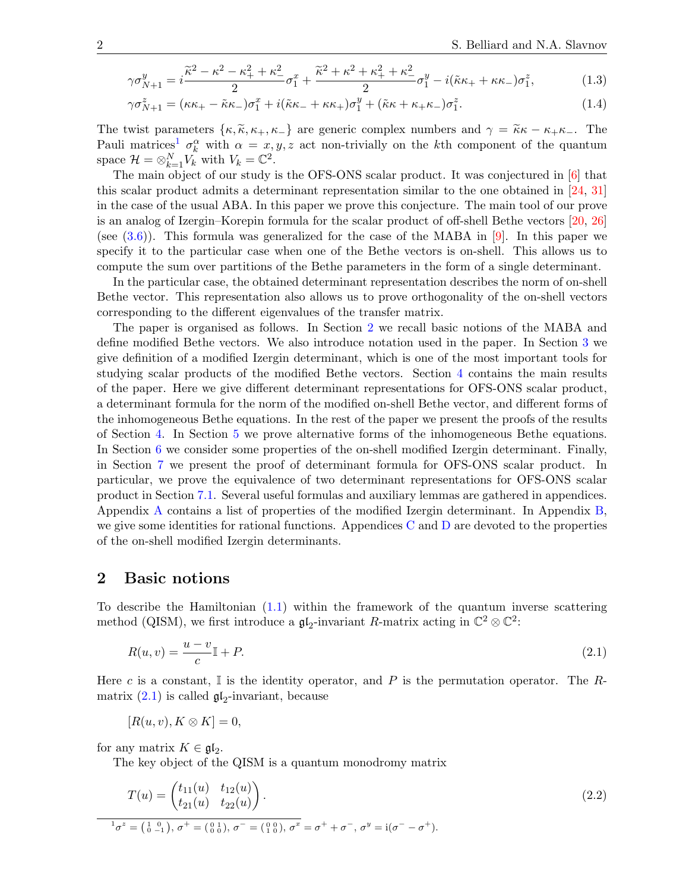$$\gamma\sigma^y_{N+1} = i\frac{\widetilde{\kappa}^2 - \kappa^2 - \kappa_+^2 + \kappa_-^2}{2}\sigma^x_1 + \frac{\widetilde{\kappa}^2 + \kappa^2 + \kappa_+^2 + \kappa_-^2}{2}\sigma^y_1 - i(\tilde{\kappa}\kappa_+ + \kappa\kappa_-)\sigma^z_1, \tag{1.3}$$

$$\gamma\sigma^z_{N+1} = (\kappa\kappa_+ - \tilde{\kappa}\kappa_-)\sigma^x_1 + i(\tilde{\kappa}\kappa_- + \kappa\kappa_+)\sigma^y_1 + (\tilde{\kappa}\kappa + \kappa_+\kappa_-)\sigma^z_1. \tag{1.4}$$

The twist parameters $\{\kappa, \widetilde{\kappa}, \kappa_+, \kappa_-\}$ are generic complex numbers and $\gamma = \widetilde{\kappa}\kappa - \kappa_+\kappa_-$. The Pauli matrices[1] $\sigma^\alpha_k$ with $\alpha = x, y, z$ act non-trivially on the $k$th component of the quantum space $\mathcal{H} = \otimes_{k=1}^N V_k$ with $V_k = \mathbb{C}^2$.

The main object of our study is the OFS-ONS scalar product. It was conjectured in [6] that this scalar product admits a determinant representation similar to the one obtained in [24, 31] in the case of the usual ABA. In this paper we prove this conjecture. The main tool of our prove is an analog of Izergin–Korepin formula for the scalar product of off-shell Bethe vectors [20, 26] (see (3.6)). This formula was generalized for the case of the MABA in [9]. In this paper we specify it to the particular case when one of the Bethe vectors is on-shell. This allows us to compute the sum over partitions of the Bethe parameters in the form of a single determinant.

In the particular case, the obtained determinant representation describes the norm of on-shell Bethe vector. This representation also allows us to prove orthogonality of the on-shell vectors corresponding to the different eigenvalues of the transfer matrix.

The paper is organised as follows. In Section 2 we recall basic notions of the MABA and define modified Bethe vectors. We also introduce notation used in the paper. In Section 3 we give definition of a modified Izergin determinant, which is one of the most important tools for studying scalar products of the modified Bethe vectors. Section 4 contains the main results of the paper. Here we give different determinant representations for OFS-ONS scalar product, a determinant formula for the norm of the modified on-shell Bethe vector, and different forms of the inhomogeneous Bethe equations. In the rest of the paper we present the proofs of the results of Section 4. In Section 5 we prove alternative forms of the inhomogeneous Bethe equations. In Section 6 we consider some properties of the on-shell modified Izergin determinant. Finally, in Section 7 we present the proof of determinant formula for OFS-ONS scalar product. In particular, we prove the equivalence of two determinant representations for OFS-ONS scalar product in Section 7.1. Several useful formulas and auxiliary lemmas are gathered in appendices. Appendix A contains a list of properties of the modified Izergin determinant. In Appendix B, we give some identities for rational functions. Appendices C and D are devoted to the properties of the on-shell modified Izergin determinants.

## 2 Basic notions

To describe the Hamiltonian (1.1) within the framework of the quantum inverse scattering method (QISM), we first introduce a $\mathfrak{gl}_2$-invariant $R$-matrix acting in $\mathbb{C}^2 \otimes \mathbb{C}^2$:

$$R(u, v) = \frac{u - v}{c}\mathbb{I} + P. \tag{2.1}$$

Here $c$ is a constant, $\mathbb{I}$ is the identity operator, and $P$ is the permutation operator. The $R$-matrix (2.1) is called $\mathfrak{gl}_2$-invariant, because

$$[R(u, v), K \otimes K] = 0,$$

for any matrix $K \in \mathfrak{gl}_2$.

The key object of the QISM is a quantum monodromy matrix

$$T(u) = \begin{pmatrix} t_{11}(u) & t_{12}(u) \\ t_{21}(u) & t_{22}(u) \end{pmatrix}. \tag{2.2}$$

[1] $\sigma^z = \left(\begin{smallmatrix} 1 & 0 \\ 0 & -1 \end{smallmatrix}\right)$, $\sigma^+ = \left(\begin{smallmatrix} 0 & 1 \\ 0 & 0 \end{smallmatrix}\right)$, $\sigma^- = \left(\begin{smallmatrix} 0 & 0 \\ 1 & 0 \end{smallmatrix}\right)$, $\sigma^x = \sigma^+ + \sigma^-$, $\sigma^y = \mathrm{i}(\sigma^- - \sigma^+)$.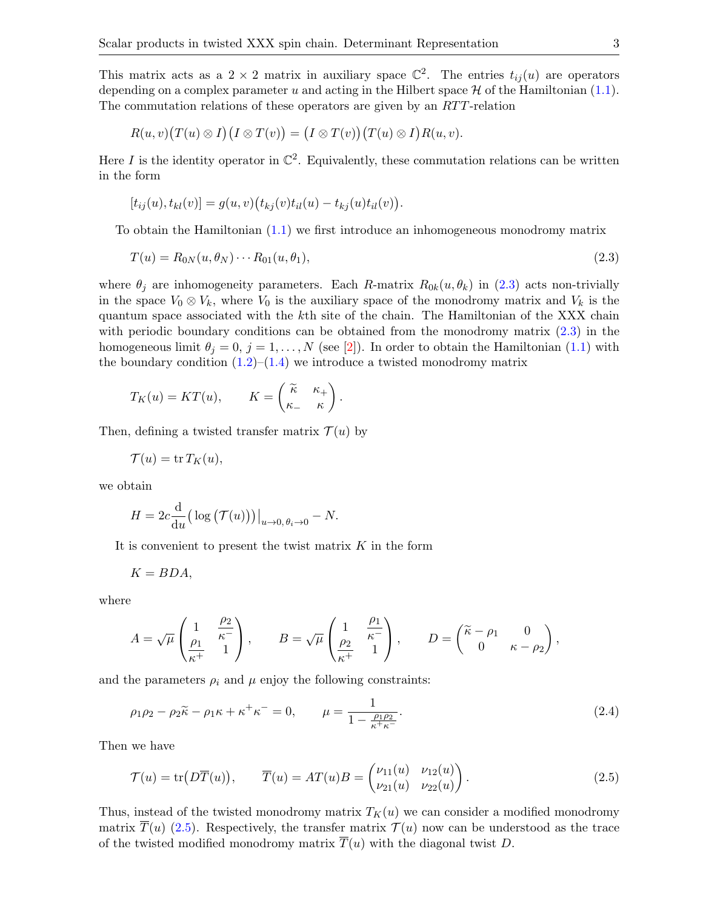This matrix acts as a $2 \times 2$ matrix in auxiliary space $\mathbb{C}^2$. The entries $t_{ij}(u)$ are operators depending on a complex parameter $u$ and acting in the Hilbert space $\mathcal{H}$ of the Hamiltonian (1.1). The commutation relations of these operators are given by an $RTT$-relation

$$R(u,v)\big(T(u) \otimes I\big)\big(I \otimes T(v)\big) = \big(I \otimes T(v)\big)\big(T(u) \otimes I\big)R(u,v).$$

Here $I$ is the identity operator in $\mathbb{C}^2$. Equivalently, these commutation relations can be written in the form

$$[t_{ij}(u), t_{kl}(v)] = g(u,v)\big(t_{kj}(v)t_{il}(u) - t_{kj}(u)t_{il}(v)\big).$$

To obtain the Hamiltonian (1.1) we first introduce an inhomogeneous monodromy matrix

$$T(u) = R_{0N}(u, \theta_N) \cdots R_{01}(u, \theta_1), \tag{2.3}$$

where $\theta_j$ are inhomogeneity parameters. Each $R$-matrix $R_{0k}(u, \theta_k)$ in (2.3) acts non-trivially in the space $V_0 \otimes V_k$, where $V_0$ is the auxiliary space of the monodromy matrix and $V_k$ is the quantum space associated with the $k$th site of the chain. The Hamiltonian of the XXX chain with periodic boundary conditions can be obtained from the monodromy matrix (2.3) in the homogeneous limit $\theta_j = 0$, $j = 1, \dots, N$ (see [2]). In order to obtain the Hamiltonian (1.1) with the boundary condition (1.2)–(1.4) we introduce a twisted monodromy matrix

$$T_K(u) = KT(u), \qquad K = \begin{pmatrix} \widetilde{\kappa} & \kappa_+ \\ \kappa_- & \kappa \end{pmatrix}.$$

Then, defining a twisted transfer matrix $\mathcal{T}(u)$ by

$$\mathcal{T}(u) = \operatorname{tr} T_K(u),$$

we obtain

$$H = 2c \frac{\mathrm{d}}{\mathrm{d}u}\big(\log\big(\mathcal{T}(u)\big)\big)\big|_{u \to 0,\, \theta_i \to 0} - N.$$

It is convenient to present the twist matrix $K$ in the form

$$K = BDA,$$

where

$$A = \sqrt{\mu}\begin{pmatrix} 1 & \dfrac{\rho_2}{\kappa^-} \\ \dfrac{\rho_1}{\kappa^+} & 1 \end{pmatrix}, \qquad B = \sqrt{\mu}\begin{pmatrix} 1 & \dfrac{\rho_1}{\kappa^-} \\ \dfrac{\rho_2}{\kappa^+} & 1 \end{pmatrix}, \qquad D = \begin{pmatrix} \widetilde{\kappa} - \rho_1 & 0 \\ 0 & \kappa - \rho_2 \end{pmatrix},$$

and the parameters $\rho_i$ and $\mu$ enjoy the following constraints:

$$\rho_1\rho_2 - \rho_2\widetilde{\kappa} - \rho_1\kappa + \kappa^+\kappa^- = 0, \qquad \mu = \frac{1}{1 - \frac{\rho_1\rho_2}{\kappa^+\kappa^-}}. \tag{2.4}$$

Then we have

$$\mathcal{T}(u) = \operatorname{tr}\big(D\overline{T}(u)\big), \qquad \overline{T}(u) = AT(u)B = \begin{pmatrix} \nu_{11}(u) & \nu_{12}(u) \\ \nu_{21}(u) & \nu_{22}(u) \end{pmatrix}. \tag{2.5}$$

Thus, instead of the twisted monodromy matrix $T_K(u)$ we can consider a modified monodromy matrix $\overline{T}(u)$ (2.5). Respectively, the transfer matrix $\mathcal{T}(u)$ now can be understood as the trace of the twisted modified monodromy matrix $\overline{T}(u)$ with the diagonal twist $D$.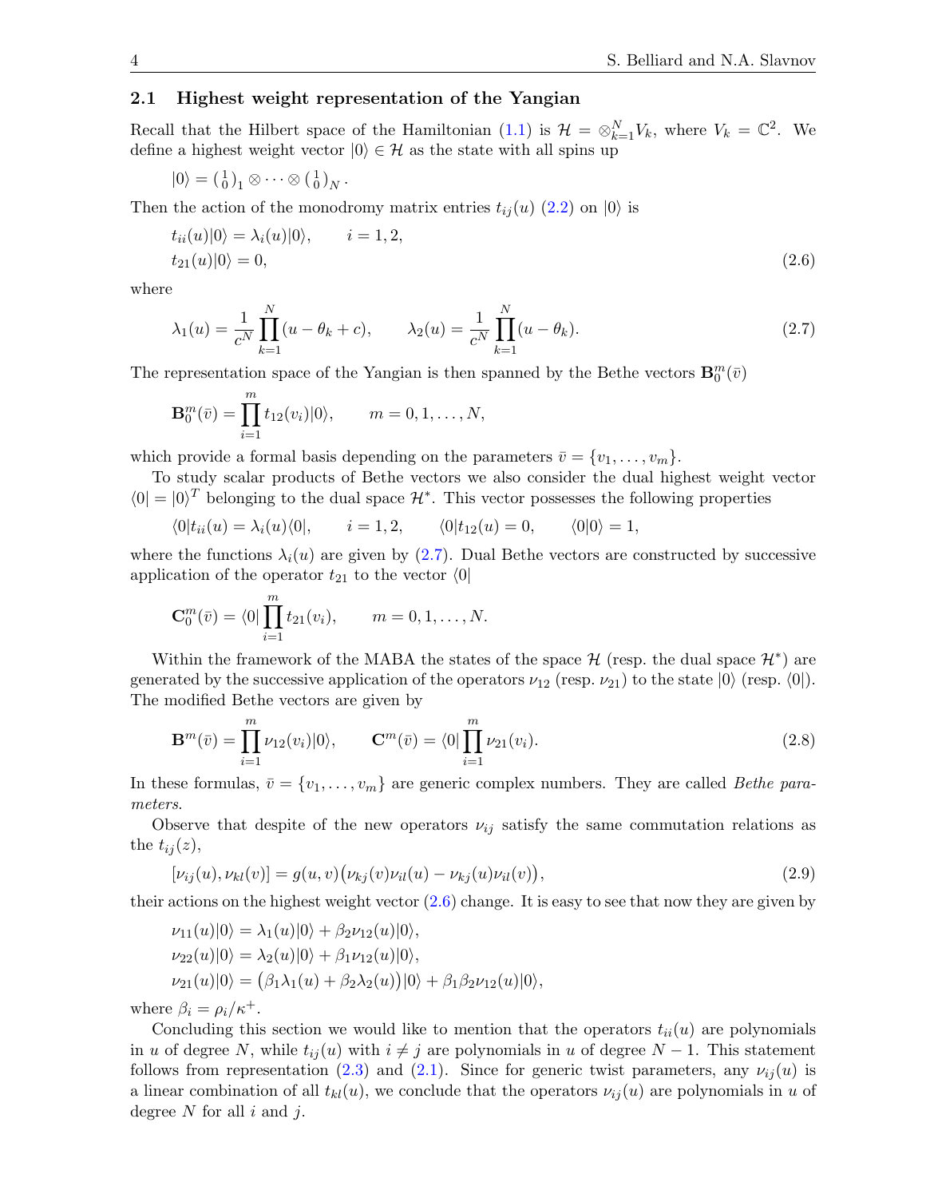### 2.1 Highest weight representation of the Yangian

Recall that the Hilbert space of the Hamiltonian (1.1) is $\mathcal{H} = \otimes_{k=1}^{N} V_k$, where $V_k = \mathbb{C}^2$. We define a highest weight vector $|0\rangle \in \mathcal{H}$ as the state with all spins up

$$|0\rangle = \left(\begin{smallmatrix}1\\0\end{smallmatrix}\right)_1 \otimes \cdots \otimes \left(\begin{smallmatrix}1\\0\end{smallmatrix}\right)_N .$$

Then the action of the monodromy matrix entries $t_{ij}(u)$ (2.2) on $|0\rangle$ is

$$\begin{aligned}
&t_{ii}(u)|0\rangle = \lambda_i(u)|0\rangle, \qquad i = 1, 2,\\
&t_{21}(u)|0\rangle = 0,
\end{aligned} \tag{2.6}$$

where

$$\lambda_1(u) = \frac{1}{c^N}\prod_{k=1}^{N}(u - \theta_k + c), \qquad \lambda_2(u) = \frac{1}{c^N}\prod_{k=1}^{N}(u - \theta_k). \tag{2.7}$$

The representation space of the Yangian is then spanned by the Bethe vectors $\mathbf{B}_0^m(\bar v)$

$$\mathbf{B}_0^m(\bar v) = \prod_{i=1}^{m} t_{12}(v_i)|0\rangle, \qquad m = 0, 1, \dots, N,$$

which provide a formal basis depending on the parameters $\bar v = \{v_1, \dots, v_m\}$.

To study scalar products of Bethe vectors we also consider the dual highest weight vector $\langle 0| = |0\rangle^T$ belonging to the dual space $\mathcal{H}^*$. This vector possesses the following properties

$$\langle 0|t_{ii}(u) = \lambda_i(u)\langle 0|, \qquad i = 1, 2, \qquad \langle 0|t_{12}(u) = 0, \qquad \langle 0|0\rangle = 1,$$

where the functions $\lambda_i(u)$ are given by (2.7). Dual Bethe vectors are constructed by successive application of the operator $t_{21}$ to the vector $\langle 0|$

$$\mathbf{C}_0^m(\bar v) = \langle 0| \prod_{i=1}^{m} t_{21}(v_i), \qquad m = 0, 1, \dots, N.$$

Within the framework of the MABA the states of the space $\mathcal{H}$ (resp. the dual space $\mathcal{H}^*$) are generated by the successive application of the operators $\nu_{12}$ (resp. $\nu_{21}$) to the state $|0\rangle$ (resp. $\langle 0|$). The modified Bethe vectors are given by

$$\mathbf{B}^m(\bar v) = \prod_{i=1}^{m} \nu_{12}(v_i)|0\rangle, \qquad \mathbf{C}^m(\bar v) = \langle 0| \prod_{i=1}^{m} \nu_{21}(v_i). \tag{2.8}$$

In these formulas, $\bar v = \{v_1, \dots, v_m\}$ are generic complex numbers. They are called *Bethe parameters*.

Observe that despite of the new operators $\nu_{ij}$ satisfy the same commutation relations as the $t_{ij}(z)$,

$$[\nu_{ij}(u), \nu_{kl}(v)] = g(u, v)\big(\nu_{kj}(v)\nu_{il}(u) - \nu_{kj}(u)\nu_{il}(v)\big), \tag{2.9}$$

their actions on the highest weight vector (2.6) change. It is easy to see that now they are given by

$$\begin{aligned}
&\nu_{11}(u)|0\rangle = \lambda_1(u)|0\rangle + \beta_2\nu_{12}(u)|0\rangle,\\
&\nu_{22}(u)|0\rangle = \lambda_2(u)|0\rangle + \beta_1\nu_{12}(u)|0\rangle,\\
&\nu_{21}(u)|0\rangle = \big(\beta_1\lambda_1(u) + \beta_2\lambda_2(u)\big)|0\rangle + \beta_1\beta_2\nu_{12}(u)|0\rangle,
\end{aligned}$$

where $\beta_i = \rho_i/\kappa^+$.

Concluding this section we would like to mention that the operators $t_{ii}(u)$ are polynomials in $u$ of degree $N$, while $t_{ij}(u)$ with $i \neq j$ are polynomials in $u$ of degree $N-1$. This statement follows from representation (2.3) and (2.1). Since for generic twist parameters, any $\nu_{ij}(u)$ is a linear combination of all $t_{kl}(u)$, we conclude that the operators $\nu_{ij}(u)$ are polynomials in $u$ of degree $N$ for all $i$ and $j$.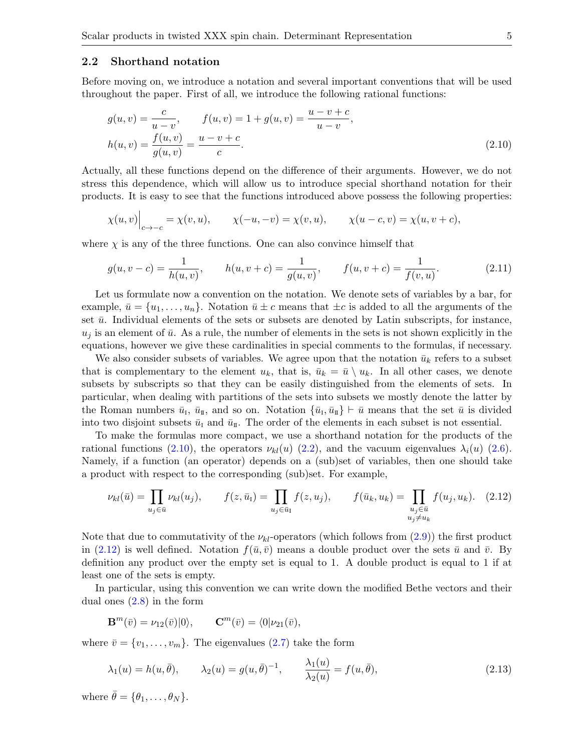### 2.2 Shorthand notation

Before moving on, we introduce a notation and several important conventions that will be used throughout the paper. First of all, we introduce the following rational functions:

$$
\begin{aligned}
&g(u,v) = \frac{c}{u-v}, \qquad f(u,v) = 1 + g(u,v) = \frac{u-v+c}{u-v}, \\
&h(u,v) = \frac{f(u,v)}{g(u,v)} = \frac{u-v+c}{c}.
\end{aligned} \tag{2.10}
$$

Actually, all these functions depend on the difference of their arguments. However, we do not stress this dependence, which will allow us to introduce special shorthand notation for their products. It is easy to see that the functions introduced above possess the following properties:

$$
\chi(u,v)\Big|_{c\to -c} = \chi(v,u), \qquad \chi(-u,-v) = \chi(v,u), \qquad \chi(u-c,v) = \chi(u,v+c),
$$

where $\chi$ is any of the three functions. One can also convince himself that

$$
g(u,v-c) = \frac{1}{h(u,v)}, \qquad h(u,v+c) = \frac{1}{g(u,v)}, \qquad f(u,v+c) = \frac{1}{f(v,u)}. \tag{2.11}
$$

Let us formulate now a convention on the notation. We denote sets of variables by a bar, for example, $\bar u = \{u_1,\dots,u_n\}$. Notation $\bar u \pm c$ means that $\pm c$ is added to all the arguments of the set $\bar u$. Individual elements of the sets or subsets are denoted by Latin subscripts, for instance, $u_j$ is an element of $\bar u$. As a rule, the number of elements in the sets is not shown explicitly in the equations, however we give these cardinalities in special comments to the formulas, if necessary.

We also consider subsets of variables. We agree upon that the notation $\bar u_k$ refers to a subset that is complementary to the element $u_k$, that is, $\bar u_k = \bar u \setminus u_k$. In all other cases, we denote subsets by subscripts so that they can be easily distinguished from the elements of sets. In particular, when dealing with partitions of the sets into subsets we mostly denote the latter by the Roman numbers $\bar u_{\rm I}$, $\bar u_{\rm II}$, and so on. Notation $\{\bar u_{\rm I}, \bar u_{\rm II}\} \vdash \bar u$ means that the set $\bar u$ is divided into two disjoint subsets $\bar u_{\rm I}$ and $\bar u_{\rm II}$. The order of the elements in each subset is not essential.

To make the formulas more compact, we use a shorthand notation for the products of the rational functions (2.10), the operators $\nu_{kl}(u)$ (2.2), and the vacuum eigenvalues $\lambda_i(u)$ (2.6). Namely, if a function (an operator) depends on a (sub)set of variables, then one should take a product with respect to the corresponding (sub)set. For example,

$$
\nu_{kl}(\bar u) = \prod_{u_j\in\bar u} \nu_{kl}(u_j), \qquad f(z,\bar u_{\rm I}) = \prod_{u_j\in\bar u_{\rm I}} f(z,u_j), \qquad f(\bar u_k,u_k) = \prod_{\substack{u_j\in\bar u\\ u_j\ne u_k}} f(u_j,u_k). \tag{2.12}
$$

Note that due to commutativity of the $\nu_{kl}$-operators (which follows from (2.9)) the first product in (2.12) is well defined. Notation $f(\bar u,\bar v)$ means a double product over the sets $\bar u$ and $\bar v$. By definition any product over the empty set is equal to 1. A double product is equal to 1 if at least one of the sets is empty.

In particular, using this convention we can write down the modified Bethe vectors and their dual ones (2.8) in the form

$$
\mathbf{B}^m(\bar v) = \nu_{12}(\bar v)|0\rangle, \qquad \mathbf{C}^m(\bar v) = \langle 0|\nu_{21}(\bar v),
$$

where $\bar v = \{v_1,\dots,v_m\}$. The eigenvalues (2.7) take the form

$$
\lambda_1(u) = h(u,\bar\theta), \qquad \lambda_2(u) = g(u,\bar\theta)^{-1}, \qquad \frac{\lambda_1(u)}{\lambda_2(u)} = f(u,\bar\theta), \tag{2.13}
$$

where $\bar\theta = \{\theta_1,\dots,\theta_N\}$.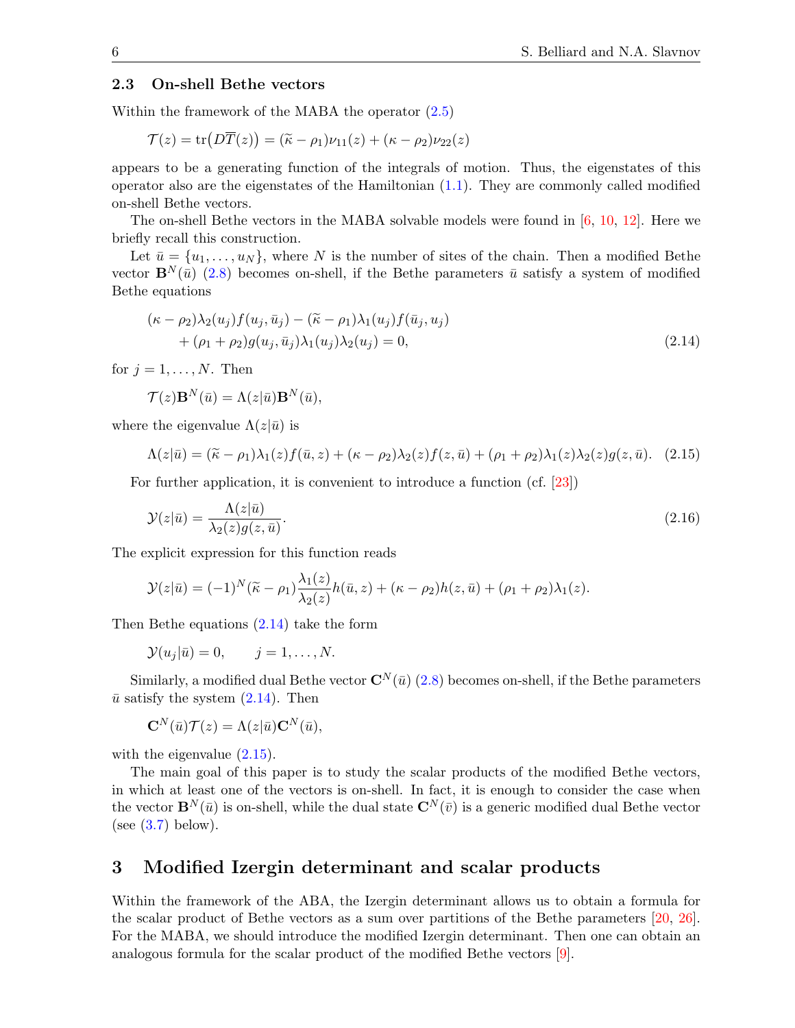### 2.3 On-shell Bethe vectors

Within the framework of the MABA the operator (2.5)

$$\mathcal{T}(z) = \mathrm{tr}\big(D\overline{T}(z)\big) = (\widetilde{\kappa} - \rho_1)\nu_{11}(z) + (\kappa - \rho_2)\nu_{22}(z)$$

appears to be a generating function of the integrals of motion. Thus, the eigenstates of this operator also are the eigenstates of the Hamiltonian (1.1). They are commonly called modified on-shell Bethe vectors.

The on-shell Bethe vectors in the MABA solvable models were found in [6, 10, 12]. Here we briefly recall this construction.

Let $\bar{u} = \{u_1, \dots, u_N\}$, where $N$ is the number of sites of the chain. Then a modified Bethe vector $\mathbf{B}^N(\bar{u})$ (2.8) becomes on-shell, if the Bethe parameters $\bar{u}$ satisfy a system of modified Bethe equations

$$\begin{aligned}(\kappa - \rho_2)\lambda_2(u_j)f(u_j, \bar{u}_j) - (\widetilde{\kappa} - \rho_1)\lambda_1(u_j)f(\bar{u}_j, u_j)\\ + (\rho_1 + \rho_2)g(u_j, \bar{u}_j)\lambda_1(u_j)\lambda_2(u_j) = 0,\end{aligned} \tag{2.14}$$

for $j = 1, \dots, N$. Then

$$\mathcal{T}(z)\mathbf{B}^N(\bar{u}) = \Lambda(z|\bar{u})\mathbf{B}^N(\bar{u}),$$

where the eigenvalue $\Lambda(z|\bar{u})$ is

$$\Lambda(z|\bar{u}) = (\widetilde{\kappa} - \rho_1)\lambda_1(z)f(\bar{u}, z) + (\kappa - \rho_2)\lambda_2(z)f(z, \bar{u}) + (\rho_1 + \rho_2)\lambda_1(z)\lambda_2(z)g(z, \bar{u}). \tag{2.15}$$

For further application, it is convenient to introduce a function (cf. [23])

$$\mathcal{Y}(z|\bar{u}) = \frac{\Lambda(z|\bar{u})}{\lambda_2(z)g(z, \bar{u})}. \tag{2.16}$$

The explicit expression for this function reads

$$\mathcal{Y}(z|\bar{u}) = (-1)^N(\widetilde{\kappa} - \rho_1)\frac{\lambda_1(z)}{\lambda_2(z)}h(\bar{u}, z) + (\kappa - \rho_2)h(z, \bar{u}) + (\rho_1 + \rho_2)\lambda_1(z).$$

Then Bethe equations (2.14) take the form

$$\mathcal{Y}(u_j|\bar{u}) = 0, \qquad j = 1, \dots, N.$$

Similarly, a modified dual Bethe vector $\mathbf{C}^N(\bar{u})$ (2.8) becomes on-shell, if the Bethe parameters $\bar{u}$ satisfy the system (2.14). Then

$$\mathbf{C}^N(\bar{u})\mathcal{T}(z) = \Lambda(z|\bar{u})\mathbf{C}^N(\bar{u}),$$

with the eigenvalue (2.15).

The main goal of this paper is to study the scalar products of the modified Bethe vectors, in which at least one of the vectors is on-shell. In fact, it is enough to consider the case when the vector $\mathbf{B}^N(\bar{u})$ is on-shell, while the dual state $\mathbf{C}^N(\bar{v})$ is a generic modified dual Bethe vector (see (3.7) below).

## 3 Modified Izergin determinant and scalar products

Within the framework of the ABA, the Izergin determinant allows us to obtain a formula for the scalar product of Bethe vectors as a sum over partitions of the Bethe parameters [20, 26]. For the MABA, we should introduce the modified Izergin determinant. Then one can obtain an analogous formula for the scalar product of the modified Bethe vectors [9].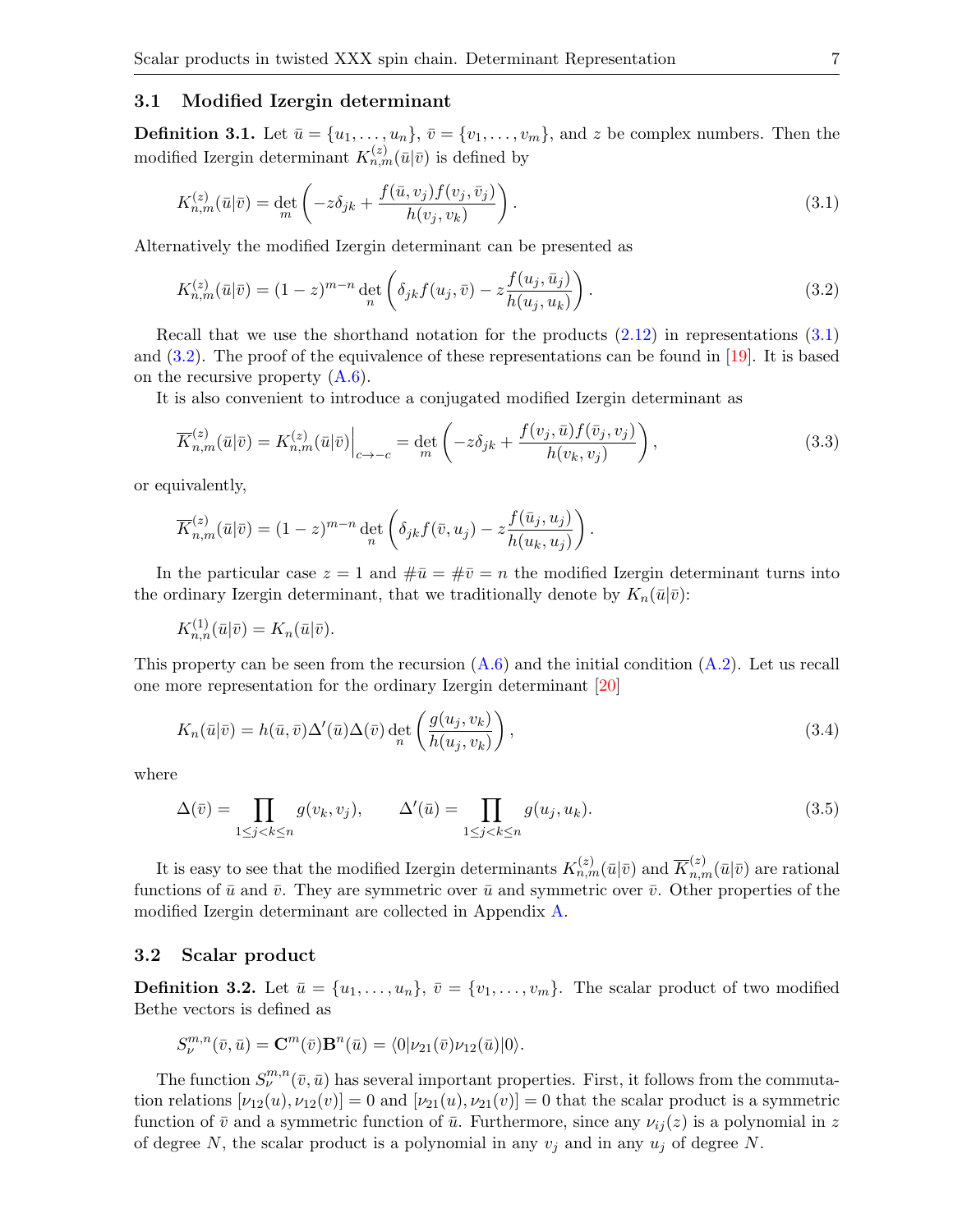### 3.1 Modified Izergin determinant

**Definition 3.1.** Let $\bar{u} = \{u_1, \dots, u_n\}$, $\bar{v} = \{v_1, \dots, v_m\}$, and $z$ be complex numbers. Then the modified Izergin determinant $K^{(z)}_{n,m}(\bar{u}|\bar{v})$ is defined by

$$K^{(z)}_{n,m}(\bar{u}|\bar{v}) = \det_m \left( -z\delta_{jk} + \frac{f(\bar{u}, v_j) f(v_j, \bar{v}_j)}{h(v_j, v_k)} \right). \tag{3.1}$$

Alternatively the modified Izergin determinant can be presented as

$$K^{(z)}_{n,m}(\bar{u}|\bar{v}) = (1-z)^{m-n} \det_n \left( \delta_{jk} f(u_j, \bar{v}) - z \frac{f(u_j, \bar{u}_j)}{h(u_j, u_k)} \right). \tag{3.2}$$

Recall that we use the shorthand notation for the products (2.12) in representations (3.1) and (3.2). The proof of the equivalence of these representations can be found in [19]. It is based on the recursive property (A.6).

It is also convenient to introduce a conjugated modified Izergin determinant as

$$\overline{K}^{(z)}_{n,m}(\bar{u}|\bar{v}) = K^{(z)}_{n,m}(\bar{u}|\bar{v})\Big|_{c\to -c} = \det_m \left( -z\delta_{jk} + \frac{f(v_j, \bar{u}) f(\bar{v}_j, v_j)}{h(v_k, v_j)} \right), \tag{3.3}$$

or equivalently,

$$\overline{K}^{(z)}_{n,m}(\bar{u}|\bar{v}) = (1-z)^{m-n} \det_n \left( \delta_{jk} f(\bar{v}, u_j) - z \frac{f(\bar{u}_j, u_j)}{h(u_k, u_j)} \right).$$

In the particular case $z = 1$ and $\#\bar{u} = \#\bar{v} = n$ the modified Izergin determinant turns into the ordinary Izergin determinant, that we traditionally denote by $K_n(\bar{u}|\bar{v})$:

$$K^{(1)}_{n,n}(\bar{u}|\bar{v}) = K_n(\bar{u}|\bar{v}).$$

This property can be seen from the recursion (A.6) and the initial condition (A.2). Let us recall one more representation for the ordinary Izergin determinant [20]

$$K_n(\bar{u}|\bar{v}) = h(\bar{u}, \bar{v}) \Delta'(\bar{u}) \Delta(\bar{v}) \det_n \left( \frac{g(u_j, v_k)}{h(u_j, v_k)} \right), \tag{3.4}$$

where

$$\Delta(\bar{v}) = \prod_{1\le j<k\le n} g(v_k, v_j), \qquad \Delta'(\bar{u}) = \prod_{1\le j<k\le n} g(u_j, u_k). \tag{3.5}$$

It is easy to see that the modified Izergin determinants $K^{(z)}_{n,m}(\bar{u}|\bar{v})$ and $\overline{K}^{(z)}_{n,m}(\bar{u}|\bar{v})$ are rational functions of $\bar{u}$ and $\bar{v}$. They are symmetric over $\bar{u}$ and symmetric over $\bar{v}$. Other properties of the modified Izergin determinant are collected in Appendix A.

### 3.2 Scalar product

**Definition 3.2.** Let $\bar{u} = \{u_1, \dots, u_n\}$, $\bar{v} = \{v_1, \dots, v_m\}$. The scalar product of two modified Bethe vectors is defined as

$$S^{m,n}_{\nu}(\bar{v}, \bar{u}) = \mathbf{C}^m(\bar{v}) \mathbf{B}^n(\bar{u}) = \langle 0|\nu_{21}(\bar{v}) \nu_{12}(\bar{u})|0\rangle.$$

The function $S^{m,n}_{\nu}(\bar{v}, \bar{u})$ has several important properties. First, it follows from the commutation relations $[\nu_{12}(u), \nu_{12}(v)] = 0$ and $[\nu_{21}(u), \nu_{21}(v)] = 0$ that the scalar product is a symmetric function of $\bar{v}$ and a symmetric function of $\bar{u}$. Furthermore, since any $\nu_{ij}(z)$ is a polynomial in $z$ of degree $N$, the scalar product is a polynomial in any $v_j$ and in any $u_j$ of degree $N$.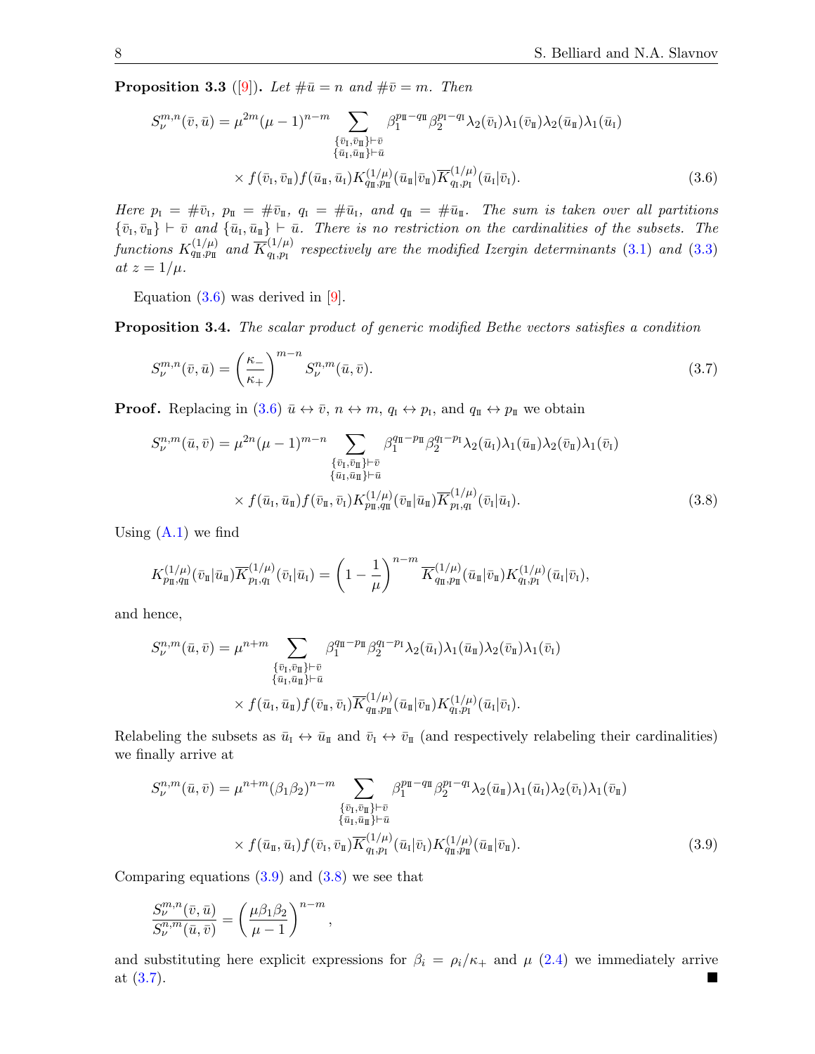**Proposition 3.3** ([9]). *Let $\#\bar u = n$ and $\#\bar v = m$. Then*

$$
S_\nu^{m,n}(\bar v,\bar u) = \mu^{2m}(\mu-1)^{n-m} \sum_{\substack{\{\bar v_{\rm I},\bar v_{\rm II}\}\vdash\bar v\\ \{\bar u_{\rm I},\bar u_{\rm II}\}\vdash\bar u}} \beta_1^{p_{\rm II}-q_{\rm II}}\beta_2^{p_{\rm I}-q_{\rm I}}\lambda_2(\bar v_{\rm I})\lambda_1(\bar v_{\rm II})\lambda_2(\bar u_{\rm II})\lambda_1(\bar u_{\rm I})
$$
$$
\times f(\bar v_{\rm I},\bar v_{\rm II}) f(\bar u_{\rm II},\bar u_{\rm I}) K^{(1/\mu)}_{q_{\rm II},p_{\rm II}}(\bar u_{\rm II}|\bar v_{\rm II})\overline{K}^{(1/\mu)}_{q_{\rm I},p_{\rm I}}(\bar u_{\rm I}|\bar v_{\rm I}). \tag{3.6}
$$

*Here $p_{\rm I} = \#\bar v_{\rm I}$, $p_{\rm II} = \#\bar v_{\rm II}$, $q_{\rm I} = \#\bar u_{\rm I}$, and $q_{\rm II} = \#\bar u_{\rm II}$. The sum is taken over all partitions $\{\bar v_{\rm I},\bar v_{\rm II}\}\vdash\bar v$ and $\{\bar u_{\rm I},\bar u_{\rm II}\}\vdash\bar u$. There is no restriction on the cardinalities of the subsets. The functions $K^{(1/\mu)}_{q_{\rm II},p_{\rm II}}$ and $\overline{K}^{(1/\mu)}_{q_{\rm I},p_{\rm I}}$ respectively are the modified Izergin determinants (3.1) and (3.3) at $z = 1/\mu$.*

Equation (3.6) was derived in [9].

**Proposition 3.4.** *The scalar product of generic modified Bethe vectors satisfies a condition*

$$
S_\nu^{m,n}(\bar v,\bar u) = \left(\frac{\kappa_-}{\kappa_+}\right)^{m-n} S_\nu^{n,m}(\bar u,\bar v). \tag{3.7}
$$

**Proof.** Replacing in (3.6) $\bar u\leftrightarrow\bar v$, $n\leftrightarrow m$, $q_{\rm I}\leftrightarrow p_{\rm I}$, and $q_{\rm II}\leftrightarrow p_{\rm II}$ we obtain

$$
S_\nu^{n,m}(\bar u,\bar v) = \mu^{2n}(\mu-1)^{m-n} \sum_{\substack{\{\bar v_{\rm I},\bar v_{\rm II}\}\vdash\bar v\\ \{\bar u_{\rm I},\bar u_{\rm II}\}\vdash\bar u}} \beta_1^{q_{\rm II}-p_{\rm II}}\beta_2^{q_{\rm I}-p_{\rm I}}\lambda_2(\bar u_{\rm I})\lambda_1(\bar u_{\rm II})\lambda_2(\bar v_{\rm II})\lambda_1(\bar v_{\rm I})
$$
$$
\times f(\bar u_{\rm I},\bar u_{\rm II}) f(\bar v_{\rm II},\bar v_{\rm I}) K^{(1/\mu)}_{p_{\rm II},q_{\rm II}}(\bar v_{\rm II}|\bar u_{\rm II})\overline{K}^{(1/\mu)}_{p_{\rm I},q_{\rm I}}(\bar v_{\rm I}|\bar u_{\rm I}). \tag{3.8}
$$

Using (A.1) we find

$$
K^{(1/\mu)}_{p_{\rm II},q_{\rm II}}(\bar v_{\rm II}|\bar u_{\rm II})\overline{K}^{(1/\mu)}_{p_{\rm I},q_{\rm I}}(\bar v_{\rm I}|\bar u_{\rm I}) = \left(1-\frac{1}{\mu}\right)^{n-m}\overline{K}^{(1/\mu)}_{q_{\rm II},p_{\rm II}}(\bar u_{\rm II}|\bar v_{\rm II}) K^{(1/\mu)}_{q_{\rm I},p_{\rm I}}(\bar u_{\rm I}|\bar v_{\rm I}),
$$

and hence,

$$
S_\nu^{n,m}(\bar u,\bar v) = \mu^{n+m} \sum_{\substack{\{\bar v_{\rm I},\bar v_{\rm II}\}\vdash\bar v\\ \{\bar u_{\rm I},\bar u_{\rm II}\}\vdash\bar u}} \beta_1^{q_{\rm II}-p_{\rm II}}\beta_2^{q_{\rm I}-p_{\rm I}}\lambda_2(\bar u_{\rm I})\lambda_1(\bar u_{\rm II})\lambda_2(\bar v_{\rm II})\lambda_1(\bar v_{\rm I})
$$
$$
\times f(\bar u_{\rm I},\bar u_{\rm II}) f(\bar v_{\rm II},\bar v_{\rm I}) \overline{K}^{(1/\mu)}_{q_{\rm II},p_{\rm II}}(\bar u_{\rm II}|\bar v_{\rm II}) K^{(1/\mu)}_{q_{\rm I},p_{\rm I}}(\bar u_{\rm I}|\bar v_{\rm I}).
$$

Relabeling the subsets as $\bar u_{\rm I}\leftrightarrow\bar u_{\rm II}$ and $\bar v_{\rm I}\leftrightarrow\bar v_{\rm II}$ (and respectively relabeling their cardinalities) we finally arrive at

$$
S_\nu^{n,m}(\bar u,\bar v) = \mu^{n+m}(\beta_1\beta_2)^{n-m} \sum_{\substack{\{\bar v_{\rm I},\bar v_{\rm II}\}\vdash\bar v\\ \{\bar u_{\rm I},\bar u_{\rm II}\}\vdash\bar u}} \beta_1^{p_{\rm II}-q_{\rm II}}\beta_2^{p_{\rm I}-q_{\rm I}}\lambda_2(\bar u_{\rm II})\lambda_1(\bar u_{\rm I})\lambda_2(\bar v_{\rm I})\lambda_1(\bar v_{\rm II})
$$
$$
\times f(\bar u_{\rm II},\bar u_{\rm I}) f(\bar v_{\rm I},\bar v_{\rm II}) \overline{K}^{(1/\mu)}_{q_{\rm I},p_{\rm I}}(\bar u_{\rm I}|\bar v_{\rm I}) K^{(1/\mu)}_{q_{\rm II},p_{\rm II}}(\bar u_{\rm II}|\bar v_{\rm II}). \tag{3.9}
$$

Comparing equations (3.9) and (3.8) we see that

$$
\frac{S_\nu^{m,n}(\bar v,\bar u)}{S_\nu^{n,m}(\bar u,\bar v)} = \left(\frac{\mu\beta_1\beta_2}{\mu-1}\right)^{n-m},
$$

and substituting here explicit expressions for $\beta_i = \rho_i/\kappa_+$ and $\mu$ (2.4) we immediately arrive at (3.7). ∎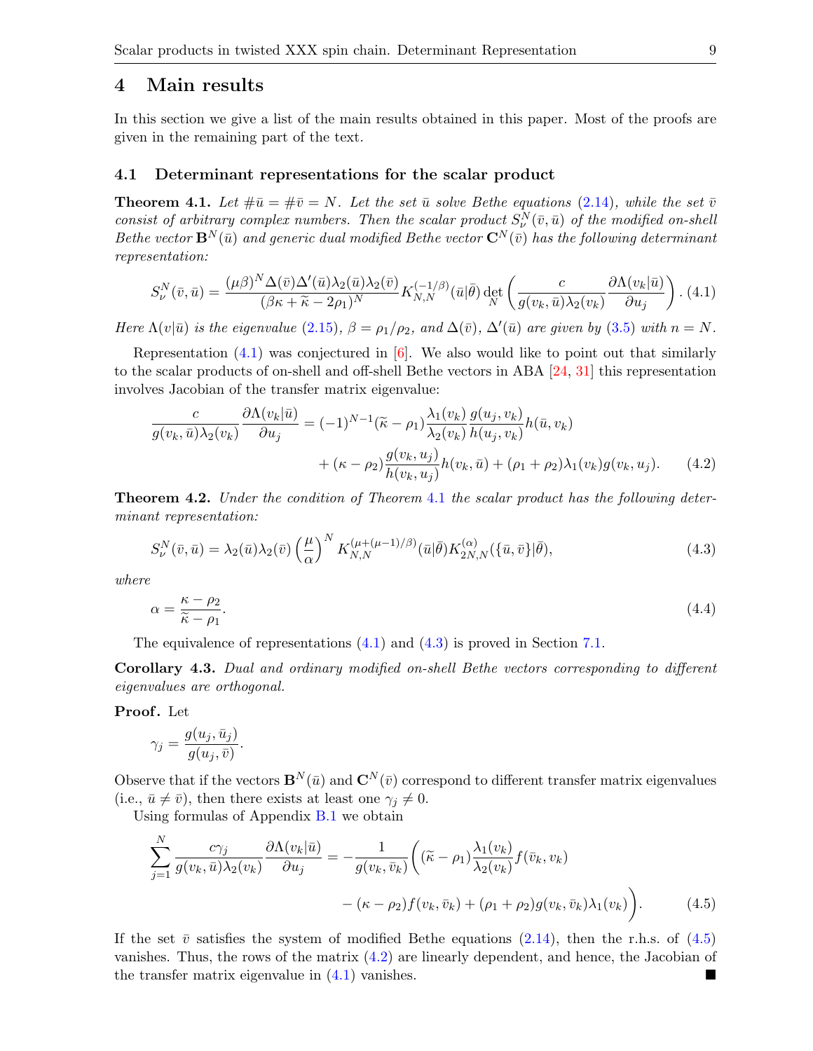## 4 Main results

In this section we give a list of the main results obtained in this paper. Most of the proofs are given in the remaining part of the text.

### 4.1 Determinant representations for the scalar product

**Theorem 4.1.** *Let $\#\bar u = \#\bar v = N$. Let the set $\bar u$ solve Bethe equations (2.14), while the set $\bar v$ consist of arbitrary complex numbers. Then the scalar product $S^N_\nu(\bar v, \bar u)$ of the modified on-shell Bethe vector $\mathbf{B}^N(\bar u)$ and generic dual modified Bethe vector $\mathbf{C}^N(\bar v)$ has the following determinant representation:*

$$S^N_\nu(\bar v,\bar u) = \frac{(\mu\beta)^N \Delta(\bar v)\Delta'(\bar u)\lambda_2(\bar u)\lambda_2(\bar v)}{(\beta\kappa + \widetilde\kappa - 2\rho_1)^N} K^{(-1/\beta)}_{N,N}(\bar u|\bar\theta) \det_N \left( \frac{c}{g(v_k,\bar u)\lambda_2(v_k)} \frac{\partial \Lambda(v_k|\bar u)}{\partial u_j} \right). \tag{4.1}$$

*Here $\Lambda(v|\bar u)$ is the eigenvalue (2.15), $\beta = \rho_1/\rho_2$, and $\Delta(\bar v)$, $\Delta'(\bar u)$ are given by (3.5) with $n = N$.*

Representation (4.1) was conjectured in [6]. We also would like to point out that similarly to the scalar products of on-shell and off-shell Bethe vectors in ABA [24, 31] this representation involves Jacobian of the transfer matrix eigenvalue:

$$\begin{aligned}\frac{c}{g(v_k,\bar u)\lambda_2(v_k)} \frac{\partial \Lambda(v_k|\bar u)}{\partial u_j} &= (-1)^{N-1}(\widetilde\kappa - \rho_1)\frac{\lambda_1(v_k)}{\lambda_2(v_k)} \frac{g(u_j,v_k)}{h(u_j,v_k)} h(\bar u, v_k) \\ &\quad + (\kappa - \rho_2)\frac{g(v_k,u_j)}{h(v_k,u_j)} h(v_k,\bar u) + (\rho_1+\rho_2)\lambda_1(v_k) g(v_k,u_j).\end{aligned} \tag{4.2}$$

**Theorem 4.2.** *Under the condition of Theorem 4.1 the scalar product has the following determinant representation:*

$$S^N_\nu(\bar v,\bar u) = \lambda_2(\bar u)\lambda_2(\bar v)\left(\frac{\mu}{\alpha}\right)^N K^{(\mu+(\mu-1)/\beta)}_{N,N}(\bar u|\bar\theta) K^{(\alpha)}_{2N,N}(\{\bar u,\bar v\}|\bar\theta), \tag{4.3}$$

*where*

$$\alpha = \frac{\kappa - \rho_2}{\widetilde\kappa - \rho_1}. \tag{4.4}$$

The equivalence of representations (4.1) and (4.3) is proved in Section 7.1.

**Corollary 4.3.** *Dual and ordinary modified on-shell Bethe vectors corresponding to different eigenvalues are orthogonal.*

**Proof.** Let

$$\gamma_j = \frac{g(u_j,\bar u_j)}{g(u_j,\bar v)}.$$

Observe that if the vectors $\mathbf{B}^N(\bar u)$ and $\mathbf{C}^N(\bar v)$ correspond to different transfer matrix eigenvalues (i.e., $\bar u \ne \bar v$), then there exists at least one $\gamma_j \ne 0$.

Using formulas of Appendix B.1 we obtain

$$\begin{aligned}\sum_{j=1}^N \frac{c\gamma_j}{g(v_k,\bar u)\lambda_2(v_k)} \frac{\partial \Lambda(v_k|\bar u)}{\partial u_j} = -\frac{1}{g(v_k,\bar v_k)}\bigg( &(\widetilde\kappa - \rho_1)\frac{\lambda_1(v_k)}{\lambda_2(v_k)} f(\bar v_k, v_k) \\ &- (\kappa-\rho_2) f(v_k,\bar v_k) + (\rho_1+\rho_2) g(v_k,\bar v_k)\lambda_1(v_k)\bigg).\end{aligned} \tag{4.5}$$

If the set $\bar v$ satisfies the system of modified Bethe equations (2.14), then the r.h.s. of (4.5) vanishes. Thus, the rows of the matrix (4.2) are linearly dependent, and hence, the Jacobian of the transfer matrix eigenvalue in (4.1) vanishes. ■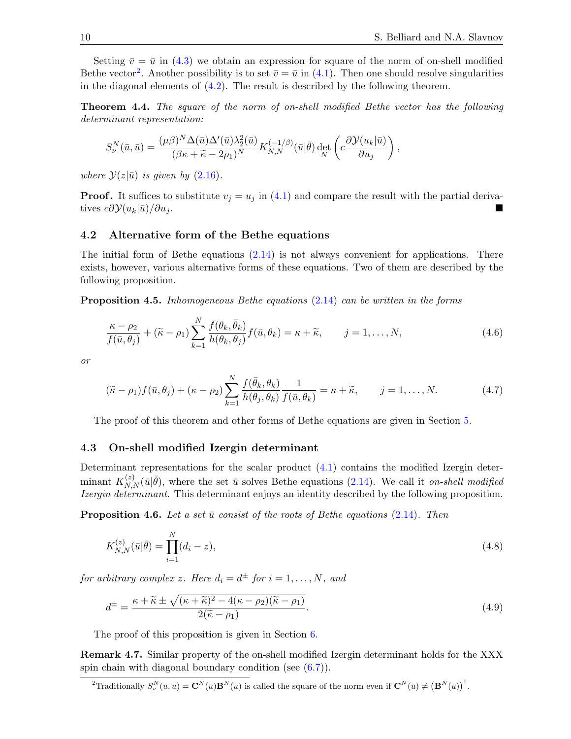Setting $\bar{v} = \bar{u}$ in (4.3) we obtain an expression for square of the norm of on-shell modified Bethe vector[2]. Another possibility is to set $\bar{v} = \bar{u}$ in (4.1). Then one should resolve singularities in the diagonal elements of (4.2). The result is described by the following theorem.

**Theorem 4.4.** *The square of the norm of on-shell modified Bethe vector has the following determinant representation:*

$$S_\nu^N(\bar{u}, \bar{u}) = \frac{(\mu\beta)^N \Delta(\bar{u})\Delta'(\bar{u})\lambda_2^2(\bar{u})}{(\beta\kappa + \widetilde{\kappa} - 2\rho_1)^N} K_{N,N}^{(-1/\beta)}(\bar{u}|\bar{\theta}) \det_N \left( c \frac{\partial \mathcal{Y}(u_k|\bar{u})}{\partial u_j} \right),$$

*where $\mathcal{Y}(z|\bar{u})$ is given by (2.16).*

**Proof.** It suffices to substitute $v_j = u_j$ in (4.1) and compare the result with the partial derivatives $c\partial\mathcal{Y}(u_k|\bar{u})/\partial u_j$. ■

## 4.2 Alternative form of the Bethe equations

The initial form of Bethe equations (2.14) is not always convenient for applications. There exists, however, various alternative forms of these equations. Two of them are described by the following proposition.

**Proposition 4.5.** *Inhomogeneous Bethe equations (2.14) can be written in the forms*

$$\frac{\kappa - \rho_2}{f(\bar{u}, \theta_j)} + (\widetilde{\kappa} - \rho_1) \sum_{k=1}^{N} \frac{f(\theta_k, \bar{\theta}_k)}{h(\theta_k, \theta_j)} f(\bar{u}, \theta_k) = \kappa + \widetilde{\kappa}, \qquad j = 1, \dots, N, \tag{4.6}$$

*or*

$$(\widetilde{\kappa} - \rho_1) f(\bar{u}, \theta_j) + (\kappa - \rho_2) \sum_{k=1}^{N} \frac{f(\bar{\theta}_k, \theta_k)}{h(\theta_j, \theta_k)} \frac{1}{f(\bar{u}, \theta_k)} = \kappa + \widetilde{\kappa}, \qquad j = 1, \dots, N. \tag{4.7}$$

The proof of this theorem and other forms of Bethe equations are given in Section 5.

## 4.3 On-shell modified Izergin determinant

Determinant representations for the scalar product (4.1) contains the modified Izergin determinant $K_{N,N}^{(z)}(\bar{u}|\bar{\theta})$, where the set $\bar{u}$ solves Bethe equations (2.14). We call it *on-shell modified Izergin determinant*. This determinant enjoys an identity described by the following proposition.

**Proposition 4.6.** *Let a set $\bar{u}$ consist of the roots of Bethe equations (2.14). Then*

$$K_{N,N}^{(z)}(\bar{u}|\bar{\theta}) = \prod_{i=1}^{N} (d_i - z), \tag{4.8}$$

*for arbitrary complex $z$. Here $d_i = d^\pm$ for $i = 1, \dots, N$, and*

$$d^\pm = \frac{\kappa + \widetilde{\kappa} \pm \sqrt{(\kappa + \widetilde{\kappa})^2 - 4(\kappa - \rho_2)(\widetilde{\kappa} - \rho_1)}}{2(\widetilde{\kappa} - \rho_1)}. \tag{4.9}$$

The proof of this proposition is given in Section 6.

**Remark 4.7.** Similar property of the on-shell modified Izergin determinant holds for the XXX spin chain with diagonal boundary condition (see (6.7)).

[2] Traditionally $S_\nu^N(\bar{u}, \bar{u}) = \mathbf{C}^N(\bar{u})\mathbf{B}^N(\bar{u})$ is called the square of the norm even if $\mathbf{C}^N(\bar{u}) \neq \left(\mathbf{B}^N(\bar{u})\right)^\dagger$.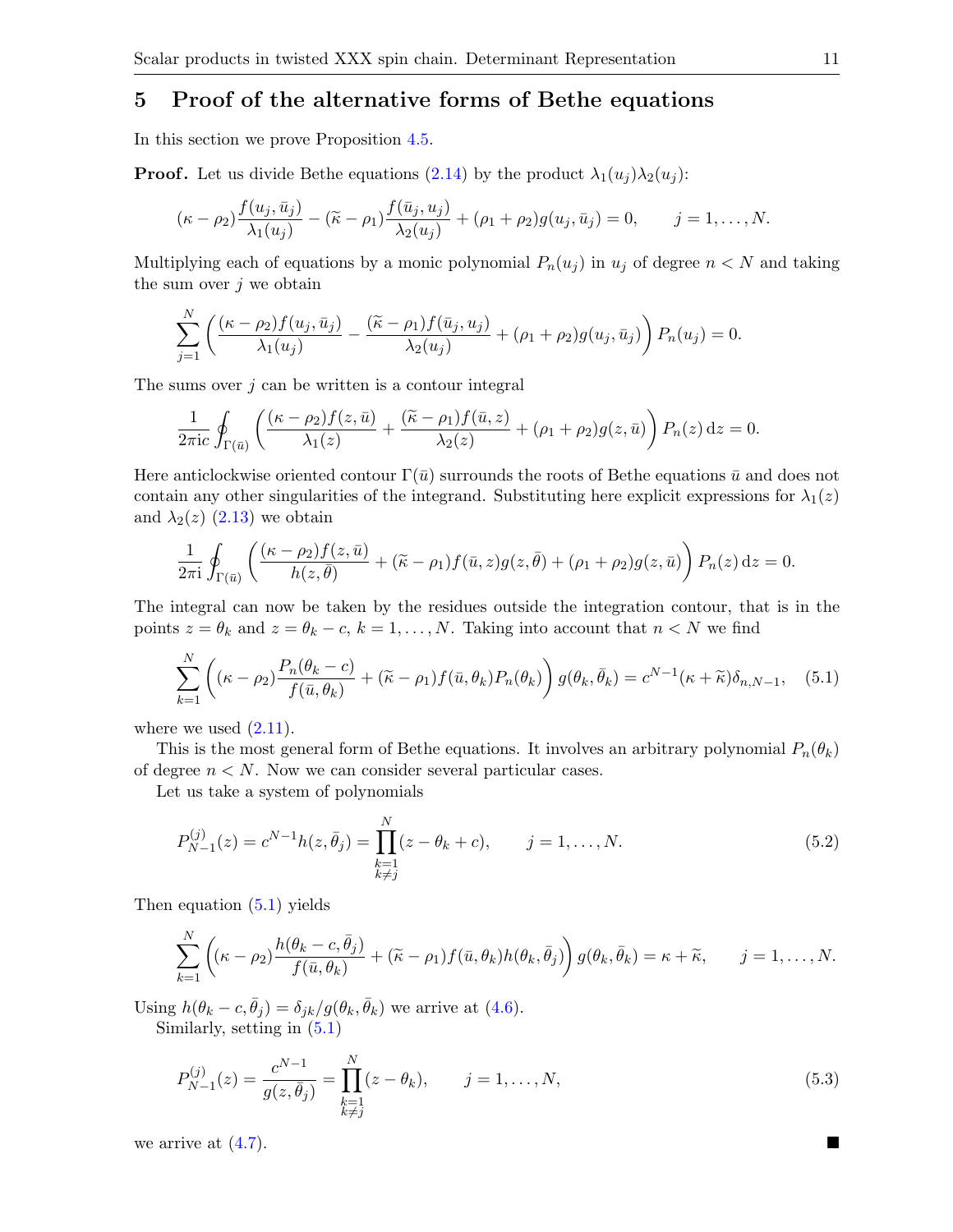## 5 Proof of the alternative forms of Bethe equations

In this section we prove Proposition 4.5.

**Proof.** Let us divide Bethe equations (2.14) by the product $\lambda_1(u_j)\lambda_2(u_j)$:

$$(\kappa-\rho_2)\frac{f(u_j,\bar u_j)}{\lambda_1(u_j)}-(\widetilde\kappa-\rho_1)\frac{f(\bar u_j,u_j)}{\lambda_2(u_j)}+(\rho_1+\rho_2)g(u_j,\bar u_j)=0,\qquad j=1,\dots,N.$$

Multiplying each of equations by a monic polynomial $P_n(u_j)$ in $u_j$ of degree $n<N$ and taking the sum over $j$ we obtain

$$\sum_{j=1}^{N}\left(\frac{(\kappa-\rho_2)f(u_j,\bar u_j)}{\lambda_1(u_j)}-\frac{(\widetilde\kappa-\rho_1)f(\bar u_j,u_j)}{\lambda_2(u_j)}+(\rho_1+\rho_2)g(u_j,\bar u_j)\right)P_n(u_j)=0.$$

The sums over $j$ can be written is a contour integral

$$\frac{1}{2\pi \mathrm{i} c}\oint_{\Gamma(\bar u)}\left(\frac{(\kappa-\rho_2)f(z,\bar u)}{\lambda_1(z)}+\frac{(\widetilde\kappa-\rho_1)f(\bar u,z)}{\lambda_2(z)}+(\rho_1+\rho_2)g(z,\bar u)\right)P_n(z)\,\mathrm{d}z=0.$$

Here anticlockwise oriented contour $\Gamma(\bar u)$ surrounds the roots of Bethe equations $\bar u$ and does not contain any other singularities of the integrand. Substituting here explicit expressions for $\lambda_1(z)$ and $\lambda_2(z)$ (2.13) we obtain

$$\frac{1}{2\pi \mathrm{i}}\oint_{\Gamma(\bar u)}\left(\frac{(\kappa-\rho_2)f(z,\bar u)}{h(z,\bar\theta)}+(\widetilde\kappa-\rho_1)f(\bar u,z)g(z,\bar\theta)+(\rho_1+\rho_2)g(z,\bar u)\right)P_n(z)\,\mathrm{d}z=0.$$

The integral can now be taken by the residues outside the integration contour, that is in the points $z=\theta_k$ and $z=\theta_k-c$, $k=1,\dots,N$. Taking into account that $n<N$ we find

$$\sum_{k=1}^{N}\left((\kappa-\rho_2)\frac{P_n(\theta_k-c)}{f(\bar u,\theta_k)}+(\widetilde\kappa-\rho_1)f(\bar u,\theta_k)P_n(\theta_k)\right)g(\theta_k,\bar\theta_k)=c^{N-1}(\kappa+\widetilde\kappa)\delta_{n,N-1},\tag{5.1}$$

where we used (2.11).

This is the most general form of Bethe equations. It involves an arbitrary polynomial $P_n(\theta_k)$ of degree $n<N$. Now we can consider several particular cases.

Let us take a system of polynomials

$$P^{(j)}_{N-1}(z)=c^{N-1}h(z,\bar\theta_j)=\prod_{\substack{k=1\\k\ne j}}^{N}(z-\theta_k+c),\qquad j=1,\dots,N.\tag{5.2}$$

Then equation (5.1) yields

$$\sum_{k=1}^{N}\left((\kappa-\rho_2)\frac{h(\theta_k-c,\bar\theta_j)}{f(\bar u,\theta_k)}+(\widetilde\kappa-\rho_1)f(\bar u,\theta_k)h(\theta_k,\bar\theta_j)\right)g(\theta_k,\bar\theta_k)=\kappa+\widetilde\kappa,\qquad j=1,\dots,N.$$

Using $h(\theta_k-c,\bar\theta_j)=\delta_{jk}/g(\theta_k,\bar\theta_k)$ we arrive at (4.6).

Similarly, setting in (5.1)

$$P^{(j)}_{N-1}(z)=\frac{c^{N-1}}{g(z,\bar\theta_j)}=\prod_{\substack{k=1\\k\ne j}}^{N}(z-\theta_k),\qquad j=1,\dots,N,\tag{5.3}$$

we arrive at (4.7). ∎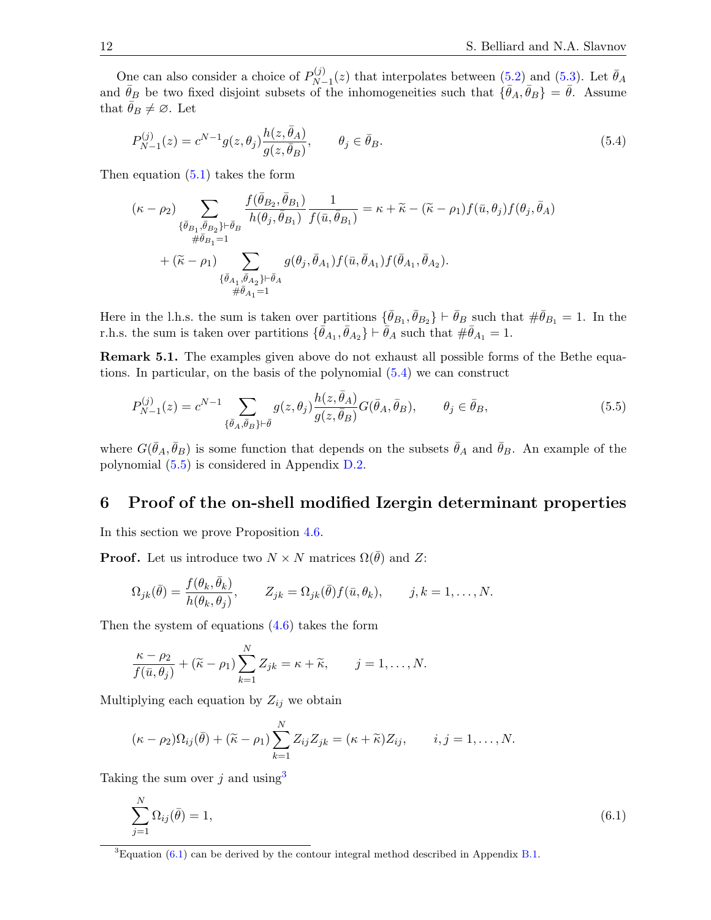One can also consider a choice of $P_{N-1}^{(j)}(z)$ that interpolates between (5.2) and (5.3). Let $\bar{\theta}_A$ and $\bar{\theta}_B$ be two fixed disjoint subsets of the inhomogeneities such that $\{\bar{\theta}_A, \bar{\theta}_B\} = \bar{\theta}$. Assume that $\bar{\theta}_B \neq \varnothing$. Let

$$
P_{N-1}^{(j)}(z) = c^{N-1} g(z,\theta_j) \frac{h(z,\bar{\theta}_A)}{g(z,\bar{\theta}_B)}, \qquad \theta_j \in \bar{\theta}_B. \tag{5.4}
$$

Then equation (5.1) takes the form

$$
\begin{aligned}
(\kappa - \rho_2) \sum_{\substack{\{\bar{\theta}_{B_1},\bar{\theta}_{B_2}\}\vdash\bar{\theta}_B \\ \#\bar{\theta}_{B_1}=1}} \frac{f(\bar{\theta}_{B_2},\bar{\theta}_{B_1})}{h(\theta_j,\bar{\theta}_{B_1})} \frac{1}{f(\bar{u},\bar{\theta}_{B_1})} &= \kappa + \widetilde{\kappa} - (\widetilde{\kappa} - \rho_1) f(\bar{u},\theta_j) f(\theta_j,\bar{\theta}_A) \\
&+ (\widetilde{\kappa} - \rho_1) \sum_{\substack{\{\bar{\theta}_{A_1},\bar{\theta}_{A_2}\}\vdash\bar{\theta}_A \\ \#\bar{\theta}_{A_1}=1}} g(\theta_j,\bar{\theta}_{A_1}) f(\bar{u},\bar{\theta}_{A_1}) f(\bar{\theta}_{A_1},\bar{\theta}_{A_2}).
\end{aligned}
$$

Here in the l.h.s. the sum is taken over partitions $\{\bar{\theta}_{B_1},\bar{\theta}_{B_2}\} \vdash \bar{\theta}_B$ such that $\#\bar{\theta}_{B_1} = 1$. In the r.h.s. the sum is taken over partitions $\{\bar{\theta}_{A_1},\bar{\theta}_{A_2}\} \vdash \bar{\theta}_A$ such that $\#\bar{\theta}_{A_1} = 1$.

**Remark 5.1.** The examples given above do not exhaust all possible forms of the Bethe equations. In particular, on the basis of the polynomial (5.4) we can construct

$$
P_{N-1}^{(j)}(z) = c^{N-1} \sum_{\{\bar{\theta}_A,\bar{\theta}_B\}\vdash\bar{\theta}} g(z,\theta_j) \frac{h(z,\bar{\theta}_A)}{g(z,\bar{\theta}_B)} G(\bar{\theta}_A,\bar{\theta}_B), \qquad \theta_j \in \bar{\theta}_B, \tag{5.5}
$$

where $G(\bar{\theta}_A,\bar{\theta}_B)$ is some function that depends on the subsets $\bar{\theta}_A$ and $\bar{\theta}_B$. An example of the polynomial (5.5) is considered in Appendix D.2.

## 6 Proof of the on-shell modified Izergin determinant properties

In this section we prove Proposition 4.6.

**Proof.** Let us introduce two $N \times N$ matrices $\Omega(\bar{\theta})$ and $Z$:

$$
\Omega_{jk}(\bar{\theta}) = \frac{f(\theta_k,\bar{\theta}_k)}{h(\theta_k,\theta_j)}, \qquad Z_{jk} = \Omega_{jk}(\bar{\theta}) f(\bar{u},\theta_k), \qquad j,k = 1,\dots,N.
$$

Then the system of equations (4.6) takes the form

$$
\frac{\kappa - \rho_2}{f(\bar{u},\theta_j)} + (\widetilde{\kappa} - \rho_1) \sum_{k=1}^{N} Z_{jk} = \kappa + \widetilde{\kappa}, \qquad j = 1,\dots,N.
$$

Multiplying each equation by $Z_{ij}$ we obtain

$$
(\kappa - \rho_2)\Omega_{ij}(\bar{\theta}) + (\widetilde{\kappa} - \rho_1) \sum_{k=1}^{N} Z_{ij} Z_{jk} = (\kappa + \widetilde{\kappa}) Z_{ij}, \qquad i,j = 1,\dots,N.
$$

Taking the sum over $j$ and using[3]

$$
\sum_{j=1}^{N} \Omega_{ij}(\bar{\theta}) = 1, \tag{6.1}
$$

[3] Equation (6.1) can be derived by the contour integral method described in Appendix B.1.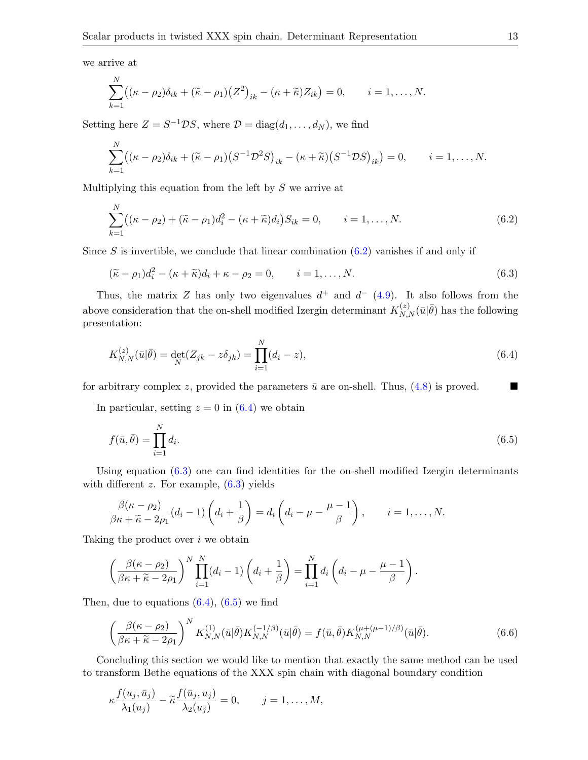we arrive at

$$\sum_{k=1}^{N}\big((\kappa-\rho_2)\delta_{ik}+(\widetilde{\kappa}-\rho_1)\big(Z^2\big)_{ik}-(\kappa+\widetilde{\kappa})Z_{ik}\big)=0,\qquad i=1,\dots,N.$$

Setting here $Z=S^{-1}\mathcal{D}S$, where $\mathcal{D}=\mathrm{diag}(d_1,\dots,d_N)$, we find

$$\sum_{k=1}^{N}\big((\kappa-\rho_2)\delta_{ik}+(\widetilde{\kappa}-\rho_1)\big(S^{-1}\mathcal{D}^2S\big)_{ik}-(\kappa+\widetilde{\kappa})\big(S^{-1}\mathcal{D}S\big)_{ik}\big)=0,\qquad i=1,\dots,N.$$

Multiplying this equation from the left by $S$ we arrive at

$$\sum_{k=1}^{N}\big((\kappa-\rho_2)+(\widetilde{\kappa}-\rho_1)d_i^2-(\kappa+\widetilde{\kappa})d_i\big)S_{ik}=0,\qquad i=1,\dots,N. \tag{6.2}$$

Since $S$ is invertible, we conclude that linear combination (6.2) vanishes if and only if

$$(\widetilde{\kappa}-\rho_1)d_i^2-(\kappa+\widetilde{\kappa})d_i+\kappa-\rho_2=0,\qquad i=1,\dots,N. \tag{6.3}$$

Thus, the matrix $Z$ has only two eigenvalues $d^+$ and $d^-$ (4.9). It also follows from the above consideration that the on-shell modified Izergin determinant $K^{(z)}_{N,N}(\bar u|\bar\theta)$ has the following presentation:

$$K^{(z)}_{N,N}(\bar u|\bar\theta)=\det_N(Z_{jk}-z\delta_{jk})=\prod_{i=1}^{N}(d_i-z), \tag{6.4}$$

for arbitrary complex $z$, provided the parameters $\bar u$ are on-shell. Thus, (4.8) is proved. ■

In particular, setting $z=0$ in (6.4) we obtain

$$f(\bar u,\bar\theta)=\prod_{i=1}^{N}d_i. \tag{6.5}$$

Using equation (6.3) one can find identities for the on-shell modified Izergin determinants with different $z$. For example, (6.3) yields

$$\frac{\beta(\kappa-\rho_2)}{\beta\kappa+\widetilde{\kappa}-2\rho_1}(d_i-1)\left(d_i+\frac{1}{\beta}\right)=d_i\left(d_i-\mu-\frac{\mu-1}{\beta}\right),\qquad i=1,\dots,N.$$

Taking the product over $i$ we obtain

$$\left(\frac{\beta(\kappa-\rho_2)}{\beta\kappa+\widetilde{\kappa}-2\rho_1}\right)^N\prod_{i=1}^{N}(d_i-1)\left(d_i+\frac{1}{\beta}\right)=\prod_{i=1}^{N}d_i\left(d_i-\mu-\frac{\mu-1}{\beta}\right).$$

Then, due to equations (6.4), (6.5) we find

$$\left(\frac{\beta(\kappa-\rho_2)}{\beta\kappa+\widetilde{\kappa}-2\rho_1}\right)^N K^{(1)}_{N,N}(\bar u|\bar\theta)K^{(-1/\beta)}_{N,N}(\bar u|\bar\theta)=f(\bar u,\bar\theta)K^{(\mu+(\mu-1)/\beta)}_{N,N}(\bar u|\bar\theta). \tag{6.6}$$

Concluding this section we would like to mention that exactly the same method can be used to transform Bethe equations of the XXX spin chain with diagonal boundary condition

$$\kappa\frac{f(u_j,\bar u_j)}{\lambda_1(u_j)}-\widetilde{\kappa}\frac{f(\bar u_j,u_j)}{\lambda_2(u_j)}=0,\qquad j=1,\dots,M,$$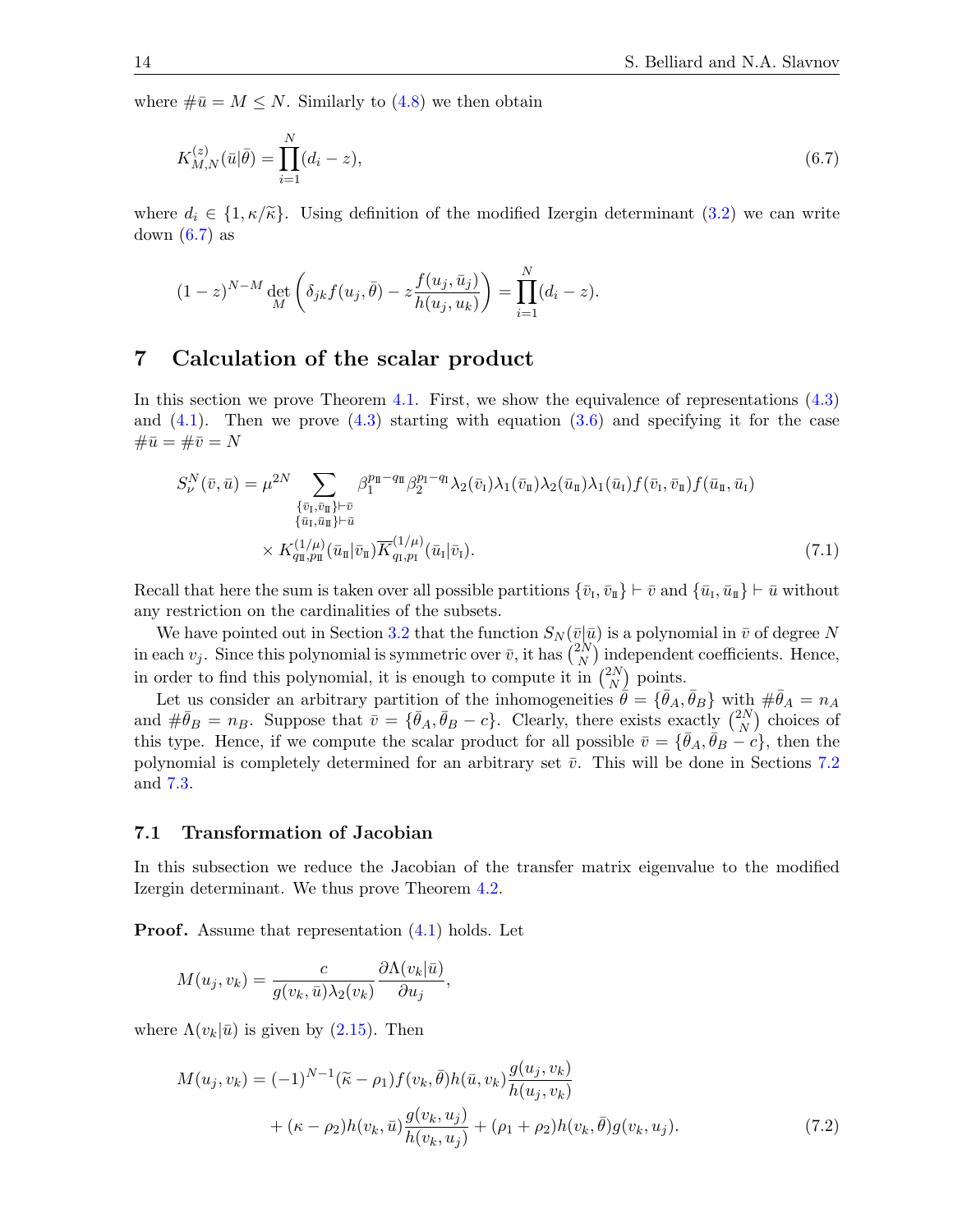where $\#\bar{u} = M \le N$. Similarly to (4.8) we then obtain

$$K^{(z)}_{M,N}(\bar{u}|\bar{\theta}) = \prod_{i=1}^{N}(d_i - z), \tag{6.7}$$

where $d_i \in \{1, \kappa/\widetilde{\kappa}\}$. Using definition of the modified Izergin determinant (3.2) we can write down (6.7) as

$$(1-z)^{N-M} \det_M \left( \delta_{jk} f(u_j, \bar{\theta}) - z \frac{f(u_j, \bar{u}_j)}{h(u_j, u_k)} \right) = \prod_{i=1}^{N}(d_i - z).$$

## 7 Calculation of the scalar product

In this section we prove Theorem 4.1. First, we show the equivalence of representations (4.3) and (4.1). Then we prove (4.3) starting with equation (3.6) and specifying it for the case $\#\bar{u} = \#\bar{v} = N$

$$\begin{aligned} S^N_\nu(\bar{v}, \bar{u}) = \mu^{2N} \sum_{\substack{\{\bar{v}_{\rm I}, \bar{v}_{\rm II}\} \vdash \bar{v} \\ \{\bar{u}_{\rm I}, \bar{u}_{\rm II}\} \vdash \bar{u}}} & \beta_1^{p_{\rm II} - q_{\rm II}} \beta_2^{p_{\rm I} - q_{\rm I}} \lambda_2(\bar{v}_{\rm I}) \lambda_1(\bar{v}_{\rm II}) \lambda_2(\bar{u}_{\rm II}) \lambda_1(\bar{u}_{\rm I}) f(\bar{v}_{\rm I}, \bar{v}_{\rm II}) f(\bar{u}_{\rm II}, \bar{u}_{\rm I}) \\ & \times K^{(1/\mu)}_{q_{\rm II}, p_{\rm II}}(\bar{u}_{\rm II}|\bar{v}_{\rm II}) \overline{K}^{(1/\mu)}_{q_{\rm I}, p_{\rm I}}(\bar{u}_{\rm I}|\bar{v}_{\rm I}). \end{aligned} \tag{7.1}$$

Recall that here the sum is taken over all possible partitions $\{\bar{v}_{\rm I}, \bar{v}_{\rm II}\} \vdash \bar{v}$ and $\{\bar{u}_{\rm I}, \bar{u}_{\rm II}\} \vdash \bar{u}$ without any restriction on the cardinalities of the subsets.

We have pointed out in Section 3.2 that the function $S_N(\bar{v}|\bar{u})$ is a polynomial in $\bar{v}$ of degree $N$ in each $v_j$. Since this polynomial is symmetric over $\bar{v}$, it has $\binom{2N}{N}$ independent coefficients. Hence, in order to find this polynomial, it is enough to compute it in $\binom{2N}{N}$ points.

Let us consider an arbitrary partition of the inhomogeneities $\bar{\theta} = \{\bar{\theta}_A, \bar{\theta}_B\}$ with $\#\bar{\theta}_A = n_A$ and $\#\bar{\theta}_B = n_B$. Suppose that $\bar{v} = \{\bar{\theta}_A, \bar{\theta}_B - c\}$. Clearly, there exists exactly $\binom{2N}{N}$ choices of this type. Hence, if we compute the scalar product for all possible $\bar{v} = \{\bar{\theta}_A, \bar{\theta}_B - c\}$, then the polynomial is completely determined for an arbitrary set $\bar{v}$. This will be done in Sections 7.2 and 7.3.

### 7.1 Transformation of Jacobian

In this subsection we reduce the Jacobian of the transfer matrix eigenvalue to the modified Izergin determinant. We thus prove Theorem 4.2.

**Proof.** Assume that representation (4.1) holds. Let

$$M(u_j, v_k) = \frac{c}{g(v_k, \bar{u}) \lambda_2(v_k)} \frac{\partial \Lambda(v_k|\bar{u})}{\partial u_j},$$

where $\Lambda(v_k|\bar{u})$ is given by (2.15). Then

$$\begin{aligned} M(u_j, v_k) = (-1)^{N-1} (\widetilde{\kappa} - \rho_1) f(v_k, \bar{\theta}) h(\bar{u}, v_k) \frac{g(u_j, v_k)}{h(u_j, v_k)} \\ + (\kappa - \rho_2) h(v_k, \bar{u}) \frac{g(v_k, u_j)}{h(v_k, u_j)} + (\rho_1 + \rho_2) h(v_k, \bar{\theta}) g(v_k, u_j). \end{aligned} \tag{7.2}$$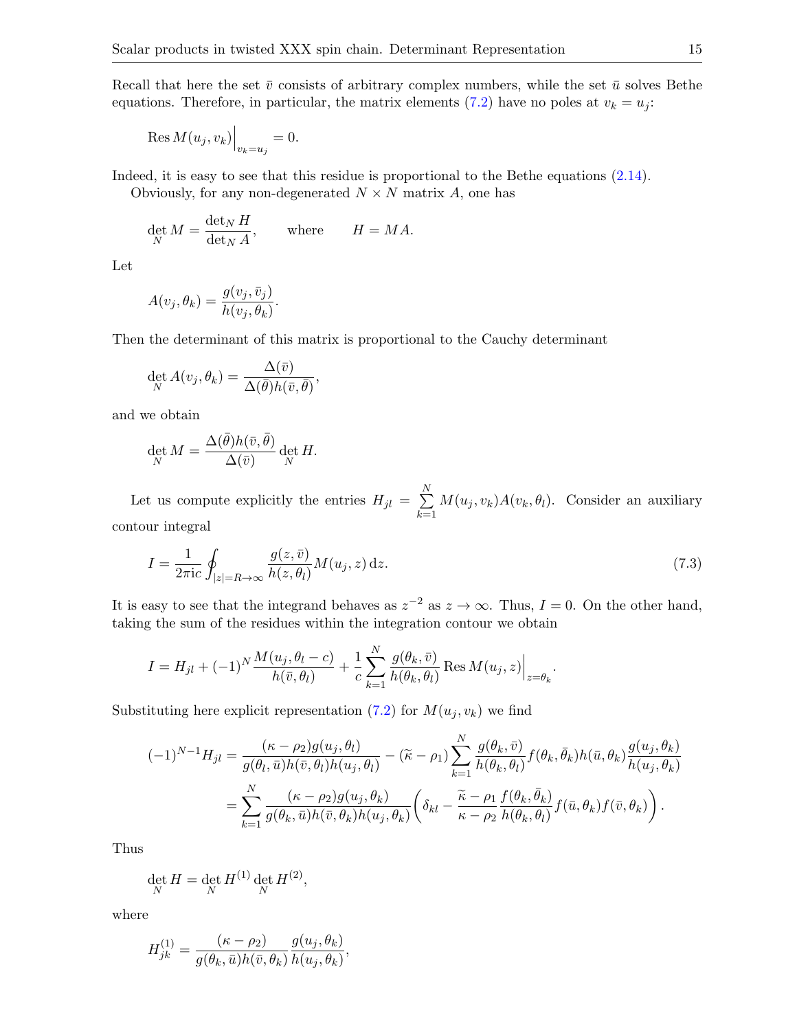Recall that here the set $\bar{v}$ consists of arbitrary complex numbers, while the set $\bar{u}$ solves Bethe equations. Therefore, in particular, the matrix elements (7.2) have no poles at $v_k = u_j$:

$$\operatorname{Res} M(u_j, v_k)\Big|_{v_k=u_j} = 0.$$

Indeed, it is easy to see that this residue is proportional to the Bethe equations (2.14).

Obviously, for any non-degenerated $N \times N$ matrix $A$, one has

$$\det_N M = \frac{\det_N H}{\det_N A}, \qquad \text{where} \qquad H = MA.$$

Let

$$A(v_j, \theta_k) = \frac{g(v_j, \bar{v}_j)}{h(v_j, \theta_k)}.$$

Then the determinant of this matrix is proportional to the Cauchy determinant

$$\det_N A(v_j, \theta_k) = \frac{\Delta(\bar{v})}{\Delta(\bar{\theta}) h(\bar{v}, \bar{\theta})},$$

and we obtain

$$\det_N M = \frac{\Delta(\bar{\theta}) h(\bar{v}, \bar{\theta})}{\Delta(\bar{v})} \det_N H.$$

Let us compute explicitly the entries $H_{jl} = \sum_{k=1}^{N} M(u_j, v_k) A(v_k, \theta_l)$. Consider an auxiliary contour integral

$$I = \frac{1}{2\pi i c} \oint_{|z|=R\to\infty} \frac{g(z, \bar{v})}{h(z, \theta_l)} M(u_j, z)\, \mathrm{d}z. \tag{7.3}$$

It is easy to see that the integrand behaves as $z^{-2}$ as $z \to \infty$. Thus, $I = 0$. On the other hand, taking the sum of the residues within the integration contour we obtain

$$I = H_{jl} + (-1)^N \frac{M(u_j, \theta_l - c)}{h(\bar{v}, \theta_l)} + \frac{1}{c} \sum_{k=1}^{N} \frac{g(\theta_k, \bar{v})}{h(\theta_k, \theta_l)} \operatorname{Res} M(u_j, z)\Big|_{z=\theta_k}.$$

Substituting here explicit representation (7.2) for $M(u_j, v_k)$ we find

$$\begin{aligned}
(-1)^{N-1} H_{jl} &= \frac{(\kappa - \rho_2) g(u_j, \theta_l)}{g(\theta_l, \bar{u}) h(\bar{v}, \theta_l) h(u_j, \theta_l)} - (\widetilde{\kappa} - \rho_1) \sum_{k=1}^{N} \frac{g(\theta_k, \bar{v})}{h(\theta_k, \theta_l)} f(\theta_k, \bar{\theta}_k) h(\bar{u}, \theta_k) \frac{g(u_j, \theta_k)}{h(u_j, \theta_k)} \\
&= \sum_{k=1}^{N} \frac{(\kappa - \rho_2) g(u_j, \theta_k)}{g(\theta_k, \bar{u}) h(\bar{v}, \theta_k) h(u_j, \theta_k)} \left( \delta_{kl} - \frac{\widetilde{\kappa} - \rho_1}{\kappa - \rho_2} \frac{f(\theta_k, \bar{\theta}_k)}{h(\theta_k, \theta_l)} f(\bar{u}, \theta_k) f(\bar{v}, \theta_k) \right).
\end{aligned}$$

Thus

$$\det_N H = \det_N H^{(1)} \det_N H^{(2)},$$

where

$$H^{(1)}_{jk} = \frac{(\kappa - \rho_2)}{g(\theta_k, \bar{u}) h(\bar{v}, \theta_k)} \frac{g(u_j, \theta_k)}{h(u_j, \theta_k)},$$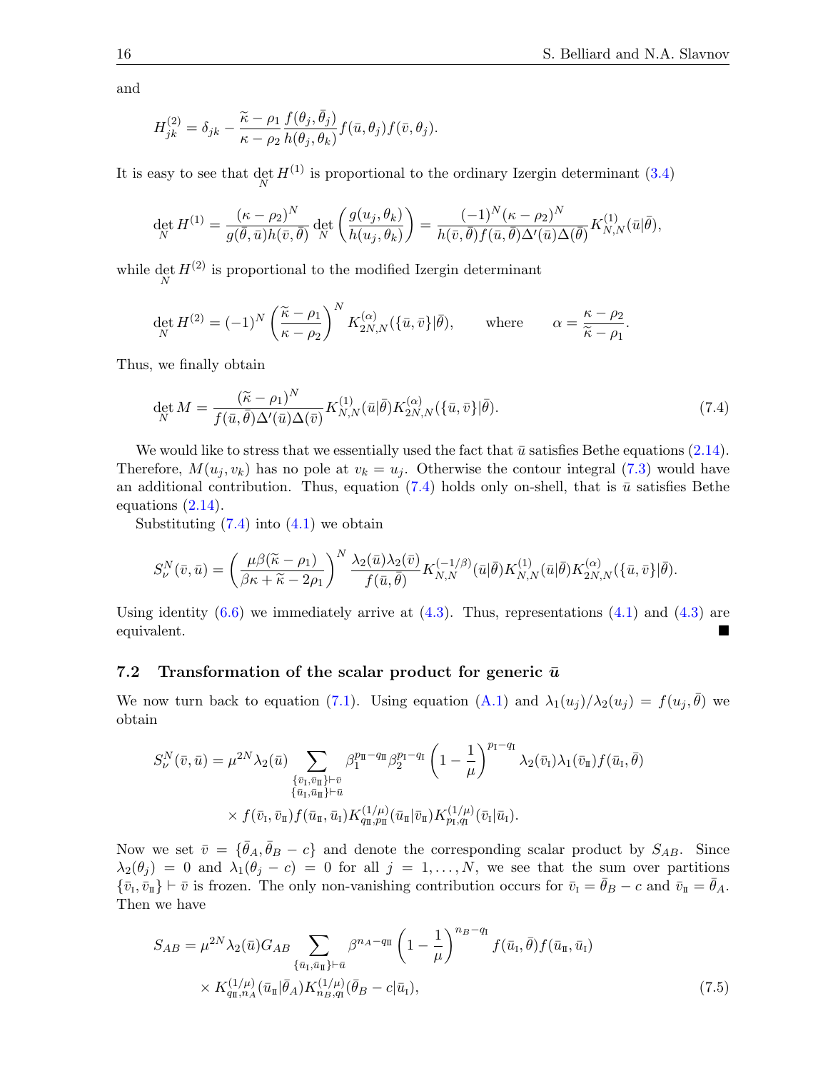and

$$H^{(2)}_{jk} = \delta_{jk} - \frac{\widetilde{\kappa} - \rho_1}{\kappa - \rho_2} \frac{f(\theta_j, \bar{\theta}_j)}{h(\theta_j, \theta_k)} f(\bar{u}, \theta_j) f(\bar{v}, \theta_j).$$

It is easy to see that $\det_N H^{(1)}$ is proportional to the ordinary Izergin determinant (3.4)

$$\det_N H^{(1)} = \frac{(\kappa - \rho_2)^N}{g(\bar{\theta}, \bar{u}) h(\bar{v}, \bar{\theta})} \det_N \left( \frac{g(u_j, \theta_k)}{h(u_j, \theta_k)} \right) = \frac{(-1)^N (\kappa - \rho_2)^N}{h(\bar{v}, \bar{\theta}) f(\bar{u}, \bar{\theta}) \Delta'(\bar{u}) \Delta(\bar{\theta})} K^{(1)}_{N,N}(\bar{u}|\bar{\theta}),$$

while $\det_N H^{(2)}$ is proportional to the modified Izergin determinant

$$\det_N H^{(2)} = (-1)^N \left( \frac{\widetilde{\kappa} - \rho_1}{\kappa - \rho_2} \right)^N K^{(\alpha)}_{2N,N}(\{\bar{u}, \bar{v}\}|\bar{\theta}), \qquad \text{where} \qquad \alpha = \frac{\kappa - \rho_2}{\widetilde{\kappa} - \rho_1}.$$

Thus, we finally obtain

$$\det_N M = \frac{(\widetilde{\kappa} - \rho_1)^N}{f(\bar{u}, \bar{\theta}) \Delta'(\bar{u}) \Delta(\bar{v})} K^{(1)}_{N,N}(\bar{u}|\bar{\theta}) K^{(\alpha)}_{2N,N}(\{\bar{u}, \bar{v}\}|\bar{\theta}). \tag{7.4}$$

We would like to stress that we essentially used the fact that $\bar{u}$ satisfies Bethe equations (2.14). Therefore, $M(u_j, v_k)$ has no pole at $v_k = u_j$. Otherwise the contour integral (7.3) would have an additional contribution. Thus, equation (7.4) holds only on-shell, that is $\bar{u}$ satisfies Bethe equations (2.14).

Substituting (7.4) into (4.1) we obtain

$$S^N_\nu(\bar{v}, \bar{u}) = \left( \frac{\mu\beta(\widetilde{\kappa} - \rho_1)}{\beta\kappa + \widetilde{\kappa} - 2\rho_1} \right)^N \frac{\lambda_2(\bar{u})\lambda_2(\bar{v})}{f(\bar{u}, \bar{\theta})} K^{(-1/\beta)}_{N,N}(\bar{u}|\bar{\theta}) K^{(1)}_{N,N}(\bar{u}|\bar{\theta}) K^{(\alpha)}_{2N,N}(\{\bar{u}, \bar{v}\}|\bar{\theta}).$$

Using identity (6.6) we immediately arrive at (4.3). Thus, representations (4.1) and (4.3) are equivalent. ■

### 7.2 Transformation of the scalar product for generic $\bar{u}$

We now turn back to equation (7.1). Using equation (A.1) and $\lambda_1(u_j)/\lambda_2(u_j) = f(u_j, \bar{\theta})$ we obtain

$$\begin{aligned} S^N_\nu(\bar{v}, \bar{u}) = \mu^{2N} \lambda_2(\bar{u}) \sum_{\substack{\{\bar{v}_{\rm I}, \bar{v}_{\rm II}\} \vdash \bar{v} \\ \{\bar{u}_{\rm I}, \bar{u}_{\rm II}\} \vdash \bar{u}}} \beta_1^{p_{\rm II} - q_{\rm II}} \beta_2^{p_{\rm I} - q_{\rm I}} \left( 1 - \frac{1}{\mu} \right)^{p_{\rm I} - q_{\rm I}} \lambda_2(\bar{v}_{\rm I}) \lambda_1(\bar{v}_{\rm II}) f(\bar{u}_{\rm I}, \bar{\theta}) \\ \times f(\bar{v}_{\rm I}, \bar{v}_{\rm II}) f(\bar{u}_{\rm II}, \bar{u}_{\rm I}) K^{(1/\mu)}_{q_{\rm II}, p_{\rm II}}(\bar{u}_{\rm II}|\bar{v}_{\rm II}) K^{(1/\mu)}_{p_{\rm I}, q_{\rm I}}(\bar{v}_{\rm I}|\bar{u}_{\rm I}). \end{aligned}$$

Now we set $\bar{v} = \{\bar{\theta}_A, \bar{\theta}_B - c\}$ and denote the corresponding scalar product by $S_{AB}$. Since $\lambda_2(\theta_j) = 0$ and $\lambda_1(\theta_j - c) = 0$ for all $j = 1, \dots, N$, we see that the sum over partitions $\{\bar{v}_{\rm I}, \bar{v}_{\rm II}\} \vdash \bar{v}$ is frozen. The only non-vanishing contribution occurs for $\bar{v}_{\rm I} = \bar{\theta}_B - c$ and $\bar{v}_{\rm II} = \bar{\theta}_A$. Then we have

$$\begin{aligned} S_{AB} = \mu^{2N} \lambda_2(\bar{u}) G_{AB} \sum_{\{\bar{u}_{\rm I}, \bar{u}_{\rm II}\} \vdash \bar{u}} \beta^{n_A - q_{\rm II}} \left( 1 - \frac{1}{\mu} \right)^{n_B - q_{\rm I}} f(\bar{u}_{\rm I}, \bar{\theta}) f(\bar{u}_{\rm II}, \bar{u}_{\rm I}) \\ \times K^{(1/\mu)}_{q_{\rm II}, n_A}(\bar{u}_{\rm II}|\bar{\theta}_A) K^{(1/\mu)}_{n_B, q_{\rm I}}(\bar{\theta}_B - c|\bar{u}_{\rm I}), \end{aligned} \tag{7.5}$$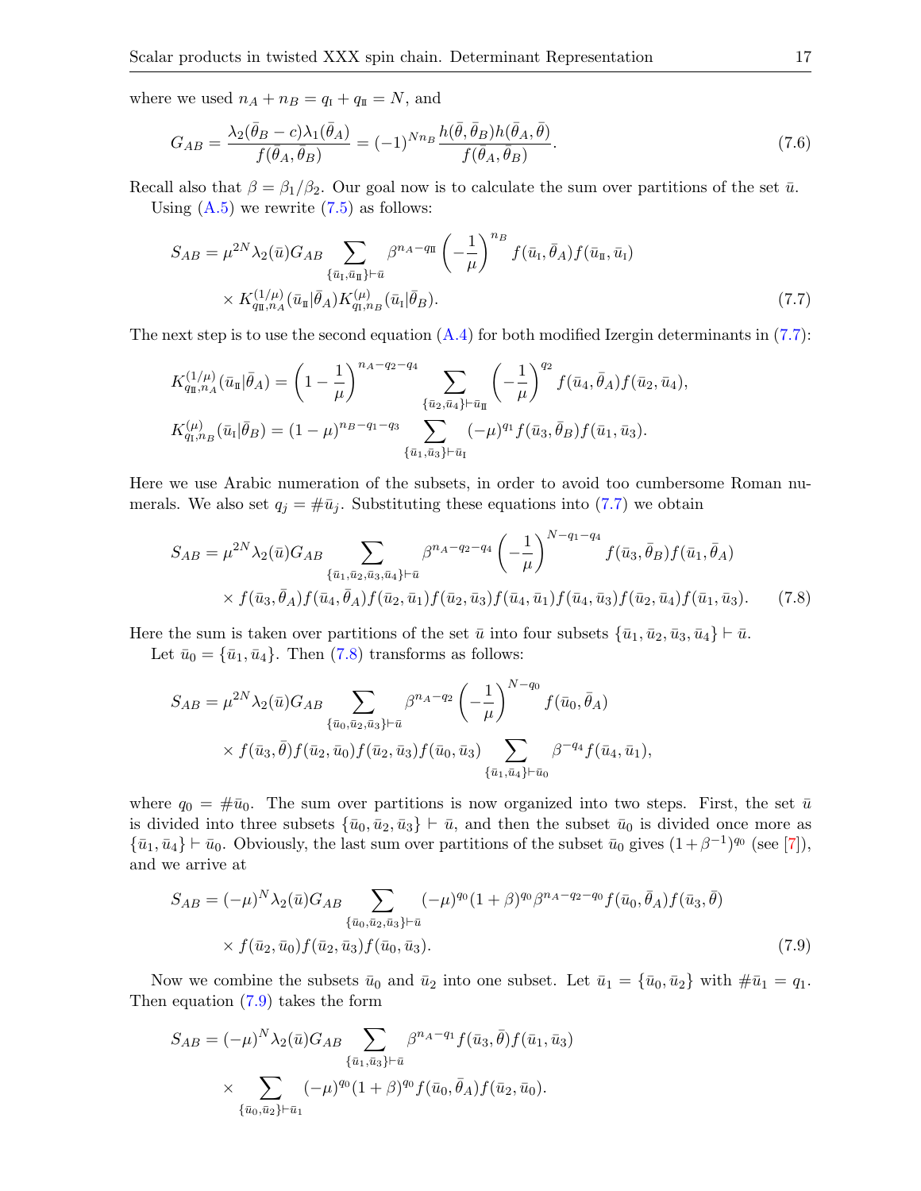where we used $n_A + n_B = q_{\rm I} + q_{\rm II} = N$, and

$$G_{AB} = \frac{\lambda_2(\bar\theta_B - c)\lambda_1(\bar\theta_A)}{f(\bar\theta_A, \bar\theta_B)} = (-1)^{Nn_B}\frac{h(\bar\theta, \bar\theta_B)h(\bar\theta_A, \bar\theta)}{f(\bar\theta_A, \bar\theta_B)}. \tag{7.6}$$

Recall also that $\beta = \beta_1/\beta_2$. Our goal now is to calculate the sum over partitions of the set $\bar u$.

Using (A.5) we rewrite (7.5) as follows:

$$\begin{aligned} S_{AB} = \mu^{2N}\lambda_2(\bar u)G_{AB} &\sum_{\{\bar u_{\rm I}, \bar u_{\rm II}\}\vdash \bar u} \beta^{n_A - q_{\rm II}}\left(-\frac{1}{\mu}\right)^{n_B} f(\bar u_{\rm I}, \bar\theta_A)f(\bar u_{\rm II}, \bar u_{\rm I}) \\ &\times K^{(1/\mu)}_{q_{\rm II}, n_A}(\bar u_{\rm II}|\bar\theta_A)K^{(\mu)}_{q_{\rm I}, n_B}(\bar u_{\rm I}|\bar\theta_B). \end{aligned} \tag{7.7}$$

The next step is to use the second equation (A.4) for both modified Izergin determinants in (7.7):

$$\begin{aligned} K^{(1/\mu)}_{q_{\rm II}, n_A}(\bar u_{\rm II}|\bar\theta_A) &= \left(1 - \frac{1}{\mu}\right)^{n_A - q_2 - q_4} \sum_{\{\bar u_2, \bar u_4\}\vdash \bar u_{\rm II}} \left(-\frac{1}{\mu}\right)^{q_2} f(\bar u_4, \bar\theta_A)f(\bar u_2, \bar u_4), \\ K^{(\mu)}_{q_{\rm I}, n_B}(\bar u_{\rm I}|\bar\theta_B) &= (1 - \mu)^{n_B - q_1 - q_3} \sum_{\{\bar u_1, \bar u_3\}\vdash \bar u_{\rm I}} (-\mu)^{q_1} f(\bar u_3, \bar\theta_B)f(\bar u_1, \bar u_3). \end{aligned}$$

Here we use Arabic numeration of the subsets, in order to avoid too cumbersome Roman numerals. We also set $q_j = \#\bar u_j$. Substituting these equations into (7.7) we obtain

$$\begin{aligned} S_{AB} = \mu^{2N}\lambda_2(\bar u)G_{AB} &\sum_{\{\bar u_1, \bar u_2, \bar u_3, \bar u_4\}\vdash \bar u} \beta^{n_A - q_2 - q_4}\left(-\frac{1}{\mu}\right)^{N - q_1 - q_4} f(\bar u_3, \bar\theta_B)f(\bar u_1, \bar\theta_A) \\ &\times f(\bar u_3, \bar\theta_A)f(\bar u_4, \bar\theta_A)f(\bar u_2, \bar u_1)f(\bar u_2, \bar u_3)f(\bar u_4, \bar u_1)f(\bar u_4, \bar u_3)f(\bar u_2, \bar u_4)f(\bar u_1, \bar u_3). \end{aligned} \tag{7.8}$$

Here the sum is taken over partitions of the set $\bar u$ into four subsets $\{\bar u_1, \bar u_2, \bar u_3, \bar u_4\}\vdash \bar u$.

Let $\bar u_0 = \{\bar u_1, \bar u_4\}$. Then (7.8) transforms as follows:

$$\begin{aligned} S_{AB} = \mu^{2N}\lambda_2(\bar u)G_{AB} &\sum_{\{\bar u_0, \bar u_2, \bar u_3\}\vdash \bar u} \beta^{n_A - q_2}\left(-\frac{1}{\mu}\right)^{N - q_0} f(\bar u_0, \bar\theta_A) \\ &\times f(\bar u_3, \bar\theta)f(\bar u_2, \bar u_0)f(\bar u_2, \bar u_3)f(\bar u_0, \bar u_3)\sum_{\{\bar u_1, \bar u_4\}\vdash \bar u_0} \beta^{-q_4} f(\bar u_4, \bar u_1), \end{aligned}$$

where $q_0 = \#\bar u_0$. The sum over partitions is now organized into two steps. First, the set $\bar u$ is divided into three subsets $\{\bar u_0, \bar u_2, \bar u_3\}\vdash \bar u$, and then the subset $\bar u_0$ is divided once more as $\{\bar u_1, \bar u_4\}\vdash \bar u_0$. Obviously, the last sum over partitions of the subset $\bar u_0$ gives $(1+\beta^{-1})^{q_0}$ (see [7]), and we arrive at

$$\begin{aligned} S_{AB} = (-\mu)^N\lambda_2(\bar u)G_{AB} &\sum_{\{\bar u_0, \bar u_2, \bar u_3\}\vdash \bar u} (-\mu)^{q_0}(1+\beta)^{q_0}\beta^{n_A - q_2 - q_0} f(\bar u_0, \bar\theta_A)f(\bar u_3, \bar\theta) \\ &\times f(\bar u_2, \bar u_0)f(\bar u_2, \bar u_3)f(\bar u_0, \bar u_3). \end{aligned} \tag{7.9}$$

Now we combine the subsets $\bar u_0$ and $\bar u_2$ into one subset. Let $\bar u_1 = \{\bar u_0, \bar u_2\}$ with $\#\bar u_1 = q_1$. Then equation (7.9) takes the form

$$\begin{aligned} S_{AB} = (-\mu)^N\lambda_2(\bar u)G_{AB} &\sum_{\{\bar u_1, \bar u_3\}\vdash \bar u} \beta^{n_A - q_1} f(\bar u_3, \bar\theta)f(\bar u_1, \bar u_3) \\ \times &\sum_{\{\bar u_0, \bar u_2\}\vdash \bar u_1} (-\mu)^{q_0}(1+\beta)^{q_0} f(\bar u_0, \bar\theta_A)f(\bar u_2, \bar u_0). \end{aligned}$$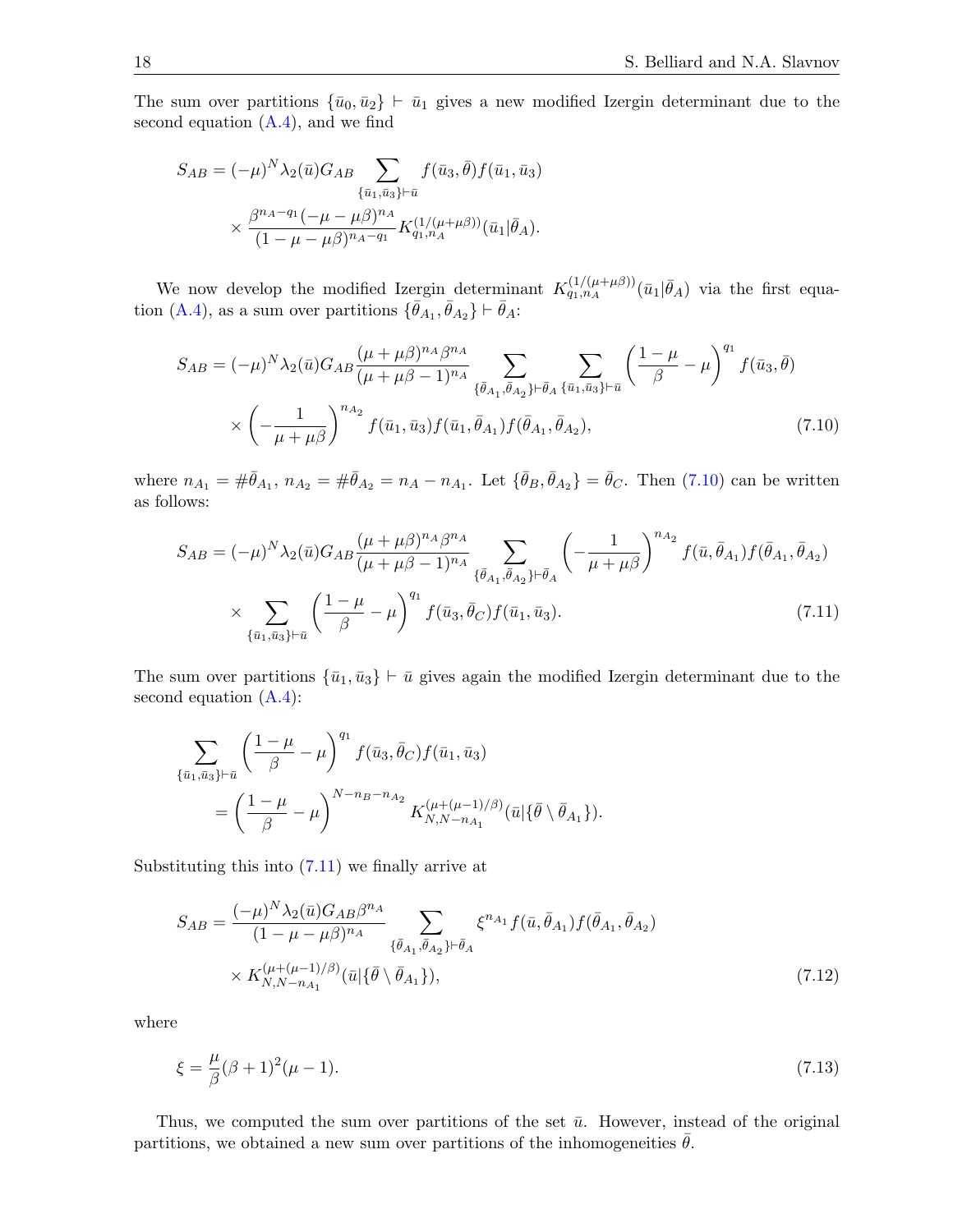The sum over partitions $\{\bar{u}_0, \bar{u}_2\} \vdash \bar{u}_1$ gives a new modified Izergin determinant due to the second equation (A.4), and we find

$$
\begin{aligned}
S_{AB} = (-\mu)^N \lambda_2(\bar{u}) G_{AB} \sum_{\{\bar{u}_1, \bar{u}_3\} \vdash \bar{u}} f(\bar{u}_3, \bar{\theta}) f(\bar{u}_1, \bar{u}_3) \\
\times \frac{\beta^{n_A - q_1} (-\mu - \mu\beta)^{n_A}}{(1 - \mu - \mu\beta)^{n_A - q_1}} K^{(1/(\mu+\mu\beta))}_{q_1, n_A}(\bar{u}_1 | \bar{\theta}_A).
\end{aligned}
$$

We now develop the modified Izergin determinant $K^{(1/(\mu+\mu\beta))}_{q_1, n_A}(\bar{u}_1 | \bar{\theta}_A)$ via the first equation (A.4), as a sum over partitions $\{\bar{\theta}_{A_1}, \bar{\theta}_{A_2}\} \vdash \bar{\theta}_A$:

$$
\begin{aligned}
S_{AB} = (-\mu)^N \lambda_2(\bar{u}) G_{AB} \frac{(\mu + \mu\beta)^{n_A} \beta^{n_A}}{(\mu + \mu\beta - 1)^{n_A}} \sum_{\{\bar{\theta}_{A_1}, \bar{\theta}_{A_2}\} \vdash \bar{\theta}_A} \sum_{\{\bar{u}_1, \bar{u}_3\} \vdash \bar{u}} \left( \frac{1-\mu}{\beta} - \mu \right)^{q_1} f(\bar{u}_3, \bar{\theta}) \\
\times \left( -\frac{1}{\mu + \mu\beta} \right)^{n_{A_2}} f(\bar{u}_1, \bar{u}_3) f(\bar{u}_1, \bar{\theta}_{A_1}) f(\bar{\theta}_{A_1}, \bar{\theta}_{A_2}),
\end{aligned}
\tag{7.10}
$$

where $n_{A_1} = \#\bar{\theta}_{A_1}$, $n_{A_2} = \#\bar{\theta}_{A_2} = n_A - n_{A_1}$. Let $\{\bar{\theta}_B, \bar{\theta}_{A_2}\} = \bar{\theta}_C$. Then (7.10) can be written as follows:

$$
\begin{aligned}
S_{AB} = (-\mu)^N \lambda_2(\bar{u}) G_{AB} \frac{(\mu + \mu\beta)^{n_A} \beta^{n_A}}{(\mu + \mu\beta - 1)^{n_A}} \sum_{\{\bar{\theta}_{A_1}, \bar{\theta}_{A_2}\} \vdash \bar{\theta}_A} \left( -\frac{1}{\mu + \mu\beta} \right)^{n_{A_2}} f(\bar{u}, \bar{\theta}_{A_1}) f(\bar{\theta}_{A_1}, \bar{\theta}_{A_2}) \\
\times \sum_{\{\bar{u}_1, \bar{u}_3\} \vdash \bar{u}} \left( \frac{1-\mu}{\beta} - \mu \right)^{q_1} f(\bar{u}_3, \bar{\theta}_C) f(\bar{u}_1, \bar{u}_3).
\end{aligned}
\tag{7.11}
$$

The sum over partitions $\{\bar{u}_1, \bar{u}_3\} \vdash \bar{u}$ gives again the modified Izergin determinant due to the second equation (A.4):

$$
\begin{aligned}
&\sum_{\{\bar{u}_1, \bar{u}_3\} \vdash \bar{u}} \left( \frac{1-\mu}{\beta} - \mu \right)^{q_1} f(\bar{u}_3, \bar{\theta}_C) f(\bar{u}_1, \bar{u}_3) \\
&\qquad = \left( \frac{1-\mu}{\beta} - \mu \right)^{N - n_B - n_{A_2}} K^{(\mu + (\mu-1)/\beta)}_{N, N - n_{A_1}}(\bar{u} | \{\bar{\theta} \setminus \bar{\theta}_{A_1}\}).
\end{aligned}
$$

Substituting this into (7.11) we finally arrive at

$$
\begin{aligned}
S_{AB} = \frac{(-\mu)^N \lambda_2(\bar{u}) G_{AB} \beta^{n_A}}{(1 - \mu - \mu\beta)^{n_A}} \sum_{\{\bar{\theta}_{A_1}, \bar{\theta}_{A_2}\} \vdash \bar{\theta}_A} \xi^{n_{A_1}} f(\bar{u}, \bar{\theta}_{A_1}) f(\bar{\theta}_{A_1}, \bar{\theta}_{A_2}) \\
\times K^{(\mu + (\mu-1)/\beta)}_{N, N - n_{A_1}}(\bar{u} | \{\bar{\theta} \setminus \bar{\theta}_{A_1}\}),
\end{aligned}
\tag{7.12}
$$

where

$$
\xi = \frac{\mu}{\beta} (\beta + 1)^2 (\mu - 1).
\tag{7.13}
$$

Thus, we computed the sum over partitions of the set $\bar{u}$. However, instead of the original partitions, we obtained a new sum over partitions of the inhomogeneities $\bar{\theta}$.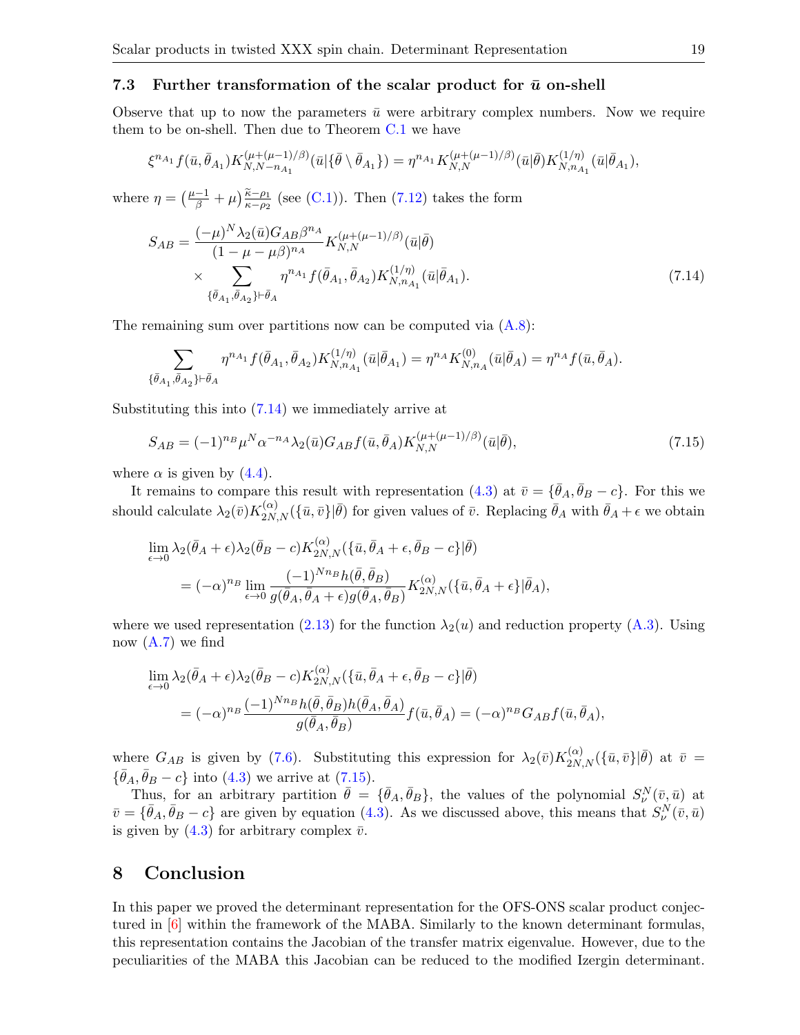### 7.3 Further transformation of the scalar product for $\bar{u}$ on-shell

Observe that up to now the parameters $\bar{u}$ were arbitrary complex numbers. Now we require them to be on-shell. Then due to Theorem C.1 we have

$$\xi^{n_{A_1}} f(\bar{u}, \bar{\theta}_{A_1}) K^{(\mu+(\mu-1)/\beta)}_{N,N-n_{A_1}}(\bar{u}|\{\bar{\theta} \setminus \bar{\theta}_{A_1}\}) = \eta^{n_{A_1}} K^{(\mu+(\mu-1)/\beta)}_{N,N}(\bar{u}|\bar{\theta}) K^{(1/\eta)}_{N,n_{A_1}}(\bar{u}|\bar{\theta}_{A_1}),$$

where $\eta = \left(\frac{\mu-1}{\beta} + \mu\right)\frac{\tilde{\kappa}-\rho_1}{\kappa-\rho_2}$ (see (C.1)). Then (7.12) takes the form

$$\begin{aligned} S_{AB} = \frac{(-\mu)^N \lambda_2(\bar{u}) G_{AB} \beta^{n_A}}{(1-\mu-\mu\beta)^{n_A}} K^{(\mu+(\mu-1)/\beta)}_{N,N}(\bar{u}|\bar{\theta}) \\ \times \sum_{\{\bar{\theta}_{A_1}, \bar{\theta}_{A_2}\} \vdash \bar{\theta}_A} \eta^{n_{A_1}} f(\bar{\theta}_{A_1}, \bar{\theta}_{A_2}) K^{(1/\eta)}_{N,n_{A_1}}(\bar{u}|\bar{\theta}_{A_1}). \end{aligned} \tag{7.14}$$

The remaining sum over partitions now can be computed via (A.8):

$$\sum_{\{\bar{\theta}_{A_1}, \bar{\theta}_{A_2}\} \vdash \bar{\theta}_A} \eta^{n_{A_1}} f(\bar{\theta}_{A_1}, \bar{\theta}_{A_2}) K^{(1/\eta)}_{N,n_{A_1}}(\bar{u}|\bar{\theta}_{A_1}) = \eta^{n_A} K^{(0)}_{N,n_A}(\bar{u}|\bar{\theta}_A) = \eta^{n_A} f(\bar{u}, \bar{\theta}_A).$$

Substituting this into (7.14) we immediately arrive at

$$S_{AB} = (-1)^{n_B} \mu^N \alpha^{-n_A} \lambda_2(\bar{u}) G_{AB} f(\bar{u}, \bar{\theta}_A) K^{(\mu+(\mu-1)/\beta)}_{N,N}(\bar{u}|\bar{\theta}), \tag{7.15}$$

where $\alpha$ is given by (4.4).

It remains to compare this result with representation (4.3) at $\bar{v} = \{\bar{\theta}_A, \bar{\theta}_B - c\}$. For this we should calculate $\lambda_2(\bar{v}) K^{(\alpha)}_{2N,N}(\{\bar{u}, \bar{v}\}|\bar{\theta})$ for given values of $\bar{v}$. Replacing $\bar{\theta}_A$ with $\bar{\theta}_A + \epsilon$ we obtain

$$\begin{aligned} &\lim_{\epsilon \to 0} \lambda_2(\bar{\theta}_A + \epsilon) \lambda_2(\bar{\theta}_B - c) K^{(\alpha)}_{2N,N}(\{\bar{u}, \bar{\theta}_A + \epsilon, \bar{\theta}_B - c\}|\bar{\theta}) \\ &\qquad = (-\alpha)^{n_B} \lim_{\epsilon \to 0} \frac{(-1)^{Nn_B} h(\bar{\theta}, \bar{\theta}_B)}{g(\bar{\theta}_A, \bar{\theta}_A + \epsilon) g(\bar{\theta}_A, \bar{\theta}_B)} K^{(\alpha)}_{2N,N}(\{\bar{u}, \bar{\theta}_A + \epsilon\}|\bar{\theta}_A), \end{aligned}$$

where we used representation (2.13) for the function $\lambda_2(u)$ and reduction property (A.3). Using now (A.7) we find

$$\begin{aligned} &\lim_{\epsilon \to 0} \lambda_2(\bar{\theta}_A + \epsilon) \lambda_2(\bar{\theta}_B - c) K^{(\alpha)}_{2N,N}(\{\bar{u}, \bar{\theta}_A + \epsilon, \bar{\theta}_B - c\}|\bar{\theta}) \\ &\qquad = (-\alpha)^{n_B} \frac{(-1)^{Nn_B} h(\bar{\theta}, \bar{\theta}_B) h(\bar{\theta}_A, \bar{\theta}_A)}{g(\bar{\theta}_A, \bar{\theta}_B)} f(\bar{u}, \bar{\theta}_A) = (-\alpha)^{n_B} G_{AB} f(\bar{u}, \bar{\theta}_A), \end{aligned}$$

where $G_{AB}$ is given by (7.6). Substituting this expression for $\lambda_2(\bar{v}) K^{(\alpha)}_{2N,N}(\{\bar{u}, \bar{v}\}|\bar{\theta})$ at $\bar{v} = \{\bar{\theta}_A, \bar{\theta}_B - c\}$ into (4.3) we arrive at (7.15).

Thus, for an arbitrary partition $\bar{\theta} = \{\bar{\theta}_A, \bar{\theta}_B\}$, the values of the polynomial $S^N_\nu(\bar{v}, \bar{u})$ at $\bar{v} = \{\bar{\theta}_A, \bar{\theta}_B - c\}$ are given by equation (4.3). As we discussed above, this means that $S^N_\nu(\bar{v}, \bar{u})$ is given by (4.3) for arbitrary complex $\bar{v}$.

## 8 Conclusion

In this paper we proved the determinant representation for the OFS-ONS scalar product conjectured in [6] within the framework of the MABA. Similarly to the known determinant formulas, this representation contains the Jacobian of the transfer matrix eigenvalue. However, due to the peculiarities of the MABA this Jacobian can be reduced to the modified Izergin determinant.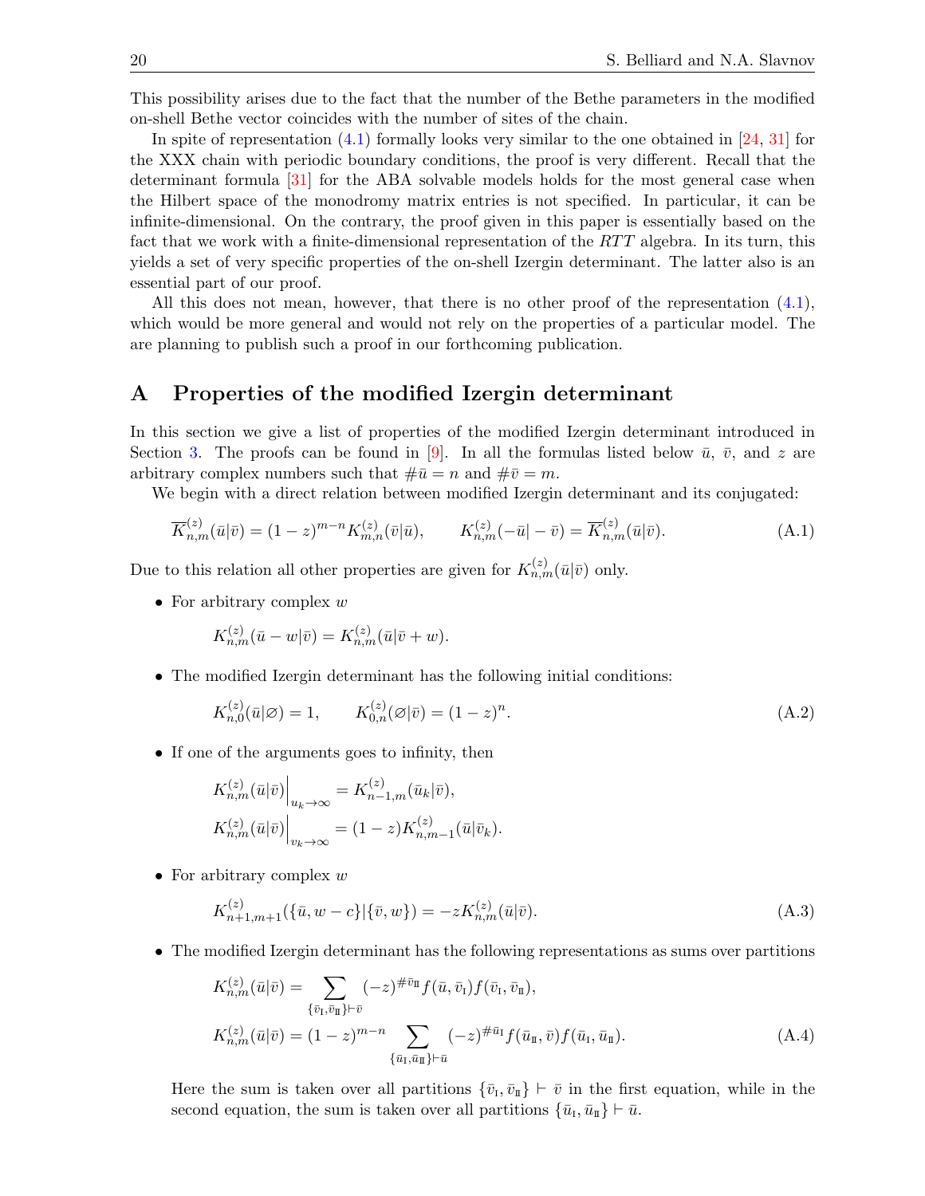This possibility arises due to the fact that the number of the Bethe parameters in the modified on-shell Bethe vector coincides with the number of sites of the chain.

In spite of representation (4.1) formally looks very similar to the one obtained in [24, 31] for the XXX chain with periodic boundary conditions, the proof is very different. Recall that the determinant formula [31] for the ABA solvable models holds for the most general case when the Hilbert space of the monodromy matrix entries is not specified. In particular, it can be infinite-dimensional. On the contrary, the proof given in this paper is essentially based on the fact that we work with a finite-dimensional representation of the $RTT$ algebra. In its turn, this yields a set of very specific properties of the on-shell Izergin determinant. The latter also is an essential part of our proof.

All this does not mean, however, that there is no other proof of the representation (4.1), which would be more general and would not rely on the properties of a particular model. The are planning to publish such a proof in our forthcoming publication.

## A Properties of the modified Izergin determinant

In this section we give a list of properties of the modified Izergin determinant introduced in Section 3. The proofs can be found in [9]. In all the formulas listed below $\bar u$, $\bar v$, and $z$ are arbitrary complex numbers such that $\#\bar u = n$ and $\#\bar v = m$.

We begin with a direct relation between modified Izergin determinant and its conjugated:

$$\overline{K}^{(z)}_{n,m}(\bar u|\bar v) = (1-z)^{m-n} K^{(z)}_{m,n}(\bar v|\bar u), \qquad K^{(z)}_{n,m}(-\bar u|-\bar v) = \overline{K}^{(z)}_{n,m}(\bar u|\bar v). \tag{A.1}$$

Due to this relation all other properties are given for $K^{(z)}_{n,m}(\bar u|\bar v)$ only.

- For arbitrary complex $w$

$$K^{(z)}_{n,m}(\bar u - w|\bar v) = K^{(z)}_{n,m}(\bar u|\bar v + w).$$

- The modified Izergin determinant has the following initial conditions:

$$K^{(z)}_{n,0}(\bar u|\varnothing) = 1, \qquad K^{(z)}_{0,n}(\varnothing|\bar v) = (1-z)^n. \tag{A.2}$$

- If one of the arguments goes to infinity, then

$$K^{(z)}_{n,m}(\bar u|\bar v)\Big|_{u_k\to\infty} = K^{(z)}_{n-1,m}(\bar u_k|\bar v),$$
$$K^{(z)}_{n,m}(\bar u|\bar v)\Big|_{v_k\to\infty} = (1-z)K^{(z)}_{n,m-1}(\bar u|\bar v_k).$$

- For arbitrary complex $w$

$$K^{(z)}_{n+1,m+1}(\{\bar u, w-c\}|\{\bar v, w\}) = -zK^{(z)}_{n,m}(\bar u|\bar v). \tag{A.3}$$

- The modified Izergin determinant has the following representations as sums over partitions

$$K^{(z)}_{n,m}(\bar u|\bar v) = \sum_{\{\bar v_{\rm I},\bar v_{\rm II}\}\vdash\bar v} (-z)^{\#\bar v_{\rm II}} f(\bar u, \bar v_{\rm I}) f(\bar v_{\rm I}, \bar v_{\rm II}),$$
$$K^{(z)}_{n,m}(\bar u|\bar v) = (1-z)^{m-n} \sum_{\{\bar u_{\rm I},\bar u_{\rm II}\}\vdash\bar u} (-z)^{\#\bar u_{\rm I}} f(\bar u_{\rm II}, \bar v) f(\bar u_{\rm I}, \bar u_{\rm II}). \tag{A.4}$$

  Here the sum is taken over all partitions $\{\bar v_{\rm I}, \bar v_{\rm II}\} \vdash \bar v$ in the first equation, while in the second equation, the sum is taken over all partitions $\{\bar u_{\rm I}, \bar u_{\rm II}\} \vdash \bar u$.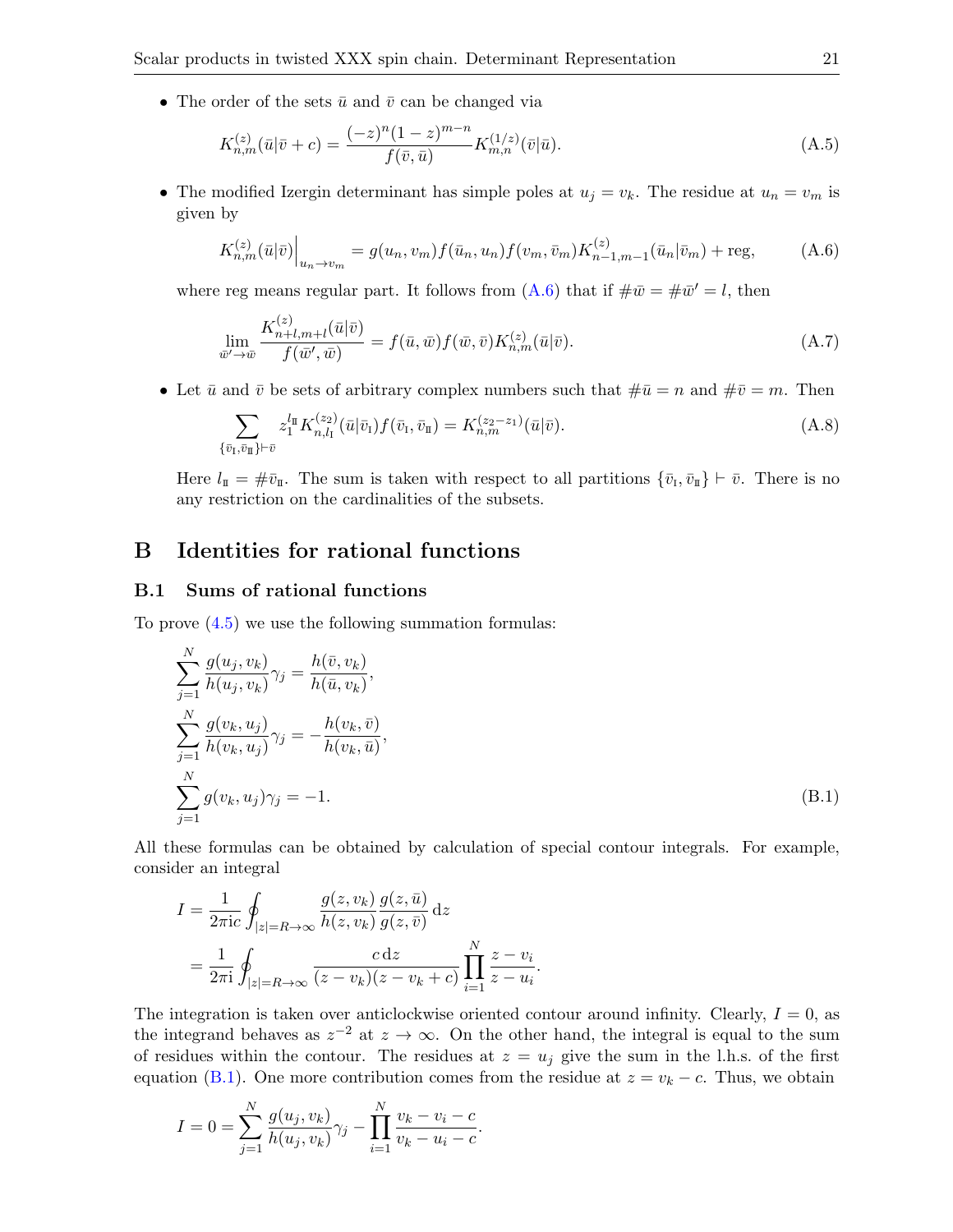- The order of the sets $\bar{u}$ and $\bar{v}$ can be changed via

$$K^{(z)}_{n,m}(\bar{u}|\bar{v}+c) = \frac{(-z)^n(1-z)^{m-n}}{f(\bar{v},\bar{u})} K^{(1/z)}_{m,n}(\bar{v}|\bar{u}). \tag{A.5}$$

- The modified Izergin determinant has simple poles at $u_j = v_k$. The residue at $u_n = v_m$ is given by

$$K^{(z)}_{n,m}(\bar{u}|\bar{v})\Big|_{u_n\to v_m} = g(u_n,v_m) f(\bar{u}_n,u_n) f(v_m,\bar{v}_m) K^{(z)}_{n-1,m-1}(\bar{u}_n|\bar{v}_m) + \text{reg}, \tag{A.6}$$

where reg means regular part. It follows from (A.6) that if $\#\bar{w} = \#\bar{w}' = l$, then

$$\lim_{\bar{w}'\to\bar{w}} \frac{K^{(z)}_{n+l,m+l}(\bar{u}|\bar{v})}{f(\bar{w}',\bar{w})} = f(\bar{u},\bar{w}) f(\bar{w},\bar{v}) K^{(z)}_{n,m}(\bar{u}|\bar{v}). \tag{A.7}$$

- Let $\bar{u}$ and $\bar{v}$ be sets of arbitrary complex numbers such that $\#\bar{u} = n$ and $\#\bar{v} = m$. Then

$$\sum_{\{\bar{v}_{\rm I},\bar{v}_{\rm II}\}\vdash\bar{v}} z_1^{l_{\rm II}} K^{(z_2)}_{n,l_{\rm I}}(\bar{u}|\bar{v}_{\rm I}) f(\bar{v}_{\rm I},\bar{v}_{\rm II}) = K^{(z_2-z_1)}_{n,m}(\bar{u}|\bar{v}). \tag{A.8}$$

Here $l_{\rm II} = \#\bar{v}_{\rm II}$. The sum is taken with respect to all partitions $\{\bar{v}_{\rm I},\bar{v}_{\rm II}\}\vdash\bar{v}$. There is no any restriction on the cardinalities of the subsets.

# B Identities for rational functions

## B.1 Sums of rational functions

To prove (4.5) we use the following summation formulas:

$$\begin{aligned}
&\sum_{j=1}^{N} \frac{g(u_j,v_k)}{h(u_j,v_k)}\gamma_j = \frac{h(\bar{v},v_k)}{h(\bar{u},v_k)},\\
&\sum_{j=1}^{N} \frac{g(v_k,u_j)}{h(v_k,u_j)}\gamma_j = -\frac{h(v_k,\bar{v})}{h(v_k,\bar{u})},\\
&\sum_{j=1}^{N} g(v_k,u_j)\gamma_j = -1.
\end{aligned} \tag{B.1}$$

All these formulas can be obtained by calculation of special contour integrals. For example, consider an integral

$$\begin{aligned}
I &= \frac{1}{2\pi i c}\oint_{|z|=R\to\infty} \frac{g(z,v_k)}{h(z,v_k)}\frac{g(z,\bar{u})}{g(z,\bar{v})}\,dz\\
&= \frac{1}{2\pi i}\oint_{|z|=R\to\infty} \frac{c\,dz}{(z-v_k)(z-v_k+c)}\prod_{i=1}^{N}\frac{z-v_i}{z-u_i}.
\end{aligned}$$

The integration is taken over anticlockwise oriented contour around infinity. Clearly, $I = 0$, as the integrand behaves as $z^{-2}$ at $z\to\infty$. On the other hand, the integral is equal to the sum of residues within the contour. The residues at $z = u_j$ give the sum in the l.h.s. of the first equation (B.1). One more contribution comes from the residue at $z = v_k - c$. Thus, we obtain

$$I = 0 = \sum_{j=1}^{N} \frac{g(u_j,v_k)}{h(u_j,v_k)}\gamma_j - \prod_{i=1}^{N}\frac{v_k - v_i - c}{v_k - u_i - c}.$$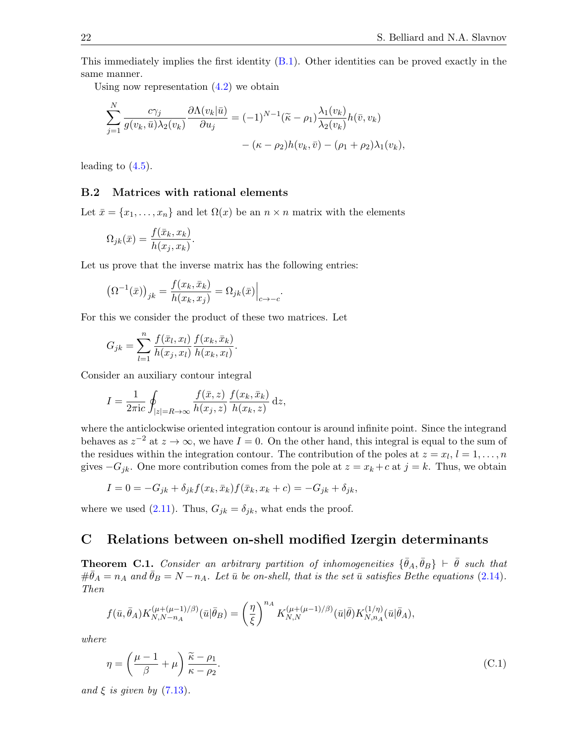This immediately implies the first identity (B.1). Other identities can be proved exactly in the same manner.

Using now representation (4.2) we obtain

$$\sum_{j=1}^{N} \frac{c\gamma_j}{g(v_k,\bar u)\lambda_2(v_k)} \frac{\partial \Lambda(v_k|\bar u)}{\partial u_j} = (-1)^{N-1}(\widetilde\kappa-\rho_1)\frac{\lambda_1(v_k)}{\lambda_2(v_k)}h(\bar v,v_k) \\ -(\kappa-\rho_2)h(v_k,\bar v)-(\rho_1+\rho_2)\lambda_1(v_k),$$

leading to (4.5).

### B.2 Matrices with rational elements

Let $\bar x=\{x_1,\dots,x_n\}$ and let $\Omega(x)$ be an $n\times n$ matrix with the elements

$$\Omega_{jk}(\bar x)=\frac{f(\bar x_k,x_k)}{h(x_j,x_k)}.$$

Let us prove that the inverse matrix has the following entries:

$$\big(\Omega^{-1}(\bar x)\big)_{jk}=\frac{f(x_k,\bar x_k)}{h(x_k,x_j)}=\Omega_{jk}(\bar x)\Big|_{c\to -c}.$$

For this we consider the product of these two matrices. Let

$$G_{jk}=\sum_{l=1}^{n}\frac{f(\bar x_l,x_l)}{h(x_j,x_l)}\frac{f(x_k,\bar x_k)}{h(x_k,x_l)}.$$

Consider an auxiliary contour integral

$$I=\frac{1}{2\pi \mathrm{i}c}\oint_{|z|=R\to\infty}\frac{f(\bar x,z)}{h(x_j,z)}\frac{f(x_k,\bar x_k)}{h(x_k,z)}\,\mathrm{d}z,$$

where the anticlockwise oriented integration contour is around infinite point. Since the integrand behaves as $z^{-2}$ at $z\to\infty$, we have $I=0$. On the other hand, this integral is equal to the sum of the residues within the integration contour. The contribution of the poles at $z=x_l$, $l=1,\dots,n$ gives $-G_{jk}$. One more contribution comes from the pole at $z=x_k+c$ at $j=k$. Thus, we obtain

$$I=0=-G_{jk}+\delta_{jk}f(x_k,\bar x_k)f(\bar x_k,x_k+c)=-G_{jk}+\delta_{jk},$$

where we used (2.11). Thus, $G_{jk}=\delta_{jk}$, what ends the proof.

## C Relations between on-shell modified Izergin determinants

**Theorem C.1.** *Consider an arbitrary partition of inhomogeneities $\{\bar\theta_A,\bar\theta_B\}\vdash\bar\theta$ such that $\#\bar\theta_A=n_A$ and $\bar\theta_B=N-n_A$. Let $\bar u$ be on-shell, that is the set $\bar u$ satisfies Bethe equations (2.14). Then*

$$f(\bar u,\bar\theta_A)K_{N,N-n_A}^{(\mu+(\mu-1)/\beta)}(\bar u|\bar\theta_B)=\left(\frac{\eta}{\xi}\right)^{n_A}K_{N,N}^{(\mu+(\mu-1)/\beta)}(\bar u|\bar\theta)K_{N,n_A}^{(1/\eta)}(\bar u|\bar\theta_A),$$

*where*

$$\eta=\left(\frac{\mu-1}{\beta}+\mu\right)\frac{\widetilde\kappa-\rho_1}{\kappa-\rho_2}. \tag{C.1}$$

*and $\xi$ is given by (7.13).*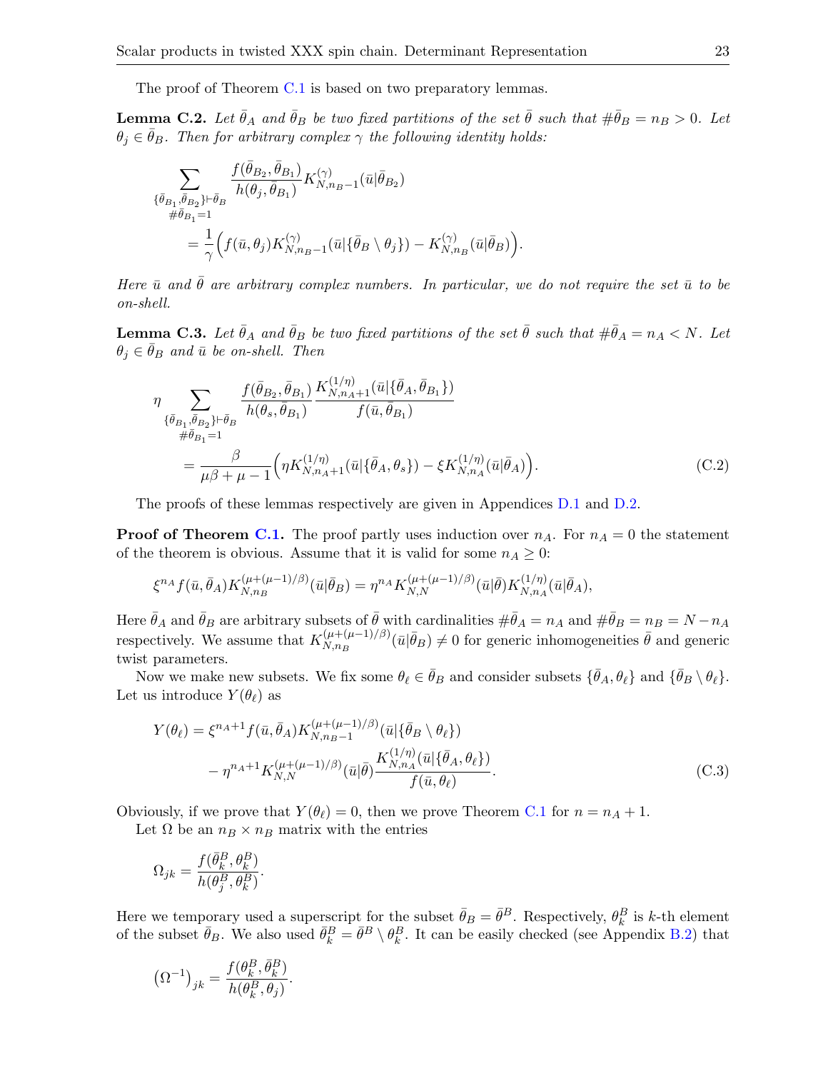The proof of Theorem C.1 is based on two preparatory lemmas.

**Lemma C.2.** *Let $\bar\theta_A$ and $\bar\theta_B$ be two fixed partitions of the set $\bar\theta$ such that $\#\bar\theta_B = n_B > 0$. Let $\theta_j \in \bar\theta_B$. Then for arbitrary complex $\gamma$ the following identity holds:*

$$
\begin{aligned}
&\sum_{\substack{\{\bar\theta_{B_1},\bar\theta_{B_2}\}\vdash\bar\theta_B\\ \#\bar\theta_{B_1}=1}} \frac{f(\bar\theta_{B_2},\bar\theta_{B_1})}{h(\theta_j,\bar\theta_{B_1})} K^{(\gamma)}_{N,n_B-1}(\bar u|\bar\theta_{B_2})\\
&\qquad = \frac{1}{\gamma}\Big(f(\bar u,\theta_j)K^{(\gamma)}_{N,n_B-1}(\bar u|\{\bar\theta_B\setminus\theta_j\}) - K^{(\gamma)}_{N,n_B}(\bar u|\bar\theta_B)\Big).
\end{aligned}
$$

*Here $\bar u$ and $\bar\theta$ are arbitrary complex numbers. In particular, we do not require the set $\bar u$ to be on-shell.*

**Lemma C.3.** *Let $\bar\theta_A$ and $\bar\theta_B$ be two fixed partitions of the set $\bar\theta$ such that $\#\bar\theta_A = n_A < N$. Let $\theta_j \in \bar\theta_B$ and $\bar u$ be on-shell. Then*

$$
\begin{aligned}
&\eta \sum_{\substack{\{\bar\theta_{B_1},\bar\theta_{B_2}\}\vdash\bar\theta_B\\ \#\bar\theta_{B_1}=1}} \frac{f(\bar\theta_{B_2},\bar\theta_{B_1})}{h(\theta_s,\bar\theta_{B_1})} \frac{K^{(1/\eta)}_{N,n_A+1}(\bar u|\{\bar\theta_A,\bar\theta_{B_1}\})}{f(\bar u,\bar\theta_{B_1})}\\
&\qquad = \frac{\beta}{\mu\beta+\mu-1}\Big(\eta K^{(1/\eta)}_{N,n_A+1}(\bar u|\{\bar\theta_A,\theta_s\}) - \xi K^{(1/\eta)}_{N,n_A}(\bar u|\bar\theta_A)\Big).
\end{aligned} \tag{C.2}
$$

The proofs of these lemmas respectively are given in Appendices D.1 and D.2.

**Proof of Theorem C.1.** The proof partly uses induction over $n_A$. For $n_A = 0$ the statement of the theorem is obvious. Assume that it is valid for some $n_A \ge 0$:

$$
\xi^{n_A} f(\bar u,\bar\theta_A) K^{(\mu+(\mu-1)/\beta)}_{N,n_B}(\bar u|\bar\theta_B) = \eta^{n_A} K^{(\mu+(\mu-1)/\beta)}_{N,N}(\bar u|\bar\theta) K^{(1/\eta)}_{N,n_A}(\bar u|\bar\theta_A),
$$

Here $\bar\theta_A$ and $\bar\theta_B$ are arbitrary subsets of $\bar\theta$ with cardinalities $\#\bar\theta_A = n_A$ and $\#\bar\theta_B = n_B = N - n_A$ respectively. We assume that $K^{(\mu+(\mu-1)/\beta)}_{N,n_B}(\bar u|\bar\theta_B) \neq 0$ for generic inhomogeneities $\bar\theta$ and generic twist parameters.

Now we make new subsets. We fix some $\theta_\ell \in \bar\theta_B$ and consider subsets $\{\bar\theta_A,\theta_\ell\}$ and $\{\bar\theta_B\setminus\theta_\ell\}$. Let us introduce $Y(\theta_\ell)$ as

$$
\begin{aligned}
Y(\theta_\ell) &= \xi^{n_A+1} f(\bar u,\bar\theta_A) K^{(\mu+(\mu-1)/\beta)}_{N,n_B-1}(\bar u|\{\bar\theta_B\setminus\theta_\ell\})\\
&\quad - \eta^{n_A+1} K^{(\mu+(\mu-1)/\beta)}_{N,N}(\bar u|\bar\theta) \frac{K^{(1/\eta)}_{N,n_A}(\bar u|\{\bar\theta_A,\theta_\ell\})}{f(\bar u,\theta_\ell)}.
\end{aligned} \tag{C.3}
$$

Obviously, if we prove that $Y(\theta_\ell) = 0$, then we prove Theorem C.1 for $n = n_A + 1$.

Let $\Omega$ be an $n_B \times n_B$ matrix with the entries

$$
\Omega_{jk} = \frac{f(\bar\theta^B_k,\theta^B_k)}{h(\theta^B_j,\theta^B_k)}.
$$

Here we temporary used a superscript for the subset $\bar\theta_B = \bar\theta^B$. Respectively, $\theta^B_k$ is $k$-th element of the subset $\bar\theta_B$. We also used $\bar\theta^B_k = \bar\theta^B \setminus \theta^B_k$. It can be easily checked (see Appendix B.2) that

$$
\left(\Omega^{-1}\right)_{jk} = \frac{f(\theta^B_k,\bar\theta^B_k)}{h(\theta^B_k,\theta_j)}.
$$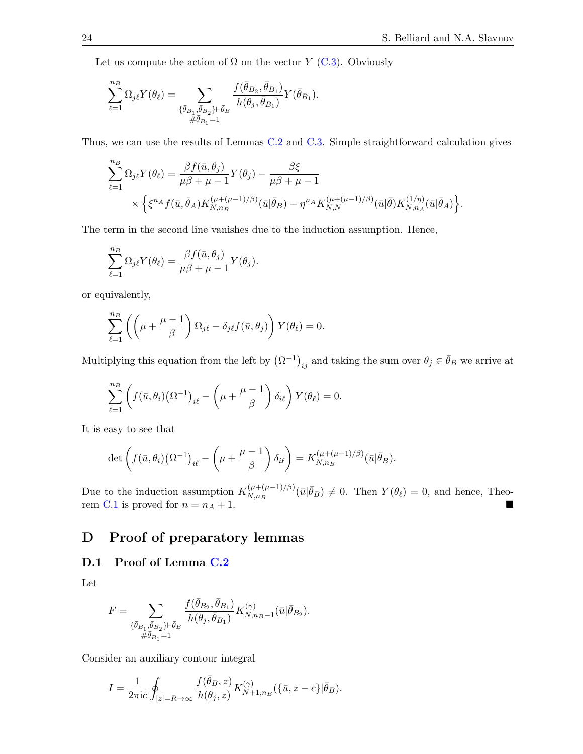Let us compute the action of $\Omega$ on the vector $Y$ (C.3). Obviously

$$\sum_{\ell=1}^{n_B} \Omega_{j\ell} Y(\theta_\ell) = \sum_{\substack{\{\bar\theta_{B_1},\bar\theta_{B_2}\}\vdash\bar\theta_B \\ \#\bar\theta_{B_1}=1}} \frac{f(\bar\theta_{B_2},\bar\theta_{B_1})}{h(\theta_j,\bar\theta_{B_1})} Y(\bar\theta_{B_1}).$$

Thus, we can use the results of Lemmas C.2 and C.3. Simple straightforward calculation gives

$$\sum_{\ell=1}^{n_B} \Omega_{j\ell} Y(\theta_\ell) = \frac{\beta f(\bar u,\theta_j)}{\mu\beta+\mu-1} Y(\theta_j) - \frac{\beta\xi}{\mu\beta+\mu-1}$$
$$\times \Big\{ \xi^{n_A} f(\bar u,\bar\theta_A) K^{(\mu+(\mu-1)/\beta)}_{N,n_B}(\bar u|\bar\theta_B) - \eta^{n_A} K^{(\mu+(\mu-1)/\beta)}_{N,N}(\bar u|\bar\theta) K^{(1/\eta)}_{N,n_A}(\bar u|\bar\theta_A)\Big\}.$$

The term in the second line vanishes due to the induction assumption. Hence,

$$\sum_{\ell=1}^{n_B} \Omega_{j\ell} Y(\theta_\ell) = \frac{\beta f(\bar u,\theta_j)}{\mu\beta+\mu-1} Y(\theta_j).$$

or equivalently,

$$\sum_{\ell=1}^{n_B} \left( \left(\mu + \frac{\mu-1}{\beta}\right)\Omega_{j\ell} - \delta_{j\ell} f(\bar u,\theta_j)\right) Y(\theta_\ell) = 0.$$

Multiplying this equation from the left by $\left(\Omega^{-1}\right)_{ij}$ and taking the sum over $\theta_j\in\bar\theta_B$ we arrive at

$$\sum_{\ell=1}^{n_B} \left( f(\bar u,\theta_i)\left(\Omega^{-1}\right)_{i\ell} - \left(\mu + \frac{\mu-1}{\beta}\right)\delta_{i\ell}\right) Y(\theta_\ell) = 0.$$

It is easy to see that

$$\det\left( f(\bar u,\theta_i)\left(\Omega^{-1}\right)_{i\ell} - \left(\mu + \frac{\mu-1}{\beta}\right)\delta_{i\ell}\right) = K^{(\mu+(\mu-1)/\beta)}_{N,n_B}(\bar u|\bar\theta_B).$$

Due to the induction assumption $K^{(\mu+(\mu-1)/\beta)}_{N,n_B}(\bar u|\bar\theta_B) \ne 0$. Then $Y(\theta_\ell)=0$, and hence, Theorem C.1 is proved for $n = n_A+1$. ∎

# D Proof of preparatory lemmas

## D.1 Proof of Lemma C.2

Let

$$F = \sum_{\substack{\{\bar\theta_{B_1},\bar\theta_{B_2}\}\vdash\bar\theta_B \\ \#\bar\theta_{B_1}=1}} \frac{f(\bar\theta_{B_2},\bar\theta_{B_1})}{h(\theta_j,\bar\theta_{B_1})} K^{(\gamma)}_{N,n_B-1}(\bar u|\bar\theta_{B_2}).$$

Consider an auxiliary contour integral

$$I = \frac{1}{2\pi i c}\oint_{|z|=R\to\infty} \frac{f(\bar\theta_B,z)}{h(\theta_j,z)} K^{(\gamma)}_{N+1,n_B}(\{\bar u, z-c\}|\bar\theta_B).$$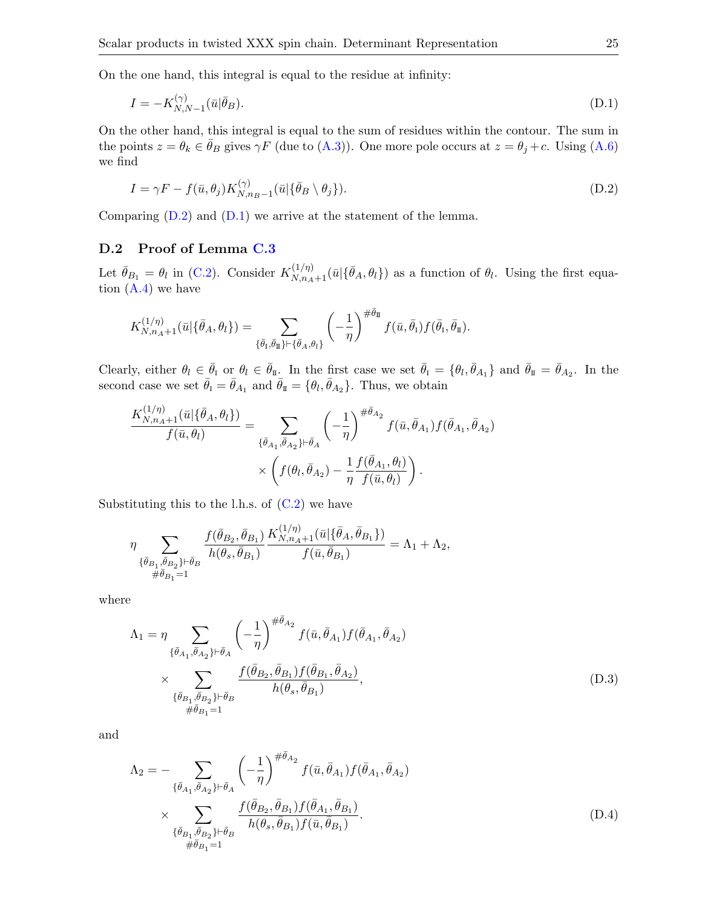On the one hand, this integral is equal to the residue at infinity:

$$I = -K^{(\gamma)}_{N,N-1}(\bar{u}|\bar{\theta}_B). \tag{D.1}$$

On the other hand, this integral is equal to the sum of residues within the contour. The sum in the points $z = \theta_k \in \bar{\theta}_B$ gives $\gamma F$ (due to (A.3)). One more pole occurs at $z = \theta_j + c$. Using (A.6) we find

$$I = \gamma F - f(\bar{u}, \theta_j) K^{(\gamma)}_{N,n_B-1}(\bar{u}|\{\bar{\theta}_B \setminus \theta_j\}). \tag{D.2}$$

Comparing (D.2) and (D.1) we arrive at the statement of the lemma.

## D.2 Proof of Lemma C.3

Let $\bar{\theta}_{B_1} = \theta_l$ in (C.2). Consider $K^{(1/\eta)}_{N,n_A+1}(\bar{u}|\{\bar{\theta}_A, \theta_l\})$ as a function of $\theta_l$. Using the first equation (A.4) we have

$$K^{(1/\eta)}_{N,n_A+1}(\bar{u}|\{\bar{\theta}_A, \theta_l\}) = \sum_{\{\bar{\theta}_{\rm I}, \bar{\theta}_{\rm II}\} \vdash \{\bar{\theta}_A, \theta_l\}} \left(-\frac{1}{\eta}\right)^{\#\bar{\theta}_{\rm II}} f(\bar{u}, \bar{\theta}_{\rm I}) f(\bar{\theta}_{\rm I}, \bar{\theta}_{\rm II}).$$

Clearly, either $\theta_l \in \bar{\theta}_{\rm I}$ or $\theta_l \in \bar{\theta}_{\rm II}$. In the first case we set $\bar{\theta}_{\rm I} = \{\theta_l, \bar{\theta}_{A_1}\}$ and $\bar{\theta}_{\rm II} = \bar{\theta}_{A_2}$. In the second case we set $\bar{\theta}_{\rm I} = \bar{\theta}_{A_1}$ and $\bar{\theta}_{\rm II} = \{\theta_l, \bar{\theta}_{A_2}\}$. Thus, we obtain

$$\frac{K^{(1/\eta)}_{N,n_A+1}(\bar{u}|\{\bar{\theta}_A, \theta_l\})}{f(\bar{u}, \theta_l)} = \sum_{\{\bar{\theta}_{A_1}, \bar{\theta}_{A_2}\} \vdash \bar{\theta}_A} \left(-\frac{1}{\eta}\right)^{\#\bar{\theta}_{A_2}} f(\bar{u}, \bar{\theta}_{A_1}) f(\bar{\theta}_{A_1}, \bar{\theta}_{A_2}) \\ \times \left( f(\theta_l, \bar{\theta}_{A_2}) - \frac{1}{\eta} \frac{f(\bar{\theta}_{A_1}, \theta_l)}{f(\bar{u}, \theta_l)} \right).$$

Substituting this to the l.h.s. of (C.2) we have

$$\eta \sum_{\substack{\{\bar{\theta}_{B_1}, \bar{\theta}_{B_2}\} \vdash \bar{\theta}_B \\ \#\bar{\theta}_{B_1} = 1}} \frac{f(\bar{\theta}_{B_2}, \bar{\theta}_{B_1})}{h(\theta_s, \bar{\theta}_{B_1})} \frac{K^{(1/\eta)}_{N,n_A+1}(\bar{u}|\{\bar{\theta}_A, \bar{\theta}_{B_1}\})}{f(\bar{u}, \bar{\theta}_{B_1})} = \Lambda_1 + \Lambda_2,$$

where

$$\Lambda_1 = \eta \sum_{\{\bar{\theta}_{A_1}, \bar{\theta}_{A_2}\} \vdash \bar{\theta}_A} \left(-\frac{1}{\eta}\right)^{\#\bar{\theta}_{A_2}} f(\bar{u}, \bar{\theta}_{A_1}) f(\bar{\theta}_{A_1}, \bar{\theta}_{A_2}) \\ \times \sum_{\substack{\{\bar{\theta}_{B_1}, \bar{\theta}_{B_2}\} \vdash \bar{\theta}_B \\ \#\bar{\theta}_{B_1} = 1}} \frac{f(\bar{\theta}_{B_2}, \bar{\theta}_{B_1}) f(\bar{\theta}_{B_1}, \bar{\theta}_{A_2})}{h(\theta_s, \bar{\theta}_{B_1})}, \tag{D.3}$$

and

$$\Lambda_2 = -\sum_{\{\bar{\theta}_{A_1}, \bar{\theta}_{A_2}\} \vdash \bar{\theta}_A} \left(-\frac{1}{\eta}\right)^{\#\bar{\theta}_{A_2}} f(\bar{u}, \bar{\theta}_{A_1}) f(\bar{\theta}_{A_1}, \bar{\theta}_{A_2}) \\ \times \sum_{\substack{\{\bar{\theta}_{B_1}, \bar{\theta}_{B_2}\} \vdash \bar{\theta}_B \\ \#\bar{\theta}_{B_1} = 1}} \frac{f(\bar{\theta}_{B_2}, \bar{\theta}_{B_1}) f(\bar{\theta}_{A_1}, \bar{\theta}_{B_1})}{h(\theta_s, \bar{\theta}_{B_1}) f(\bar{u}, \bar{\theta}_{B_1})}. \tag{D.4}$$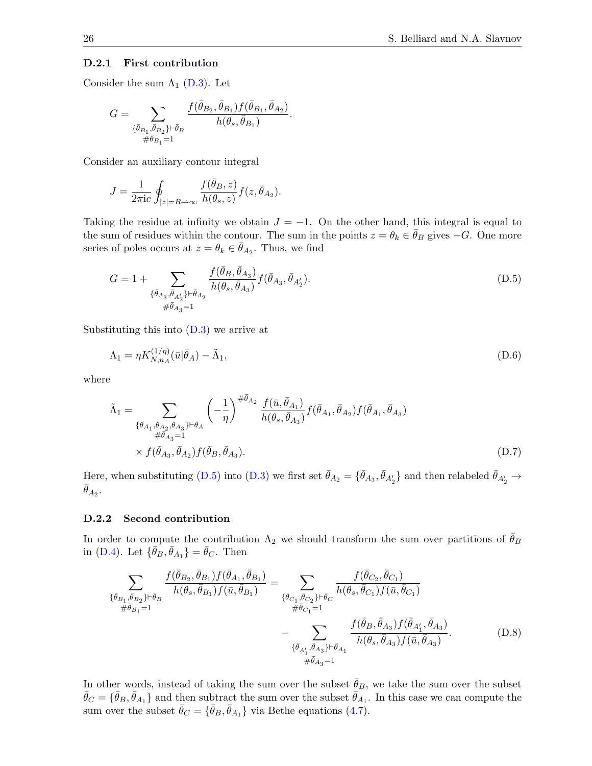#### D.2.1 First contribution

Consider the sum $\Lambda_1$ (D.3). Let

$$G = \sum_{\substack{\{\bar\theta_{B_1},\bar\theta_{B_2}\}\vdash\bar\theta_B \\ \#\bar\theta_{B_1}=1}} \frac{f(\bar\theta_{B_2},\bar\theta_{B_1})f(\bar\theta_{B_1},\bar\theta_{A_2})}{h(\theta_s,\bar\theta_{B_1})}.$$

Consider an auxiliary contour integral

$$J = \frac{1}{2\pi \mathrm{i} c}\oint_{|z|=R\to\infty} \frac{f(\bar\theta_B,z)}{h(\theta_s,z)} f(z,\bar\theta_{A_2}).$$

Taking the residue at infinity we obtain $J=-1$. On the other hand, this integral is equal to the sum of residues within the contour. The sum in the points $z=\theta_k\in\bar\theta_B$ gives $-G$. One more series of poles occurs at $z=\theta_k\in\bar\theta_{A_2}$. Thus, we find

$$G = 1 + \sum_{\substack{\{\bar\theta_{A_3},\bar\theta_{A_2'}\}\vdash\bar\theta_{A_2} \\ \#\bar\theta_{A_3}=1}} \frac{f(\bar\theta_B,\bar\theta_{A_3})}{h(\theta_s,\bar\theta_{A_3})} f(\bar\theta_{A_3},\bar\theta_{A_2'}). \tag{D.5}$$

Substituting this into (D.3) we arrive at

$$\Lambda_1 = \eta K^{(1/\eta)}_{N,n_A}(\bar u|\bar\theta_A) - \tilde\Lambda_1, \tag{D.6}$$

where

$$\begin{aligned}\tilde\Lambda_1 = \sum_{\substack{\{\bar\theta_{A_1},\bar\theta_{A_2},\bar\theta_{A_3}\}\vdash\bar\theta_A \\ \#\bar\theta_{A_3}=1}} \left(-\frac{1}{\eta}\right)^{\#\bar\theta_{A_2}} \frac{f(\bar u,\bar\theta_{A_1})}{h(\theta_s,\bar\theta_{A_3})} f(\bar\theta_{A_1},\bar\theta_{A_2}) f(\bar\theta_{A_1},\bar\theta_{A_3}) \\ \times f(\bar\theta_{A_3},\bar\theta_{A_2}) f(\bar\theta_B,\bar\theta_{A_3}).\end{aligned} \tag{D.7}$$

Here, when substituting (D.5) into (D.3) we first set $\bar\theta_{A_2}=\{\bar\theta_{A_3},\bar\theta_{A_2'}\}$ and then relabeled $\bar\theta_{A_2'}\to\bar\theta_{A_2}$.

#### D.2.2 Second contribution

In order to compute the contribution $\Lambda_2$ we should transform the sum over partitions of $\bar\theta_B$ in (D.4). Let $\{\bar\theta_B,\bar\theta_{A_1}\}=\bar\theta_C$. Then

$$\begin{aligned}\sum_{\substack{\{\bar\theta_{B_1},\bar\theta_{B_2}\}\vdash\bar\theta_B \\ \#\bar\theta_{B_1}=1}} \frac{f(\bar\theta_{B_2},\bar\theta_{B_1})f(\bar\theta_{A_1},\bar\theta_{B_1})}{h(\theta_s,\bar\theta_{B_1})f(\bar u,\bar\theta_{B_1})} &= \sum_{\substack{\{\bar\theta_{C_1},\bar\theta_{C_2}\}\vdash\bar\theta_C \\ \#\bar\theta_{C_1}=1}} \frac{f(\bar\theta_{C_2},\bar\theta_{C_1})}{h(\theta_s,\bar\theta_{C_1})f(\bar u,\bar\theta_{C_1})} \\ &- \sum_{\substack{\{\bar\theta_{A_1'},\bar\theta_{A_3}\}\vdash\bar\theta_{A_1} \\ \#\bar\theta_{A_3}=1}} \frac{f(\bar\theta_B,\bar\theta_{A_3})f(\bar\theta_{A_1'},\bar\theta_{A_3})}{h(\theta_s,\bar\theta_{A_3})f(\bar u,\bar\theta_{A_3})}.\end{aligned} \tag{D.8}$$

In other words, instead of taking the sum over the subset $\bar\theta_B$, we take the sum over the subset $\bar\theta_C=\{\bar\theta_B,\bar\theta_{A_1}\}$ and then subtract the sum over the subset $\bar\theta_{A_1}$. In this case we can compute the sum over the subset $\bar\theta_C=\{\bar\theta_B,\bar\theta_{A_1}\}$ via Bethe equations (4.7).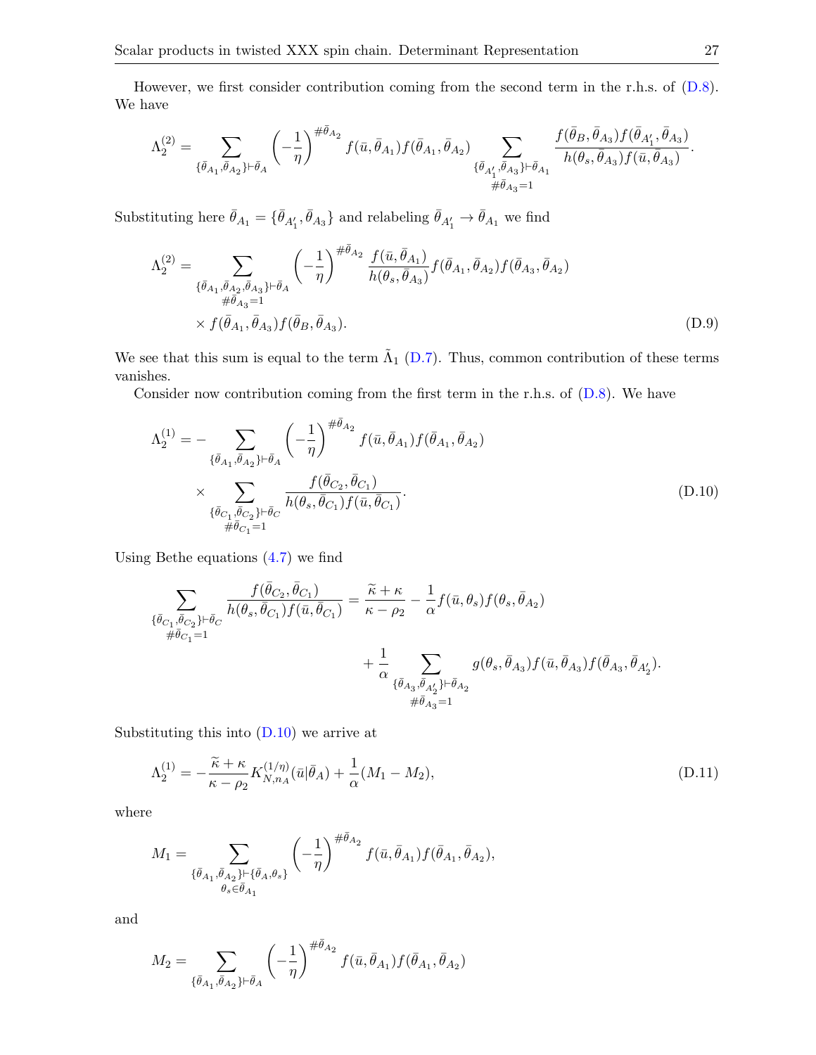However, we first consider contribution coming from the second term in the r.h.s. of (D.8). We have

$$\Lambda_2^{(2)} = \sum_{\{\bar\theta_{A_1},\bar\theta_{A_2}\}\vdash\bar\theta_A} \left(-\frac{1}{\eta}\right)^{\#\bar\theta_{A_2}} f(\bar u,\bar\theta_{A_1}) f(\bar\theta_{A_1},\bar\theta_{A_2}) \sum_{\substack{\{\bar\theta_{A_1'},\bar\theta_{A_3}\}\vdash\bar\theta_{A_1}\\ \#\bar\theta_{A_3}=1}} \frac{f(\bar\theta_B,\bar\theta_{A_3}) f(\bar\theta_{A_1'},\bar\theta_{A_3})}{h(\theta_s,\bar\theta_{A_3}) f(\bar u,\bar\theta_{A_3})}.$$

Substituting here $\bar\theta_{A_1} = \{\bar\theta_{A_1'},\bar\theta_{A_3}\}$ and relabeling $\bar\theta_{A_1'} \to \bar\theta_{A_1}$ we find

$$\begin{aligned}\Lambda_2^{(2)} = &\sum_{\substack{\{\bar\theta_{A_1},\bar\theta_{A_2},\bar\theta_{A_3}\}\vdash\bar\theta_A\\ \#\bar\theta_{A_3}=1}} \left(-\frac{1}{\eta}\right)^{\#\bar\theta_{A_2}} \frac{f(\bar u,\bar\theta_{A_1})}{h(\theta_s,\bar\theta_{A_3})} f(\bar\theta_{A_1},\bar\theta_{A_2}) f(\bar\theta_{A_3},\bar\theta_{A_2})\\ &\times f(\bar\theta_{A_1},\bar\theta_{A_3}) f(\bar\theta_B,\bar\theta_{A_3}).\end{aligned} \tag{D.9}$$

We see that this sum is equal to the term $\tilde\Lambda_1$ (D.7). Thus, common contribution of these terms vanishes.

Consider now contribution coming from the first term in the r.h.s. of (D.8). We have

$$\begin{aligned}\Lambda_2^{(1)} = -&\sum_{\{\bar\theta_{A_1},\bar\theta_{A_2}\}\vdash\bar\theta_A} \left(-\frac{1}{\eta}\right)^{\#\bar\theta_{A_2}} f(\bar u,\bar\theta_{A_1}) f(\bar\theta_{A_1},\bar\theta_{A_2})\\ &\times \sum_{\substack{\{\bar\theta_{C_1},\bar\theta_{C_2}\}\vdash\bar\theta_C\\ \#\bar\theta_{C_1}=1}} \frac{f(\bar\theta_{C_2},\bar\theta_{C_1})}{h(\theta_s,\bar\theta_{C_1}) f(\bar u,\bar\theta_{C_1})}.\end{aligned} \tag{D.10}$$

Using Bethe equations (4.7) we find

$$\begin{aligned}\sum_{\substack{\{\bar\theta_{C_1},\bar\theta_{C_2}\}\vdash\bar\theta_C\\ \#\bar\theta_{C_1}=1}} \frac{f(\bar\theta_{C_2},\bar\theta_{C_1})}{h(\theta_s,\bar\theta_{C_1}) f(\bar u,\bar\theta_{C_1})} = &\frac{\widetilde\kappa+\kappa}{\kappa-\rho_2} - \frac{1}{\alpha} f(\bar u,\theta_s) f(\theta_s,\bar\theta_{A_2})\\ &+ \frac{1}{\alpha} \sum_{\substack{\{\bar\theta_{A_3},\bar\theta_{A_2'}\}\vdash\bar\theta_{A_2}\\ \#\bar\theta_{A_3}=1}} g(\theta_s,\bar\theta_{A_3}) f(\bar u,\bar\theta_{A_3}) f(\bar\theta_{A_3},\bar\theta_{A_2'}).\end{aligned}$$

Substituting this into (D.10) we arrive at

$$\Lambda_2^{(1)} = -\frac{\widetilde\kappa+\kappa}{\kappa-\rho_2} K_{N,n_A}^{(1/\eta)}(\bar u|\bar\theta_A) + \frac{1}{\alpha}(M_1 - M_2), \tag{D.11}$$

where

$$M_1 = \sum_{\substack{\{\bar\theta_{A_1},\bar\theta_{A_2}\}\vdash\{\bar\theta_A,\theta_s\}\\ \theta_s\in\bar\theta_{A_1}}} \left(-\frac{1}{\eta}\right)^{\#\bar\theta_{A_2}} f(\bar u,\bar\theta_{A_1}) f(\bar\theta_{A_1},\bar\theta_{A_2}),$$

and

$$M_2 = \sum_{\{\bar\theta_{A_1},\bar\theta_{A_2}\}\vdash\bar\theta_A} \left(-\frac{1}{\eta}\right)^{\#\bar\theta_{A_2}} f(\bar u,\bar\theta_{A_1}) f(\bar\theta_{A_1},\bar\theta_{A_2})$$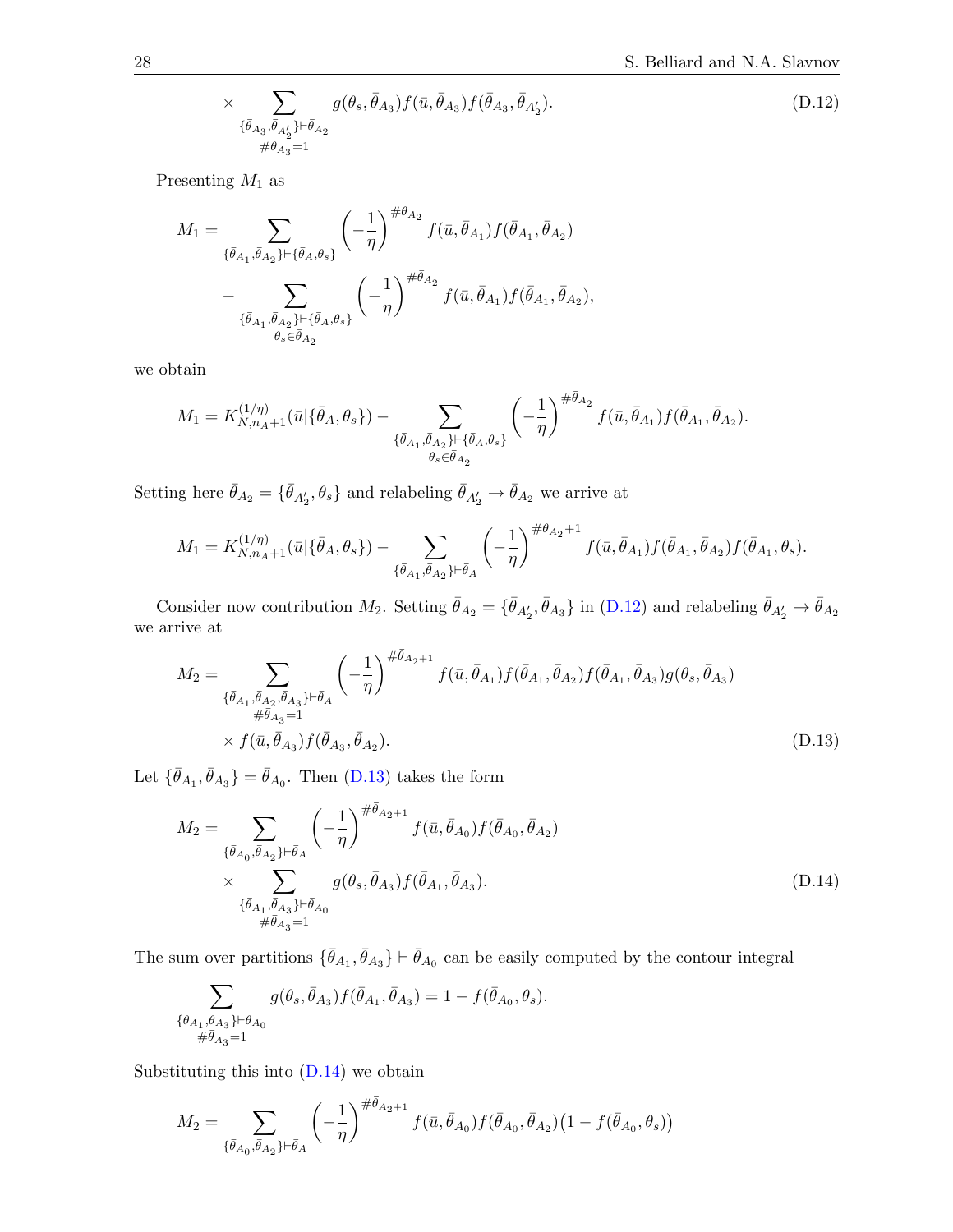$$
\times \sum_{\substack{\{\bar\theta_{A_3},\bar\theta_{A_2'}\}\vdash\bar\theta_{A_2}\\ \#\bar\theta_{A_3}=1}} g(\theta_s,\bar\theta_{A_3}) f(\bar u,\bar\theta_{A_3}) f(\bar\theta_{A_3},\bar\theta_{A_2'}). \tag{D.12}
$$

Presenting $M_1$ as

$$
\begin{aligned}
M_1 = {} & \sum_{\{\bar\theta_{A_1},\bar\theta_{A_2}\}\vdash\{\bar\theta_A,\theta_s\}} \left(-\frac{1}{\eta}\right)^{\#\bar\theta_{A_2}} f(\bar u,\bar\theta_{A_1}) f(\bar\theta_{A_1},\bar\theta_{A_2}) \\
& - \sum_{\substack{\{\bar\theta_{A_1},\bar\theta_{A_2}\}\vdash\{\bar\theta_A,\theta_s\}\\ \theta_s\in\bar\theta_{A_2}}} \left(-\frac{1}{\eta}\right)^{\#\bar\theta_{A_2}} f(\bar u,\bar\theta_{A_1}) f(\bar\theta_{A_1},\bar\theta_{A_2}),
\end{aligned}
$$

we obtain

$$
M_1 = K^{(1/\eta)}_{N,n_A+1}(\bar u|\{\bar\theta_A,\theta_s\}) - \sum_{\substack{\{\bar\theta_{A_1},\bar\theta_{A_2}\}\vdash\{\bar\theta_A,\theta_s\}\\ \theta_s\in\bar\theta_{A_2}}} \left(-\frac{1}{\eta}\right)^{\#\bar\theta_{A_2}} f(\bar u,\bar\theta_{A_1}) f(\bar\theta_{A_1},\bar\theta_{A_2}).
$$

Setting here $\bar\theta_{A_2} = \{\bar\theta_{A_2'},\theta_s\}$ and relabeling $\bar\theta_{A_2'}\to\bar\theta_{A_2}$ we arrive at

$$
M_1 = K^{(1/\eta)}_{N,n_A+1}(\bar u|\{\bar\theta_A,\theta_s\}) - \sum_{\{\bar\theta_{A_1},\bar\theta_{A_2}\}\vdash\bar\theta_A} \left(-\frac{1}{\eta}\right)^{\#\bar\theta_{A_2}+1} f(\bar u,\bar\theta_{A_1}) f(\bar\theta_{A_1},\bar\theta_{A_2}) f(\bar\theta_{A_1},\theta_s).
$$

Consider now contribution $M_2$. Setting $\bar\theta_{A_2} = \{\bar\theta_{A_2'},\bar\theta_{A_3}\}$ in (D.12) and relabeling $\bar\theta_{A_2'}\to\bar\theta_{A_2}$ we arrive at

$$
\begin{aligned}
M_2 = {} & \sum_{\substack{\{\bar\theta_{A_1},\bar\theta_{A_2},\bar\theta_{A_3}\}\vdash\bar\theta_A\\ \#\bar\theta_{A_3}=1}} \left(-\frac{1}{\eta}\right)^{\#\bar\theta_{A_2+1}} f(\bar u,\bar\theta_{A_1}) f(\bar\theta_{A_1},\bar\theta_{A_2}) f(\bar\theta_{A_1},\bar\theta_{A_3}) g(\theta_s,\bar\theta_{A_3}) \\
& \times f(\bar u,\bar\theta_{A_3}) f(\bar\theta_{A_3},\bar\theta_{A_2}).
\end{aligned} \tag{D.13}
$$

Let $\{\bar\theta_{A_1},\bar\theta_{A_3}\} = \bar\theta_{A_0}$. Then (D.13) takes the form

$$
\begin{aligned}
M_2 = {} & \sum_{\{\bar\theta_{A_0},\bar\theta_{A_2}\}\vdash\bar\theta_A} \left(-\frac{1}{\eta}\right)^{\#\bar\theta_{A_2+1}} f(\bar u,\bar\theta_{A_0}) f(\bar\theta_{A_0},\bar\theta_{A_2}) \\
& \times \sum_{\substack{\{\bar\theta_{A_1},\bar\theta_{A_3}\}\vdash\bar\theta_{A_0}\\ \#\bar\theta_{A_3}=1}} g(\theta_s,\bar\theta_{A_3}) f(\bar\theta_{A_1},\bar\theta_{A_3}).
\end{aligned} \tag{D.14}
$$

The sum over partitions $\{\bar\theta_{A_1},\bar\theta_{A_3}\}\vdash\bar\theta_{A_0}$ can be easily computed by the contour integral

$$
\sum_{\substack{\{\bar\theta_{A_1},\bar\theta_{A_3}\}\vdash\bar\theta_{A_0}\\ \#\bar\theta_{A_3}=1}} g(\theta_s,\bar\theta_{A_3}) f(\bar\theta_{A_1},\bar\theta_{A_3}) = 1 - f(\bar\theta_{A_0},\theta_s).
$$

Substituting this into (D.14) we obtain

$$
M_2 = \sum_{\{\bar\theta_{A_0},\bar\theta_{A_2}\}\vdash\bar\theta_A} \left(-\frac{1}{\eta}\right)^{\#\bar\theta_{A_2+1}} f(\bar u,\bar\theta_{A_0}) f(\bar\theta_{A_0},\bar\theta_{A_2}) \big(1 - f(\bar\theta_{A_0},\theta_s)\big)
$$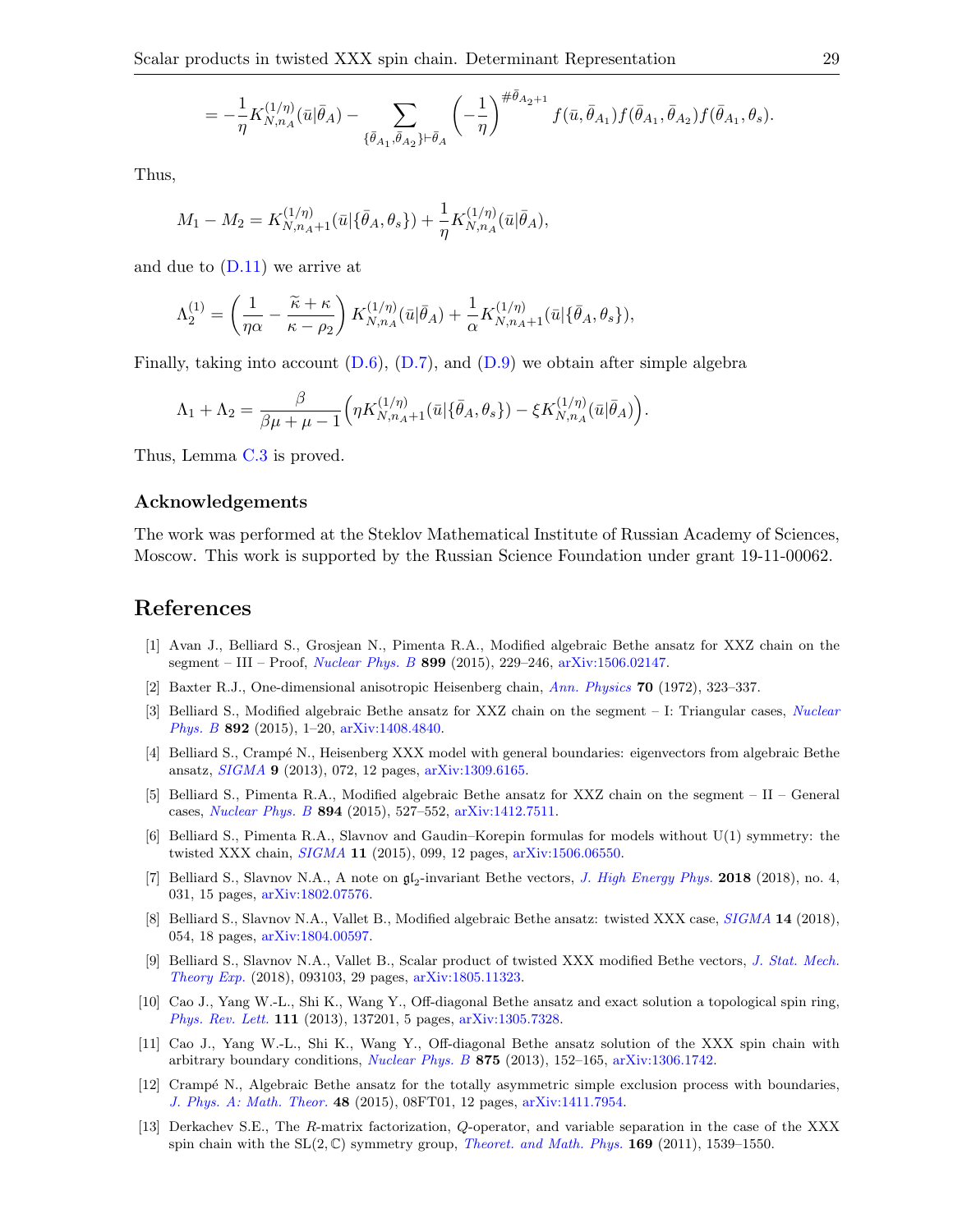$$= -\frac{1}{\eta} K^{(1/\eta)}_{N,n_A}(\bar{u}|\bar{\theta}_A) - \sum_{\{\bar{\theta}_{A_1},\bar{\theta}_{A_2}\}\vdash\bar{\theta}_A} \left(-\frac{1}{\eta}\right)^{\#\bar{\theta}_{A_2}+1} f(\bar{u},\bar{\theta}_{A_1}) f(\bar{\theta}_{A_1},\bar{\theta}_{A_2}) f(\bar{\theta}_{A_1},\theta_s).$$

Thus,

$$M_1 - M_2 = K^{(1/\eta)}_{N,n_A+1}(\bar{u}|\{\bar{\theta}_A,\theta_s\}) + \frac{1}{\eta} K^{(1/\eta)}_{N,n_A}(\bar{u}|\bar{\theta}_A),$$

and due to (D.11) we arrive at

$$\Lambda^{(1)}_2 = \left(\frac{1}{\eta\alpha} - \frac{\widetilde{\kappa}+\kappa}{\kappa-\rho_2}\right) K^{(1/\eta)}_{N,n_A}(\bar{u}|\bar{\theta}_A) + \frac{1}{\alpha} K^{(1/\eta)}_{N,n_A+1}(\bar{u}|\{\bar{\theta}_A,\theta_s\}),$$

Finally, taking into account (D.6), (D.7), and (D.9) we obtain after simple algebra

$$\Lambda_1 + \Lambda_2 = \frac{\beta}{\beta\mu+\mu-1}\Big(\eta K^{(1/\eta)}_{N,n_A+1}(\bar{u}|\{\bar{\theta}_A,\theta_s\}) - \xi K^{(1/\eta)}_{N,n_A}(\bar{u}|\bar{\theta}_A)\Big).$$

Thus, Lemma C.3 is proved.

### Acknowledgements

The work was performed at the Steklov Mathematical Institute of Russian Academy of Sciences, Moscow. This work is supported by the Russian Science Foundation under grant 19-11-00062.

## References

[1] Avan J., Belliard S., Grosjean N., Pimenta R.A., Modified algebraic Bethe ansatz for XXZ chain on the segment – III – Proof, *Nuclear Phys. B* **899** (2015), 229–246, arXiv:1506.02147.

[2] Baxter R.J., One-dimensional anisotropic Heisenberg chain, *Ann. Physics* **70** (1972), 323–337.

[3] Belliard S., Modified algebraic Bethe ansatz for XXZ chain on the segment – I: Triangular cases, *Nuclear Phys. B* **892** (2015), 1–20, arXiv:1408.4840.

[4] Belliard S., Crampé N., Heisenberg XXX model with general boundaries: eigenvectors from algebraic Bethe ansatz, *SIGMA* **9** (2013), 072, 12 pages, arXiv:1309.6165.

[5] Belliard S., Pimenta R.A., Modified algebraic Bethe ansatz for XXZ chain on the segment – II – General cases, *Nuclear Phys. B* **894** (2015), 527–552, arXiv:1412.7511.

[6] Belliard S., Pimenta R.A., Slavnov and Gaudin–Korepin formulas for models without U(1) symmetry: the twisted XXX chain, *SIGMA* **11** (2015), 099, 12 pages, arXiv:1506.06550.

[7] Belliard S., Slavnov N.A., A note on $\mathfrak{gl}_2$-invariant Bethe vectors, *J. High Energy Phys.* **2018** (2018), no. 4, 031, 15 pages, arXiv:1802.07576.

[8] Belliard S., Slavnov N.A., Vallet B., Modified algebraic Bethe ansatz: twisted XXX case, *SIGMA* **14** (2018), 054, 18 pages, arXiv:1804.00597.

[9] Belliard S., Slavnov N.A., Vallet B., Scalar product of twisted XXX modified Bethe vectors, *J. Stat. Mech. Theory Exp.* (2018), 093103, 29 pages, arXiv:1805.11323.

[10] Cao J., Yang W.-L., Shi K., Wang Y., Off-diagonal Bethe ansatz and exact solution a topological spin ring, *Phys. Rev. Lett.* **111** (2013), 137201, 5 pages, arXiv:1305.7328.

[11] Cao J., Yang W.-L., Shi K., Wang Y., Off-diagonal Bethe ansatz solution of the XXX spin chain with arbitrary boundary conditions, *Nuclear Phys. B* **875** (2013), 152–165, arXiv:1306.1742.

[12] Crampé N., Algebraic Bethe ansatz for the totally asymmetric simple exclusion process with boundaries, *J. Phys. A: Math. Theor.* **48** (2015), 08FT01, 12 pages, arXiv:1411.7954.

[13] Derkachev S.E., The $R$-matrix factorization, $Q$-operator, and variable separation in the case of the XXX spin chain with the $\mathrm{SL}(2,\mathbb{C})$ symmetry group, *Theoret. and Math. Phys.* **169** (2011), 1539–1550.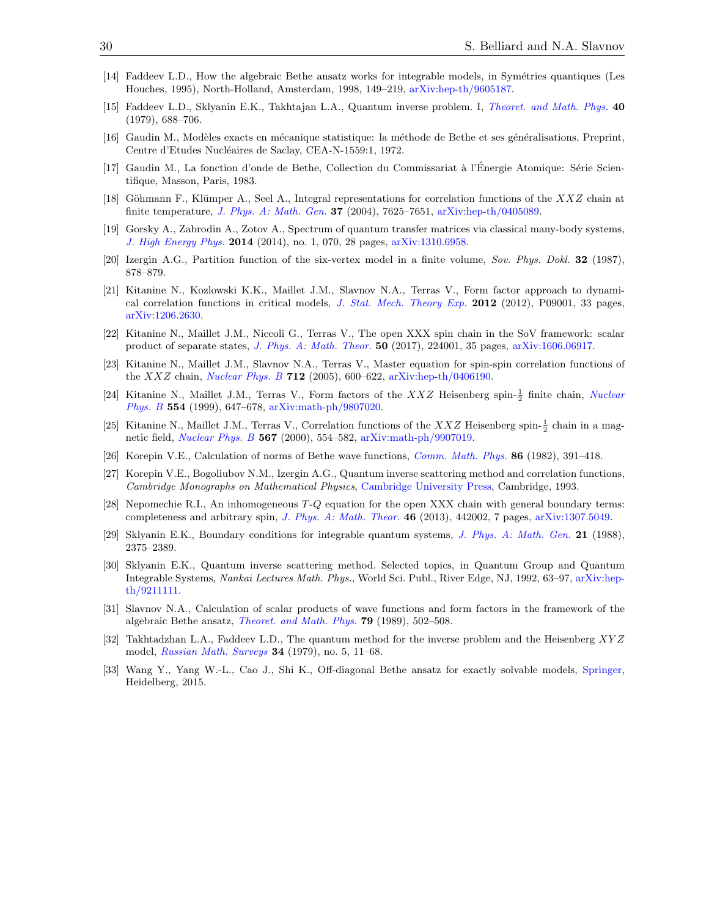[14] Faddeev L.D., How the algebraic Bethe ansatz works for integrable models, in Symétries quantiques (Les Houches, 1995), North-Holland, Amsterdam, 1998, 149–219, arXiv:hep-th/9605187.

[15] Faddeev L.D., Sklyanin E.K., Takhtajan L.A., Quantum inverse problem. I, *Theoret. and Math. Phys.* **40** (1979), 688–706.

[16] Gaudin M., Modèles exacts en mécanique statistique: la méthode de Bethe et ses généralisations, Preprint, Centre d'Etudes Nucléaires de Saclay, CEA-N-1559:1, 1972.

[17] Gaudin M., La fonction d'onde de Bethe, Collection du Commissariat à l'Énergie Atomique: Série Scientifique, Masson, Paris, 1983.

[18] Göhmann F., Klümper A., Seel A., Integral representations for correlation functions of the $XXZ$ chain at finite temperature, *J. Phys. A: Math. Gen.* **37** (2004), 7625–7651, arXiv:hep-th/0405089.

[19] Gorsky A., Zabrodin A., Zotov A., Spectrum of quantum transfer matrices via classical many-body systems, *J. High Energy Phys.* **2014** (2014), no. 1, 070, 28 pages, arXiv:1310.6958.

[20] Izergin A.G., Partition function of the six-vertex model in a finite volume, *Sov. Phys. Dokl.* **32** (1987), 878–879.

[21] Kitanine N., Kozlowski K.K., Maillet J.M., Slavnov N.A., Terras V., Form factor approach to dynamical correlation functions in critical models, *J. Stat. Mech. Theory Exp.* **2012** (2012), P09001, 33 pages, arXiv:1206.2630.

[22] Kitanine N., Maillet J.M., Niccoli G., Terras V., The open XXX spin chain in the SoV framework: scalar product of separate states, *J. Phys. A: Math. Theor.* **50** (2017), 224001, 35 pages, arXiv:1606.06917.

[23] Kitanine N., Maillet J.M., Slavnov N.A., Terras V., Master equation for spin-spin correlation functions of the $XXZ$ chain, *Nuclear Phys. B* **712** (2005), 600–622, arXiv:hep-th/0406190.

[24] Kitanine N., Maillet J.M., Terras V., Form factors of the $XXZ$ Heisenberg spin-$\frac{1}{2}$ finite chain, *Nuclear Phys. B* **554** (1999), 647–678, arXiv:math-ph/9807020.

[25] Kitanine N., Maillet J.M., Terras V., Correlation functions of the $XXZ$ Heisenberg spin-$\frac{1}{2}$ chain in a magnetic field, *Nuclear Phys. B* **567** (2000), 554–582, arXiv:math-ph/9907019.

[26] Korepin V.E., Calculation of norms of Bethe wave functions, *Comm. Math. Phys.* **86** (1982), 391–418.

[27] Korepin V.E., Bogoliubov N.M., Izergin A.G., Quantum inverse scattering method and correlation functions, *Cambridge Monographs on Mathematical Physics*, Cambridge University Press, Cambridge, 1993.

[28] Nepomechie R.I., An inhomogeneous $T$-$Q$ equation for the open XXX chain with general boundary terms: completeness and arbitrary spin, *J. Phys. A: Math. Theor.* **46** (2013), 442002, 7 pages, arXiv:1307.5049.

[29] Sklyanin E.K., Boundary conditions for integrable quantum systems, *J. Phys. A: Math. Gen.* **21** (1988), 2375–2389.

[30] Sklyanin E.K., Quantum inverse scattering method. Selected topics, in Quantum Group and Quantum Integrable Systems, *Nankai Lectures Math. Phys.*, World Sci. Publ., River Edge, NJ, 1992, 63–97, arXiv:hep-th/9211111.

[31] Slavnov N.A., Calculation of scalar products of wave functions and form factors in the framework of the algebraic Bethe ansatz, *Theoret. and Math. Phys.* **79** (1989), 502–508.

[32] Takhtadzhan L.A., Faddeev L.D., The quantum method for the inverse problem and the Heisenberg $XYZ$ model, *Russian Math. Surveys* **34** (1979), no. 5, 11–68.

[33] Wang Y., Yang W.-L., Cao J., Shi K., Off-diagonal Bethe ansatz for exactly solvable models, Springer, Heidelberg, 2015.